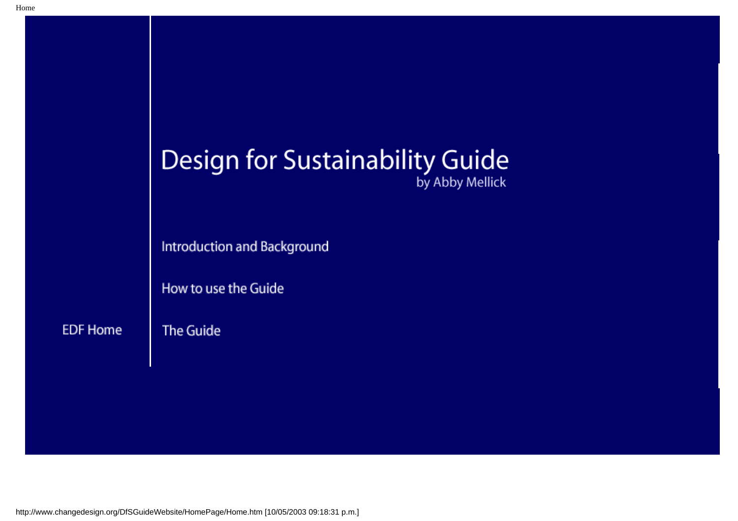# Design for Sustainability Guide

by Abby Mellick

Introduction and Background

How to use the Guide

EDF Home

The Guide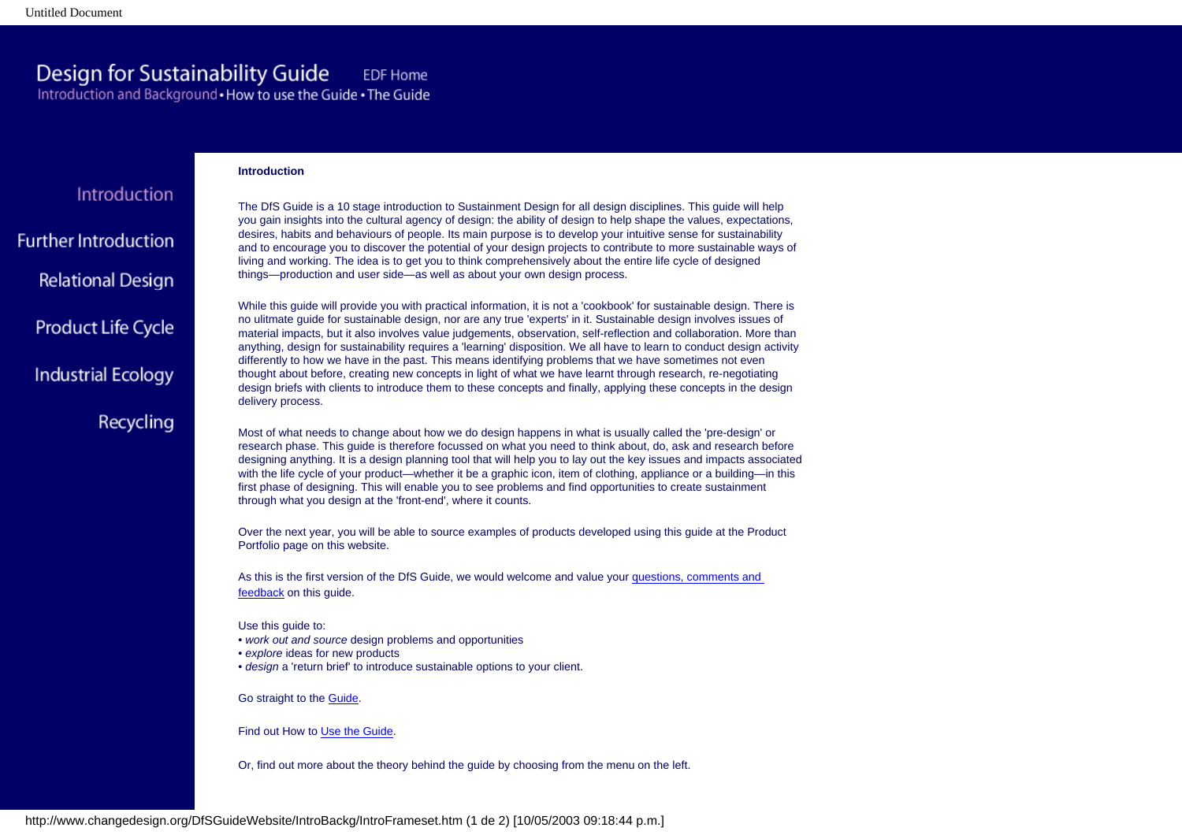# Design for Sustainability Guide

EDF Home

Introduction and Background • How to use the Guide • The Guide

- Introduction
- Further Introduction
- Relational Design
- Product Life Cycle
- Industrial Ecology
- Recycling

**Introduction**

The DfS Guide is a 10 stage introduction to Sustainment Design for all design disciplines. This guide will help you gain insights into the cultural agency of design: the ability of design to help shape the values, expectations, desires, habits and behaviours of people. Its main purpose is to develop your intuitive sense for sustainability and to encourage you to discover the potential of your design projects to contribute to more sustainable ways of living and working. The idea is to get you to think comprehensively about the entire life cycle of designed things—production and user side—as well as about your own design process.

While this guide will provide you with practical information, it is not a 'cookbook' for sustainable design. There is no ulitmate guide for sustainable design, nor are any true 'experts' in it. Sustainable design involves issues of material impacts, but it also involves value judgements, observation, self-reflection and collaboration. More than anything, design for sustainability requires a 'learning' disposition. We all have to learn to conduct design activity differently to how we have in the past. This means identifying problems that we have sometimes not even thought about before, creating new concepts in light of what we have learnt through research, re-negotiating design briefs with clients to introduce them to these concepts and finally, applying these concepts in the design delivery process.

Most of what needs to change about how we do design happens in what is usually called the 'pre-design' or research phase. This guide is therefore focussed on what you need to think about, do, ask and research before designing anything. It is a design planning tool that will help you to lay out the key issues and impacts associated with the life cycle of your product—whether it be a graphic icon, item of clothing, appliance or a building—in this first phase of designing. This will enable you to see problems and find opportunities to create sustainment through what you design at the 'front-end', where it counts.

Over the next year, you will be able to source examples of products developed using this guide at the Product Portfolio page on this website.

As this is the first version of the DfS Guide, we would welcome and value your questions, comments and feedback on this guide.

Use this guide to:

- *work out and source* design problems and opportunities
- *explore* ideas for new products
- *design* a 'return brief' to introduce sustainable options to your client.

Go straight to the Guide.

Find out How to Use the Guide.

Or, find out more about the theory behind the guide by choosing from the menu on the left.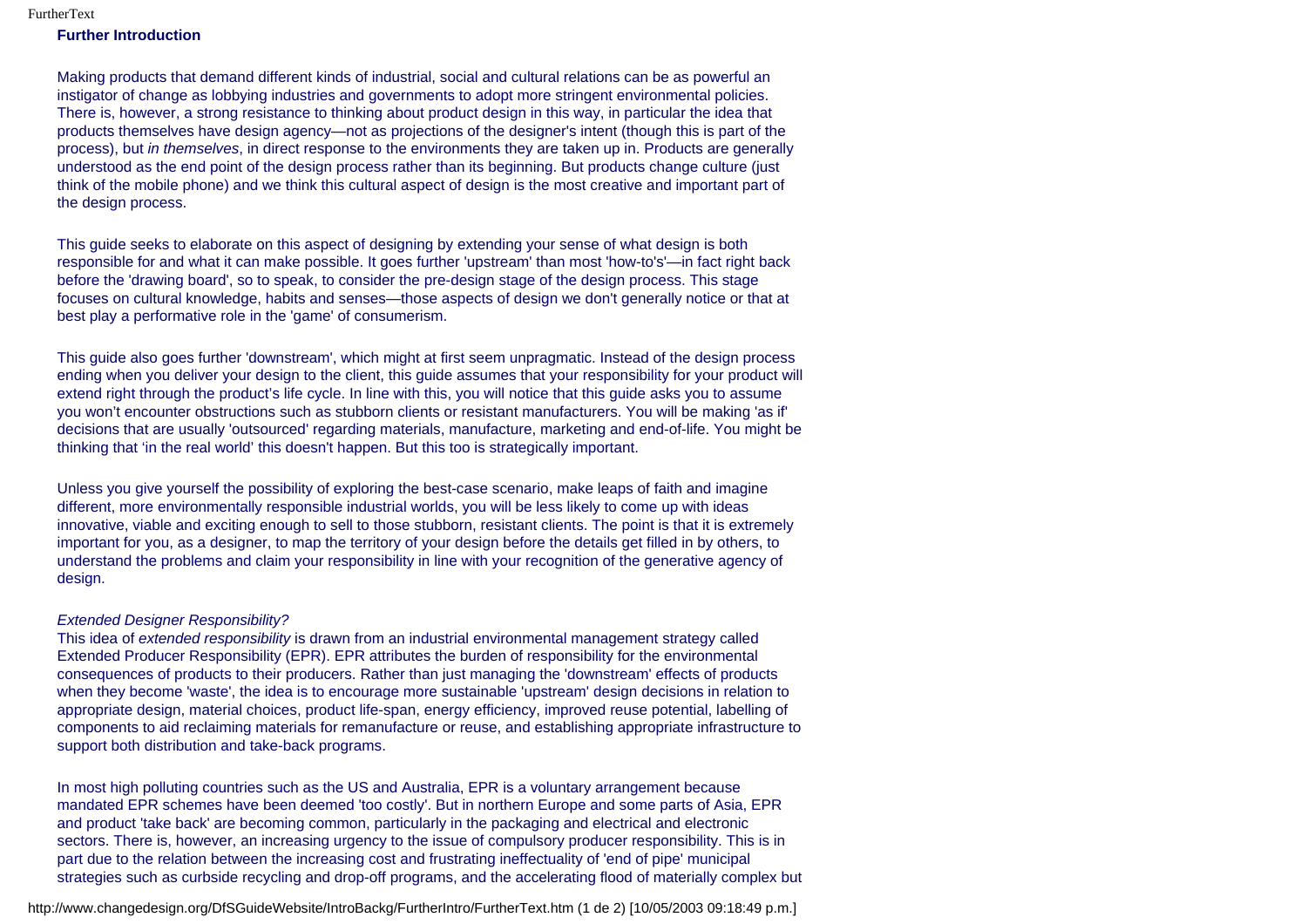## Further Introduction

Making products that demand different kinds of industrial, social and cultural relations can be as powerful an instigator of change as lobbying industries and governments to adopt more stringent environmental policies. There is, however, a strong resistance to thinking about product design in this way, in particular the idea that products themselves have design agency—not as projections of the designer's intent (though this is part of the process), but *in themselves*, in direct response to the environments they are taken up in. Products are generally understood as the end point of the design process rather than its beginning. But products change culture (just think of the mobile phone) and we think this cultural aspect of design is the most creative and important part of the design process.

This guide seeks to elaborate on this aspect of designing by extending your sense of what design is both responsible for and what it can make possible. It goes further 'upstream' than most 'how-to's'—in fact right back before the 'drawing board', so to speak, to consider the pre-design stage of the design process. This stage focuses on cultural knowledge, habits and senses—those aspects of design we don't generally notice or that at best play a performative role in the 'game' of consumerism.

This guide also goes further 'downstream', which might at first seem unpragmatic. Instead of the design process ending when you deliver your design to the client, this guide assumes that your responsibility for your product will extend right through the product's life cycle. In line with this, you will notice that this guide asks you to assume you won't encounter obstructions such as stubborn clients or resistant manufacturers. You will be making 'as if' decisions that are usually 'outsourced' regarding materials, manufacture, marketing and end-of-life. You might be thinking that 'in the real world' this doesn't happen. But this too is strategically important.

Unless you give yourself the possibility of exploring the best-case scenario, make leaps of faith and imagine different, more environmentally responsible industrial worlds, you will be less likely to come up with ideas innovative, viable and exciting enough to sell to those stubborn, resistant clients. The point is that it is extremely important for you, as a designer, to map the territory of your design before the details get filled in by others, to understand the problems and claim your responsibility in line with your recognition of the generative agency of design.

*Extended Designer Responsibility?*

This idea of *extended responsibility* is drawn from an industrial environmental management strategy called Extended Producer Responsibility (EPR). EPR attributes the burden of responsibility for the environmental consequences of products to their producers. Rather than just managing the 'downstream' effects of products when they become 'waste', the idea is to encourage more sustainable 'upstream' design decisions in relation to appropriate design, material choices, product life-span, energy efficiency, improved reuse potential, labelling of components to aid reclaiming materials for remanufacture or reuse, and establishing appropriate infrastructure to support both distribution and take-back programs.

In most high polluting countries such as the US and Australia, EPR is a voluntary arrangement because mandated EPR schemes have been deemed 'too costly'. But in northern Europe and some parts of Asia, EPR and product 'take back' are becoming common, particularly in the packaging and electrical and electronic sectors. There is, however, an increasing urgency to the issue of compulsory producer responsibility. This is in part due to the relation between the increasing cost and frustrating ineffectuality of 'end of pipe' municipal strategies such as curbside recycling and drop-off programs, and the accelerating flood of materially complex but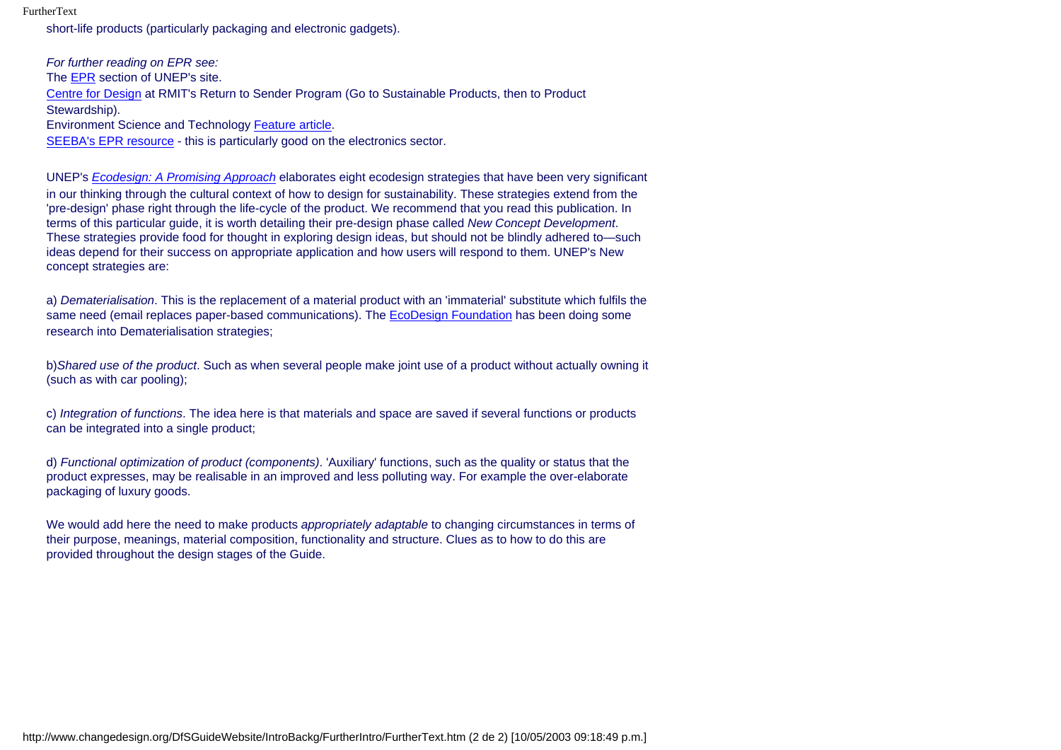short-life products (particularly packaging and electronic gadgets).

*For further reading on EPR see:*
The EPR section of UNEP's site.
Centre for Design at RMIT's Return to Sender Program (Go to Sustainable Products, then to Product Stewardship).
Environment Science and Technology Feature article.
SEEBA's EPR resource - this is particularly good on the electronics sector.

UNEP's *Ecodesign: A Promising Approach* elaborates eight ecodesign strategies that have been very significant in our thinking through the cultural context of how to design for sustainability. These strategies extend from the 'pre-design' phase right through the life-cycle of the product. We recommend that you read this publication. In terms of this particular guide, it is worth detailing their pre-design phase called *New Concept Development*. These strategies provide food for thought in exploring design ideas, but should not be blindly adhered to—such ideas depend for their success on appropriate application and how users will respond to them. UNEP's New concept strategies are:

a) *Dematerialisation*. This is the replacement of a material product with an 'immaterial' substitute which fulfils the same need (email replaces paper-based communications). The EcoDesign Foundation has been doing some research into Dematerialisation strategies;

b)*Shared use of the product*. Such as when several people make joint use of a product without actually owning it (such as with car pooling);

c) *Integration of functions*. The idea here is that materials and space are saved if several functions or products can be integrated into a single product;

d) *Functional optimization of product (components)*. 'Auxiliary' functions, such as the quality or status that the product expresses, may be realisable in an improved and less polluting way. For example the over-elaborate packaging of luxury goods.

We would add here the need to make products *appropriately adaptable* to changing circumstances in terms of their purpose, meanings, material composition, functionality and structure. Clues as to how to do this are provided throughout the design stages of the Guide.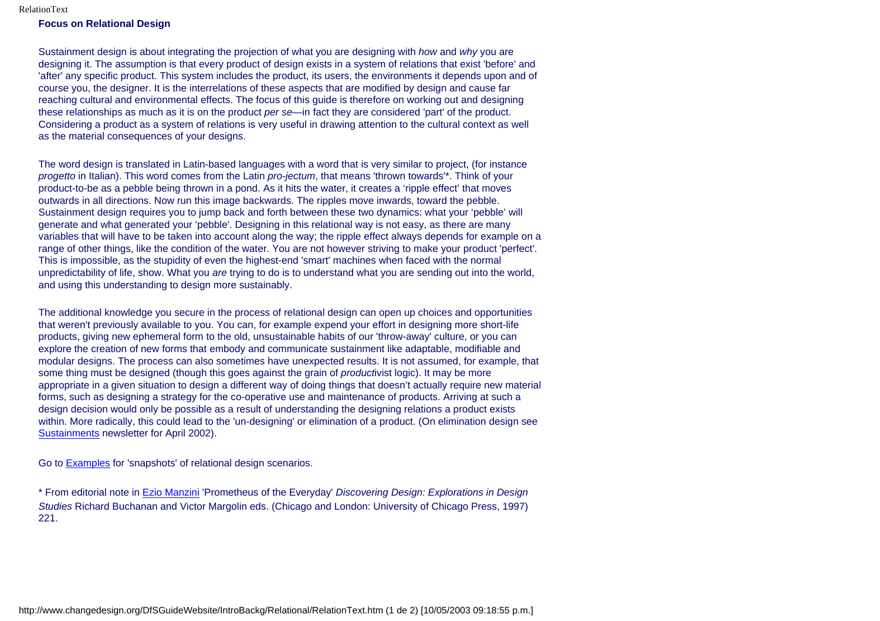**Focus on Relational Design**

Sustainment design is about integrating the projection of what you are designing with *how* and *why* you are designing it. The assumption is that every product of design exists in a system of relations that exist 'before' and 'after' any specific product. This system includes the product, its users, the environments it depends upon and of course you, the designer. It is the interrelations of these aspects that are modified by design and cause far reaching cultural and environmental effects. The focus of this guide is therefore on working out and designing these relationships as much as it is on the product *per se*—in fact they are considered 'part' of the product. Considering a product as a system of relations is very useful in drawing attention to the cultural context as well as the material consequences of your designs.

The word design is translated in Latin-based languages with a word that is very similar to project, (for instance *progetto* in Italian). This word comes from the Latin *pro-jectum*, that means 'thrown towards'*. Think of your product-to-be as a pebble being thrown in a pond. As it hits the water, it creates a 'ripple effect' that moves outwards in all directions. Now run this image backwards. The ripples move inwards, toward the pebble. Sustainment design requires you to jump back and forth between these two dynamics: what your 'pebble' will generate and what generated your 'pebble'. Designing in this relational way is not easy, as there are many variables that will have to be taken into account along the way; the ripple effect always depends for example on a range of other things, like the condition of the water. You are not however striving to make your product 'perfect'. This is impossible, as the stupidity of even the highest-end 'smart' machines when faced with the normal unpredictability of life, show. What you *are* trying to do is to understand what you are sending out into the world, and using this understanding to design more sustainably.

The additional knowledge you secure in the process of relational design can open up choices and opportunities that weren't previously available to you. You can, for example expend your effort in designing more short-life products, giving new ephemeral form to the old, unsustainable habits of our 'throw-away' culture, or you can explore the creation of new forms that embody and communicate sustainment like adaptable, modifiable and modular designs. The process can also sometimes have unexpected results. It is not assumed, for example, that some thing must be designed (though this goes against the grain of *product*ivist logic). It may be more appropriate in a given situation to design a different way of doing things that doesn't actually require new material forms, such as designing a strategy for the co-operative use and maintenance of products. Arriving at such a design decision would only be possible as a result of understanding the designing relations a product exists within. More radically, this could lead to the 'un-designing' or elimination of a product. (On elimination design see Sustainments newsletter for April 2002).

Go to Examples for 'snapshots' of relational design scenarios.

* From editorial note in Ezio Manzini 'Prometheus of the Everyday' *Discovering Design: Explorations in Design Studies* Richard Buchanan and Victor Margolin eds. (Chicago and London: University of Chicago Press, 1997) 221.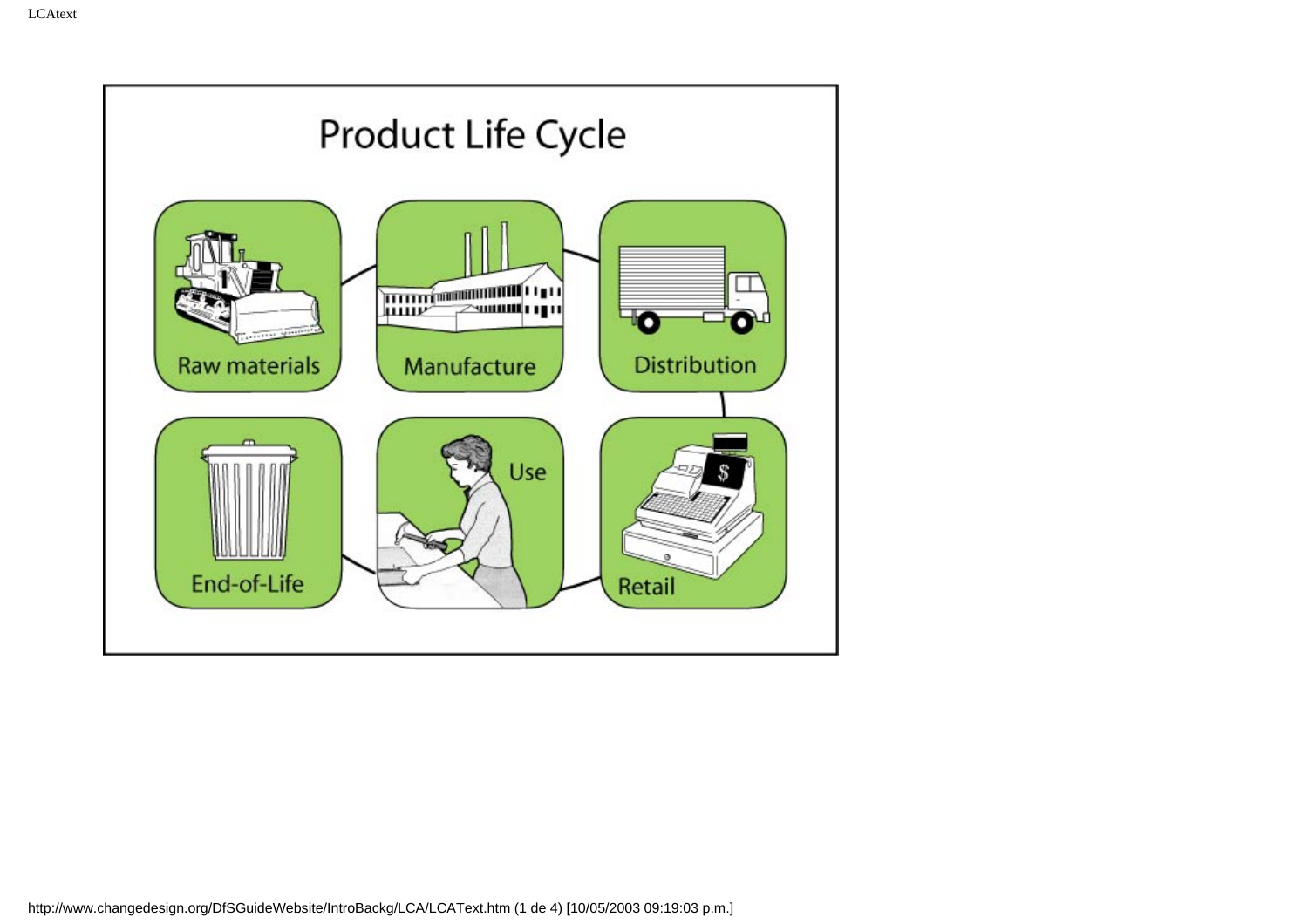Product Life Cycle

Raw materials

Manufacture

Distribution

Retail

Use

End-of-Life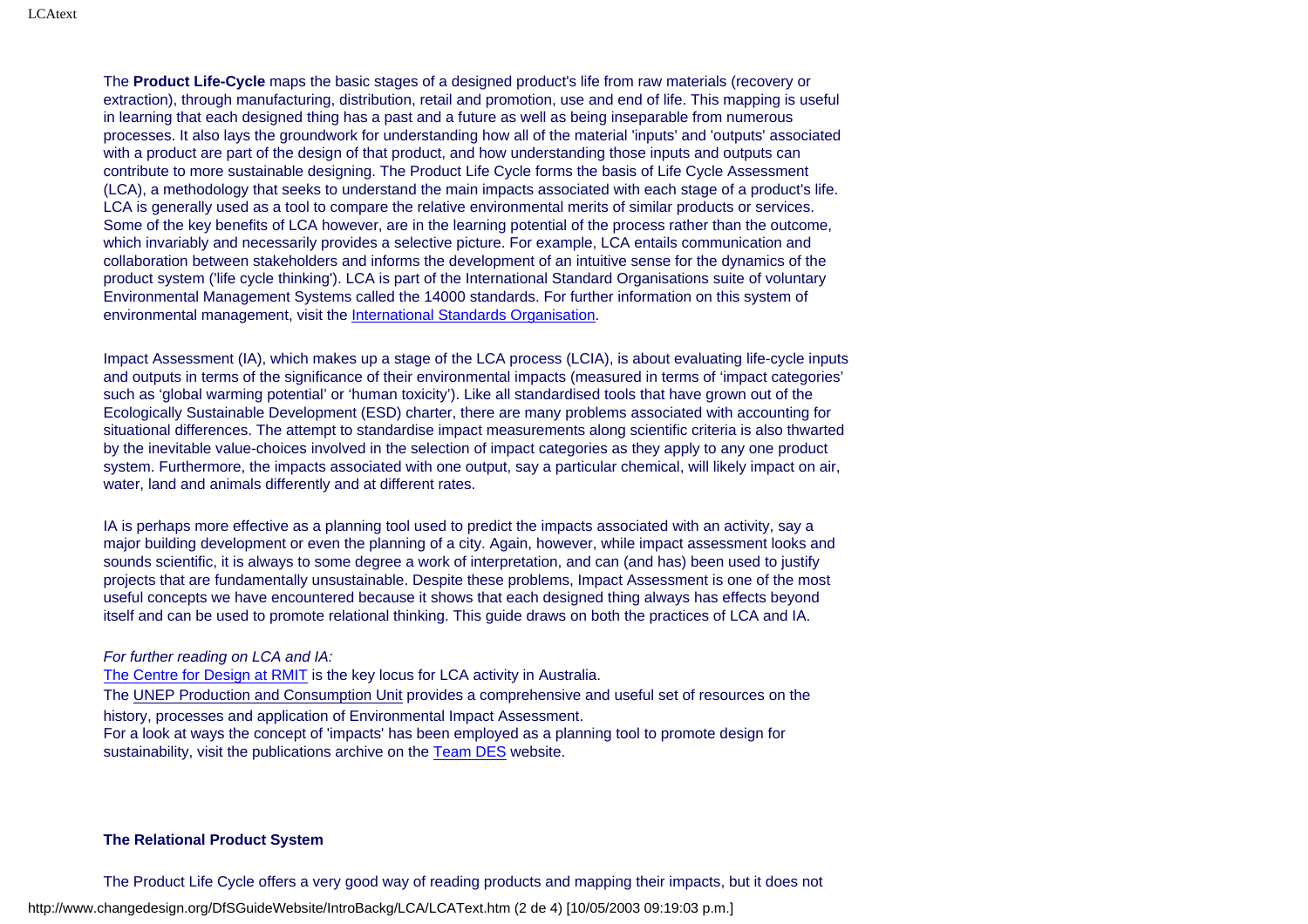The **Product Life-Cycle** maps the basic stages of a designed product's life from raw materials (recovery or extraction), through manufacturing, distribution, retail and promotion, use and end of life. This mapping is useful in learning that each designed thing has a past and a future as well as being inseparable from numerous processes. It also lays the groundwork for understanding how all of the material 'inputs' and 'outputs' associated with a product are part of the design of that product, and how understanding those inputs and outputs can contribute to more sustainable designing. The Product Life Cycle forms the basis of Life Cycle Assessment (LCA), a methodology that seeks to understand the main impacts associated with each stage of a product's life. LCA is generally used as a tool to compare the relative environmental merits of similar products or services. Some of the key benefits of LCA however, are in the learning potential of the process rather than the outcome, which invariably and necessarily provides a selective picture. For example, LCA entails communication and collaboration between stakeholders and informs the development of an intuitive sense for the dynamics of the product system ('life cycle thinking'). LCA is part of the International Standard Organisations suite of voluntary Environmental Management Systems called the 14000 standards. For further information on this system of environmental management, visit the International Standards Organisation.

Impact Assessment (IA), which makes up a stage of the LCA process (LCIA), is about evaluating life-cycle inputs and outputs in terms of the significance of their environmental impacts (measured in terms of 'impact categories' such as 'global warming potential' or 'human toxicity'). Like all standardised tools that have grown out of the Ecologically Sustainable Development (ESD) charter, there are many problems associated with accounting for situational differences. The attempt to standardise impact measurements along scientific criteria is also thwarted by the inevitable value-choices involved in the selection of impact categories as they apply to any one product system. Furthermore, the impacts associated with one output, say a particular chemical, will likely impact on air, water, land and animals differently and at different rates.

IA is perhaps more effective as a planning tool used to predict the impacts associated with an activity, say a major building development or even the planning of a city. Again, however, while impact assessment looks and sounds scientific, it is always to some degree a work of interpretation, and can (and has) been used to justify projects that are fundamentally unsustainable. Despite these problems, Impact Assessment is one of the most useful concepts we have encountered because it shows that each designed thing always has effects beyond itself and can be used to promote relational thinking. This guide draws on both the practices of LCA and IA.

*For further reading on LCA and IA:*

The Centre for Design at RMIT is the key locus for LCA activity in Australia.

The UNEP Production and Consumption Unit provides a comprehensive and useful set of resources on the history, processes and application of Environmental Impact Assessment.

For a look at ways the concept of 'impacts' has been employed as a planning tool to promote design for sustainability, visit the publications archive on the Team DES website.

**The Relational Product System**

The Product Life Cycle offers a very good way of reading products and mapping their impacts, but it does not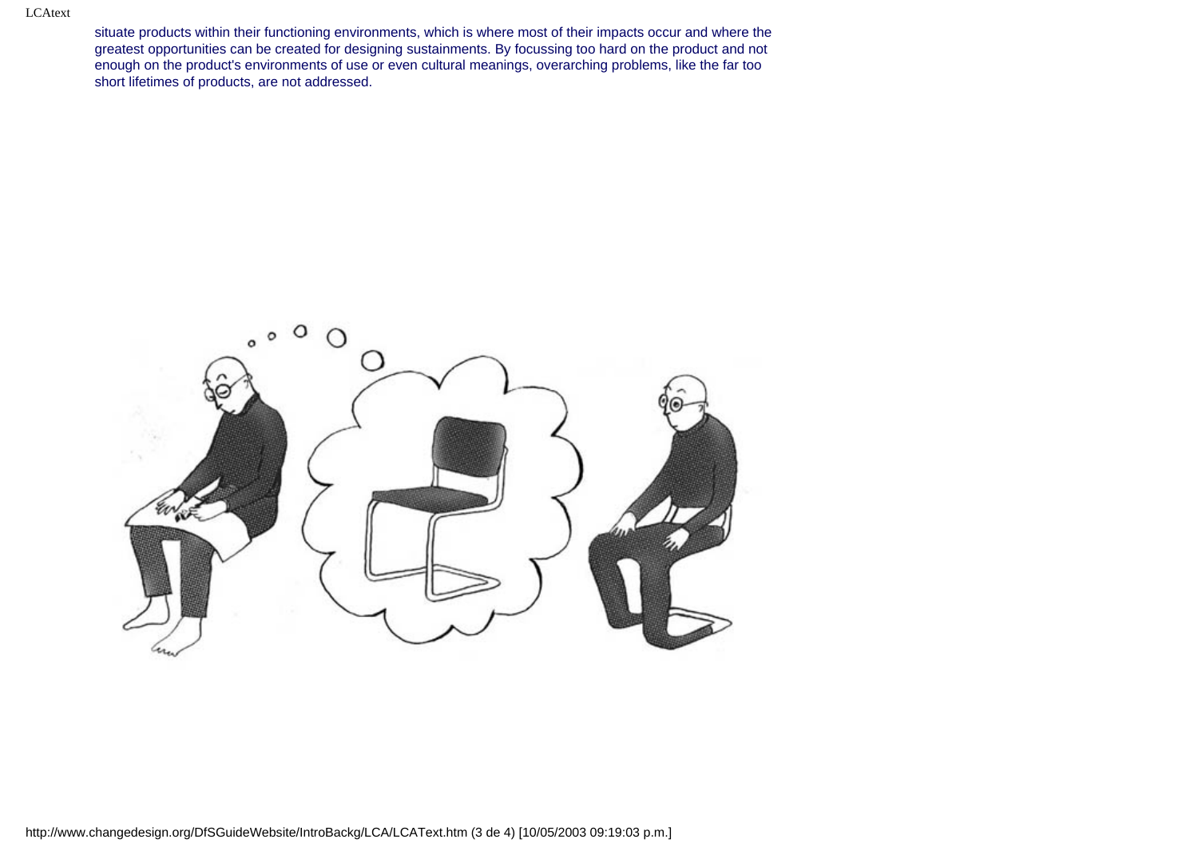situate products within their functioning environments, which is where most of their impacts occur and where the greatest opportunities can be created for designing sustainments. By focussing too hard on the product and not enough on the product's environments of use or even cultural meanings, overarching problems, like the far too short lifetimes of products, are not addressed.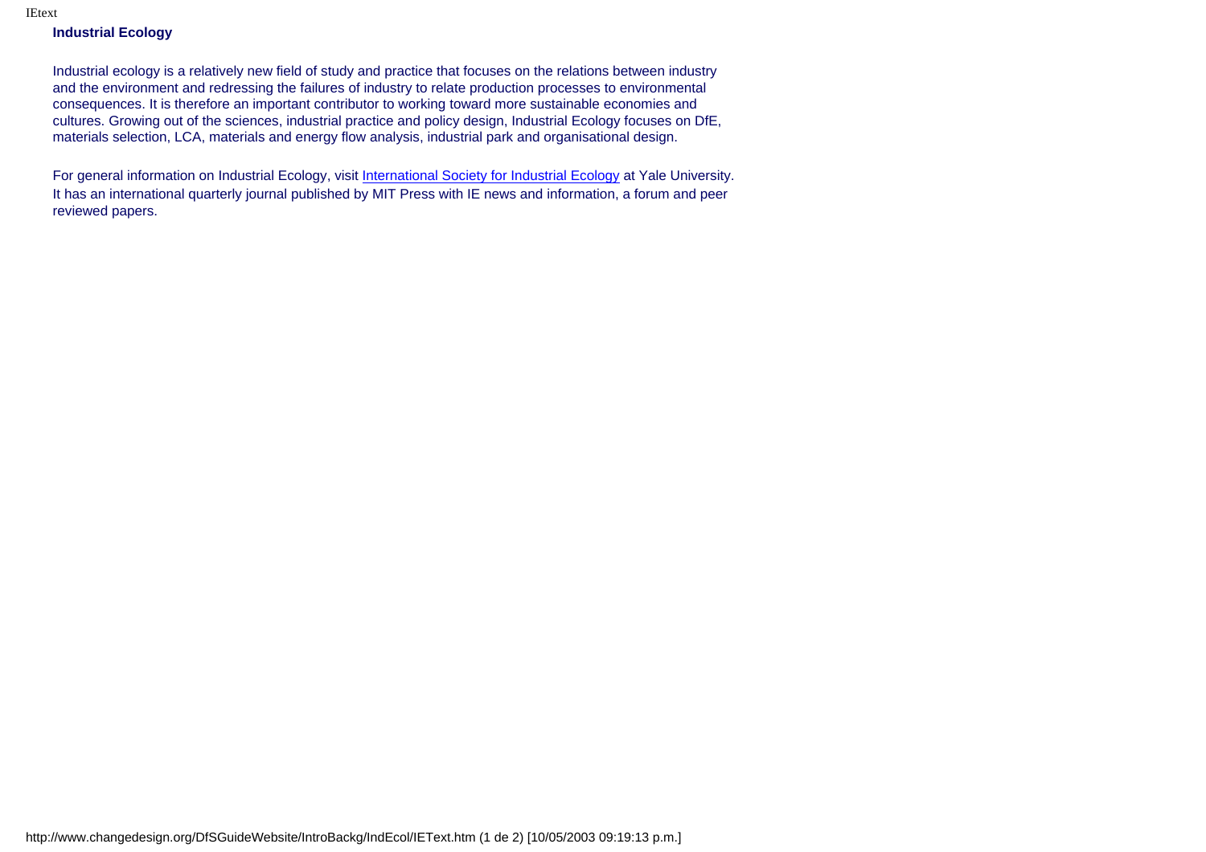**Industrial Ecology**

Industrial ecology is a relatively new field of study and practice that focuses on the relations between industry and the environment and redressing the failures of industry to relate production processes to environmental consequences. It is therefore an important contributor to working toward more sustainable economies and cultures. Growing out of the sciences, industrial practice and policy design, Industrial Ecology focuses on DfE, materials selection, LCA, materials and energy flow analysis, industrial park and organisational design.

For general information on Industrial Ecology, visit International Society for Industrial Ecology at Yale University. It has an international quarterly journal published by MIT Press with IE news and information, a forum and peer reviewed papers.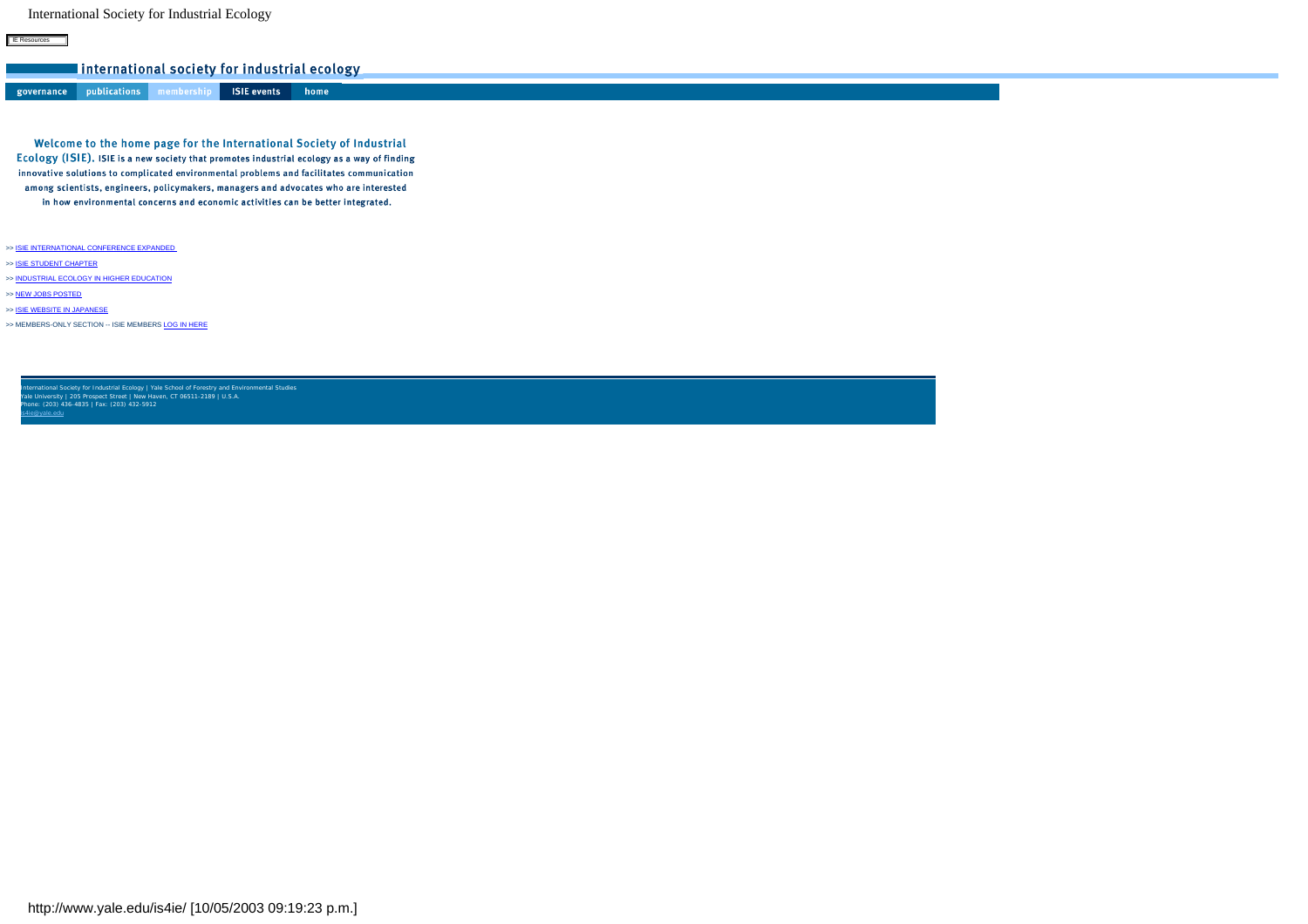International Society for Industrial Ecology

IE Resources

international society for industrial ecology

governance | publications | membership | ISIE events | home

**Welcome to the home page for the International Society of Industrial Ecology (ISIE).** ISIE is a new society that promotes industrial ecology as a way of finding innovative solutions to complicated environmental problems and facilitates communication among scientists, engineers, policymakers, managers and advocates who are interested in how environmental concerns and economic activities can be better integrated.

>> ISIE INTERNATIONAL CONFERENCE EXPANDED

>> ISIE STUDENT CHAPTER

>> INDUSTRIAL ECOLOGY IN HIGHER EDUCATION

>> NEW JOBS POSTED

>> ISIE WEBSITE IN JAPANESE

>> MEMBERS-ONLY SECTION -- ISIE MEMBERS LOG IN HERE

International Society for Industrial Ecology | Yale School of Forestry and Environmental Studies
Yale University | 205 Prospect Street | New Haven, CT 06511-2189 | U.S.A.
Phone: (203) 436-4835 | Fax: (203) 432-5912
is4ie@yale.edu

http://www.yale.edu/is4ie/ [10/05/2003 09:19:23 p.m.]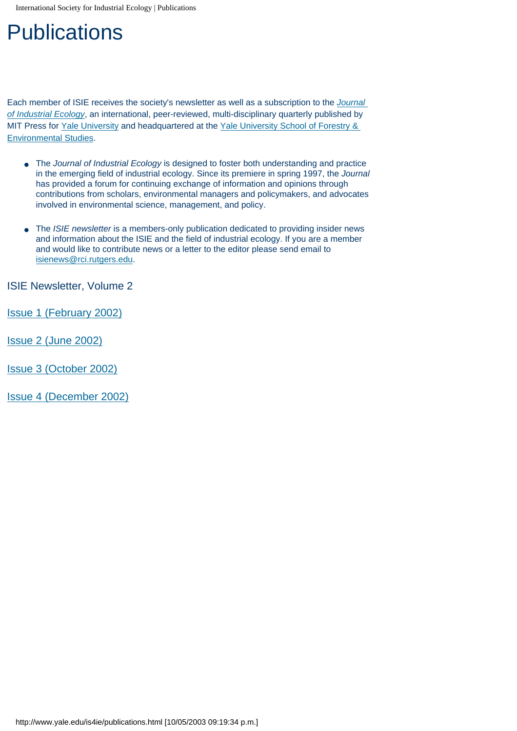# Publications

Each member of ISIE receives the society's newsletter as well as a subscription to the *Journal of Industrial Ecology*, an international, peer-reviewed, multi-disciplinary quarterly published by MIT Press for Yale University and headquartered at the Yale University School of Forestry & Environmental Studies.

- The *Journal of Industrial Ecology* is designed to foster both understanding and practice in the emerging field of industrial ecology. Since its premiere in spring 1997, the *Journal* has provided a forum for continuing exchange of information and opinions through contributions from scholars, environmental managers and policymakers, and advocates involved in environmental science, management, and policy.

- The *ISIE newsletter* is a members-only publication dedicated to providing insider news and information about the ISIE and the field of industrial ecology. If you are a member and would like to contribute news or a letter to the editor please send email to isienews@rci.rutgers.edu.

ISIE Newsletter, Volume 2

Issue 1 (February 2002)

Issue 2 (June 2002)

Issue 3 (October 2002)

Issue 4 (December 2002)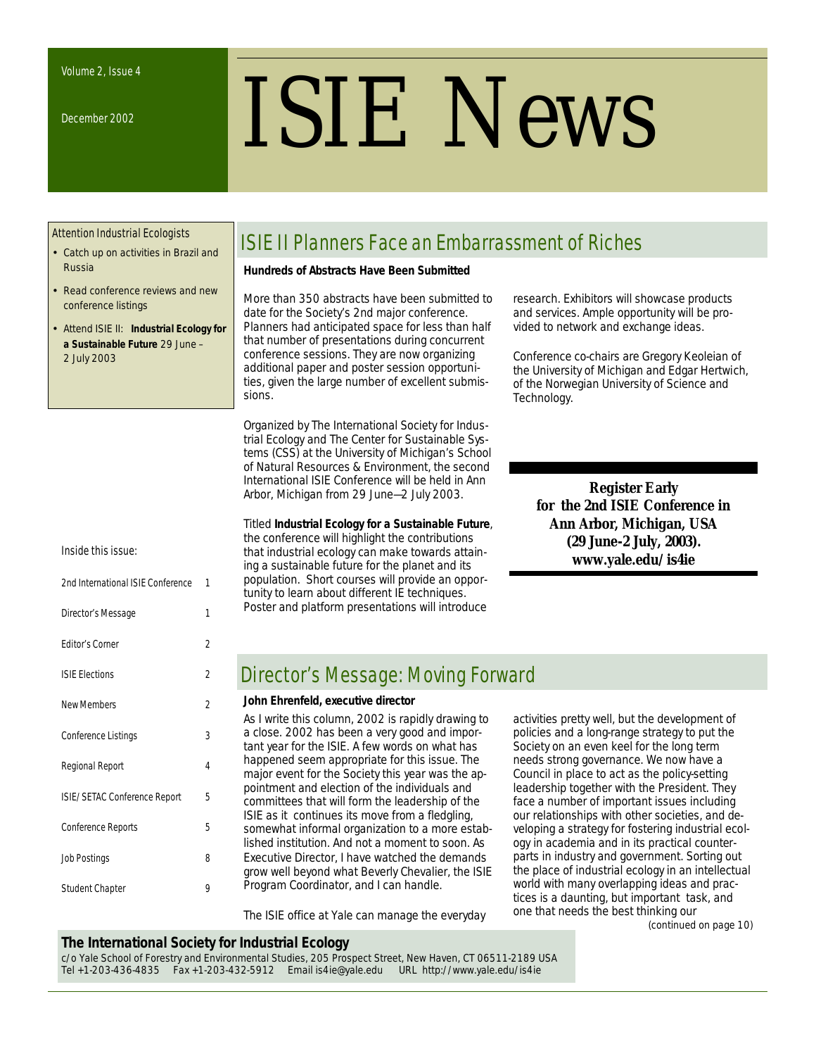Volume 2, Issue 4

December 2002

# ISIE News

Attention Industrial Ecologists

- Catch up on activities in Brazil and Russia
- Read conference reviews and new conference listings
- Attend ISIE II: **Industrial Ecology for a Sustainable Future** 29 June – 2 July 2003

Inside this issue:

| | |
|---|---|
| 2nd International ISIE Conference | 1 |
| Director's Message | 1 |
| Editor's Corner | 2 |
| ISIE Elections | 2 |
| New Members | 2 |
| Conference Listings | 3 |
| Regional Report | 4 |
| ISIE/SETAC Conference Report | 5 |
| Conference Reports | 5 |
| Job Postings | 8 |
| Student Chapter | 9 |

## ISIE II Planners Face an Embarrassment of Riches

**Hundreds of Abstracts Have Been Submitted**

More than 350 abstracts have been submitted to date for the Society's 2nd major conference. Planners had anticipated space for less than half that number of presentations during concurrent conference sessions. They are now organizing additional paper and poster session opportunities, given the large number of excellent submissions.

Organized by The International Society for Industrial Ecology and The Center for Sustainable Systems (CSS) at the University of Michigan's School of Natural Resources & Environment, the second International ISIE Conference will be held in Ann Arbor, Michigan from 29 June—2 July 2003.

Titled **Industrial Ecology for a Sustainable Future**, the conference will highlight the contributions that industrial ecology can make towards attaining a sustainable future for the planet and its population. Short courses will provide an opportunity to learn about different IE techniques. Poster and platform presentations will introduce research. Exhibitors will showcase products and services. Ample opportunity will be provided to network and exchange ideas.

Conference co-chairs are Gregory Keoleian of the University of Michigan and Edgar Hertwich, of the Norwegian University of Science and Technology.

**Register Early for the 2nd ISIE Conference in Ann Arbor, Michigan, USA (29 June-2 July, 2003). www.yale.edu/is4ie**

## Director's Message: Moving Forward

**John Ehrenfeld, executive director**

As I write this column, 2002 is rapidly drawing to a close. 2002 has been a very good and important year for the ISIE. A few words on what has happened seem appropriate for this issue. The major event for the Society this year was the appointment and election of the individuals and committees that will form the leadership of the ISIE as it continues its move from a fledgling, somewhat informal organization to a more established institution. And not a moment to soon. As Executive Director, I have watched the demands grow well beyond what Beverly Chevalier, the ISIE Program Coordinator, and I can handle.

The ISIE office at Yale can manage the everyday activities pretty well, but the development of policies and a long-range strategy to put the Society on an even keel for the long term needs strong governance. We now have a Council in place to act as the policy-setting leadership together with the President. They face a number of important issues including our relationships with other societies, and developing a strategy for fostering industrial ecology in academia and in its practical counterparts in industry and government. Sorting out the place of industrial ecology in an intellectual world with many overlapping ideas and practices is a daunting, but important task, and one that needs the best thinking our

(continued on page 10)

**The International Society for Industrial Ecology**

c/o Yale School of Forestry and Environmental Studies, 205 Prospect Street, New Haven, CT 06511-2189 USA
Tel +1-203-436-4835 Fax +1-203-432-5912 Email is4ie@yale.edu URL http://www.yale.edu/is4ie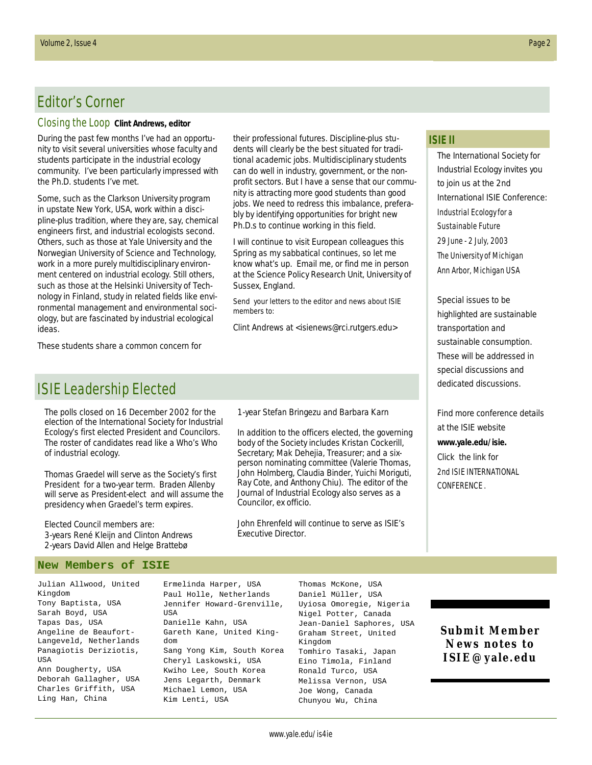## Editor's Corner

### Closing the Loop **Clint Andrews, editor**

During the past few months I've had an opportunity to visit several universities whose faculty and students participate in the industrial ecology community. I've been particularly impressed with the Ph.D. students I've met.

Some, such as the Clarkson University program in upstate New York, USA, work within a discipline-plus tradition, where they are, say, chemical engineers first, and industrial ecologists second. Others, such as those at Yale University and the Norwegian University of Science and Technology, work in a more purely multidisciplinary environment centered on industrial ecology. Still others, such as those at the Helsinki University of Technology in Finland, study in related fields like environmental management and environmental sociology, but are fascinated by industrial ecological ideas.

These students share a common concern for their professional futures. Discipline-plus students will clearly be the best situated for traditional academic jobs. Multidisciplinary students can do well in industry, government, or the nonprofit sectors. But I have a sense that our community is attracting more good students than good jobs. We need to redress this imbalance, preferably by identifying opportunities for bright new Ph.D.s to continue working in this field.

I will continue to visit European colleagues this Spring as my sabbatical continues, so let me know what's up. Email me, or find me in person at the Science Policy Research Unit, University of Sussex, England.

Send your letters to the editor and news about ISIE members to:

Clint Andrews at <isienews@rci.rutgers.edu>

## ISIE II

The International Society for Industrial Ecology invites you to join us at the 2nd International ISIE Conference:
*Industrial Ecology for a Sustainable Future*
*29 June - 2 July, 2003*
*The University of Michigan*
*Ann Arbor, Michigan USA*

Special issues to be highlighted are sustainable transportation and sustainable consumption. These will be addressed in special discussions and dedicated discussions.

Find more conference details at the ISIE website **www.yale.edu/isie.** Click the link for 2nd ISIE INTERNATIONAL CONFERENCE.

## ISIE Leadership Elected

The polls closed on 16 December 2002 for the election of the International Society for Industrial Ecology's first elected President and Councilors. The roster of candidates read like a Who's Who of industrial ecology.

Thomas Graedel will serve as the Society's first President for a two-year term. Braden Allenby will serve as President-elect and will assume the presidency when Graedel's term expires.

Elected Council members are:
3-years René Kleijn and Clinton Andrews
2-years David Allen and Helge Brattebø
1-year Stefan Bringezu and Barbara Karn

In addition to the officers elected, the governing body of the Society includes Kristan Cockerill, Secretary; Mak Dehejia, Treasurer; and a six-person nominating committee (Valerie Thomas, John Holmberg, Claudia Binder, Yuichi Moriguti, Ray Cote, and Anthony Chiu). The editor of the Journal of Industrial Ecology also serves as a Councilor, ex officio.

John Ehrenfeld will continue to serve as ISIE's Executive Director.

## New Members of ISIE

Julian Allwood, United Kingdom
Tony Baptista, USA
Sarah Boyd, USA
Tapas Das, USA
Angeline de Beaufort-Langeveld, Netherlands
Panagiotis Deriziotis, USA
Ann Dougherty, USA
Deborah Gallagher, USA
Charles Griffith, USA
Ling Han, China
Ermelinda Harper, USA
Paul Holle, Netherlands
Jennifer Howard-Grenville, USA
Danielle Kahn, USA
Gareth Kane, United Kingdom
Sang Yong Kim, South Korea
Cheryl Laskowski, USA
Kwiho Lee, South Korea
Jens Legarth, Denmark
Michael Lemon, USA
Kim Lenti, USA
Thomas McKone, USA
Daniel Müller, USA
Uyiosa Omoregie, Nigeria
Nigel Potter, Canada
Jean-Daniel Saphores, USA
Graham Street, United Kingdom
Tomhiro Tasaki, Japan
Eino Timola, Finland
Ronald Turco, USA
Melissa Vernon, USA
Joe Wong, Canada
Chunyou Wu, China

**Submit Member News notes to ISIE@yale.edu**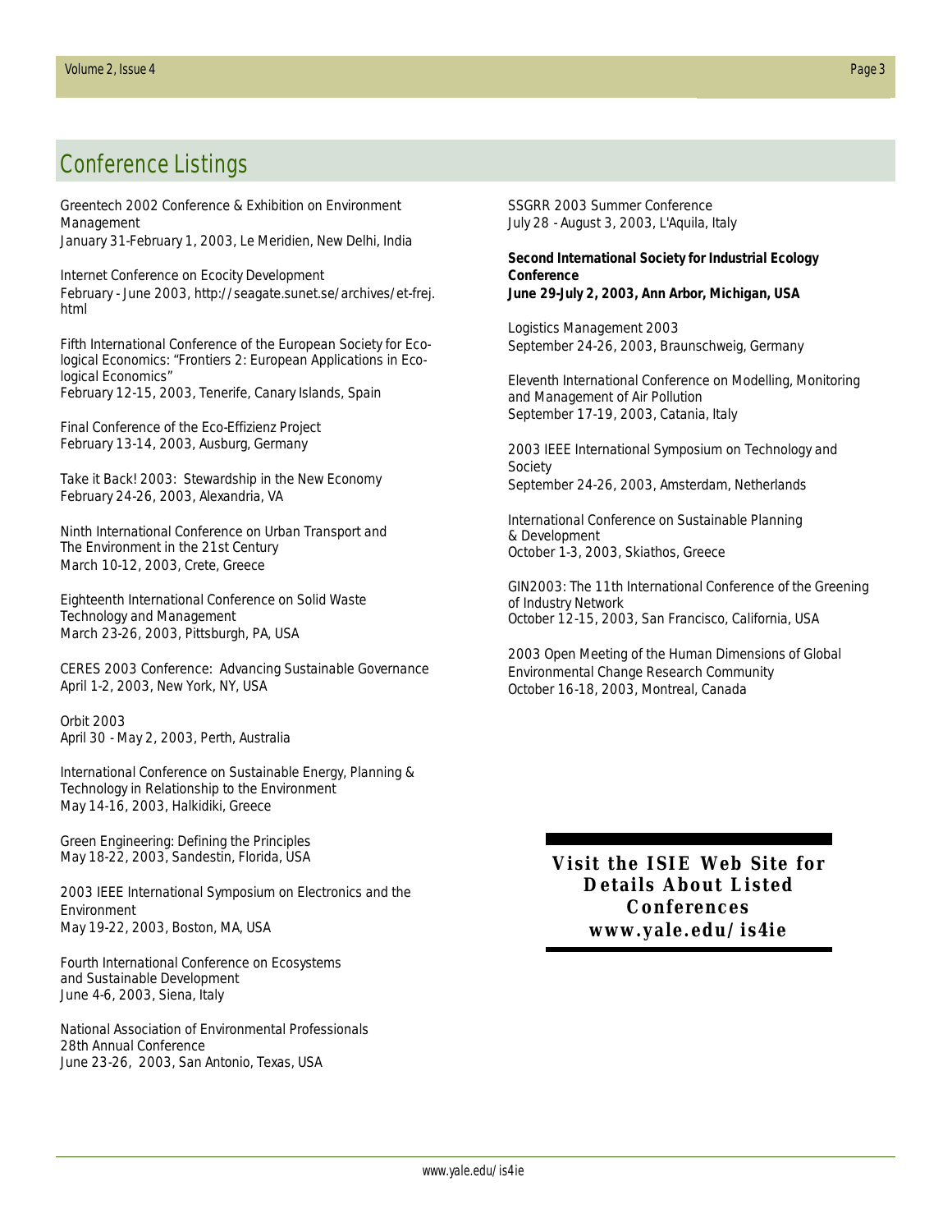## Conference Listings

Greentech 2002 Conference & Exhibition on Environment Management
January 31-February 1, 2003, Le Meridien, New Delhi, India

Internet Conference on Ecocity Development
February - June 2003, http://seagate.sunet.se/archives/et-frej.html

Fifth International Conference of the European Society for Ecological Economics: "Frontiers 2: European Applications in Ecological Economics"
February 12-15, 2003, Tenerife, Canary Islands, Spain

Final Conference of the Eco-Effizienz Project
February 13-14, 2003, Ausburg, Germany

Take it Back! 2003: Stewardship in the New Economy
February 24-26, 2003, Alexandria, VA

Ninth International Conference on Urban Transport and The Environment in the 21st Century
March 10-12, 2003, Crete, Greece

Eighteenth International Conference on Solid Waste Technology and Management
March 23-26, 2003, Pittsburgh, PA, USA

CERES 2003 Conference: Advancing Sustainable Governance
April 1-2, 2003, New York, NY, USA

Orbit 2003
April 30 - May 2, 2003, Perth, Australia

International Conference on Sustainable Energy, Planning & Technology in Relationship to the Environment
May 14-16, 2003, Halkidiki, Greece

Green Engineering: Defining the Principles
May 18-22, 2003, Sandestin, Florida, USA

2003 IEEE International Symposium on Electronics and the Environment
May 19-22, 2003, Boston, MA, USA

Fourth International Conference on Ecosystems and Sustainable Development
June 4-6, 2003, Siena, Italy

National Association of Environmental Professionals 28th Annual Conference
June 23-26, 2003, San Antonio, Texas, USA

SSGRR 2003 Summer Conference
July 28 - August 3, 2003, L'Aquila, Italy

**Second International Society for Industrial Ecology Conference**
**June 29-July 2, 2003, Ann Arbor, Michigan, USA**

Logistics Management 2003
September 24-26, 2003, Braunschweig, Germany

Eleventh International Conference on Modelling, Monitoring and Management of Air Pollution
September 17-19, 2003, Catania, Italy

2003 IEEE International Symposium on Technology and Society
September 24-26, 2003, Amsterdam, Netherlands

International Conference on Sustainable Planning & Development
October 1-3, 2003, Skiathos, Greece

GIN2003: The 11th International Conference of the Greening of Industry Network
October 12-15, 2003, San Francisco, California, USA

2003 Open Meeting of the Human Dimensions of Global Environmental Change Research Community
October 16-18, 2003, Montreal, Canada

**Visit the ISIE Web Site for Details About Listed Conferences www.yale.edu/is4ie**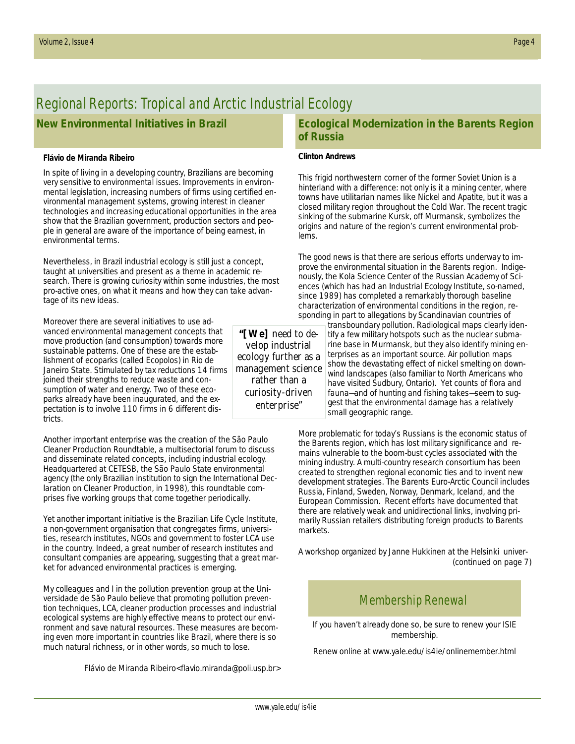# Regional Reports: Tropical and Arctic Industrial Ecology

## New Environmental Initiatives in Brazil

**Flávio de Miranda Ribeiro**

In spite of living in a developing country, Brazilians are becoming very sensitive to environmental issues. Improvements in environmental legislation, increasing numbers of firms using certified environmental management systems, growing interest in cleaner technologies and increasing educational opportunities in the area show that the Brazilian government, production sectors and people in general are aware of the importance of being earnest, in environmental terms.

Nevertheless, in Brazil industrial ecology is still just a concept, taught at universities and present as a theme in academic research. There is growing curiosity within some industries, the most pro-active ones, on what it means and how they can take advantage of its new ideas.

Moreover there are several initiatives to use advanced environmental management concepts that move production (and consumption) towards more sustainable patterns. One of these are the establishment of ecoparks (called Ecopolos) in Rio de Janeiro State. Stimulated by tax reductions 14 firms joined their strengths to reduce waste and consumption of water and energy. Two of these ecoparks already have been inaugurated, and the expectation is to involve 110 firms in 6 different districts.

> ***"[We]** need to develop industrial ecology further as a management science rather than a curiosity-driven enterprise"*

Another important enterprise was the creation of the São Paulo Cleaner Production Roundtable, a multisectorial forum to discuss and disseminate related concepts, including industrial ecology. Headquartered at CETESB, the São Paulo State environmental agency (the only Brazilian institution to sign the International Declaration on Cleaner Production, in 1998), this roundtable comprises five working groups that come together periodically.

Yet another important initiative is the Brazilian Life Cycle Institute, a non-government organisation that congregates firms, universities, research institutes, NGOs and government to foster LCA use in the country. Indeed, a great number of research institutes and consultant companies are appearing, suggesting that a great market for advanced environmental practices is emerging.

My colleagues and I in the pollution prevention group at the Universidade de São Paulo believe that promoting pollution prevention techniques, LCA, cleaner production processes and industrial ecological systems are highly effective means to protect our environment and save natural resources. These measures are becoming even more important in countries like Brazil, where there is so much natural richness, or in other words, so much to lose.

Flávio de Miranda Ribeiro<flavio.miranda@poli.usp.br>

## Ecological Modernization in the Barents Region of Russia

**Clinton Andrews**

This frigid northwestern corner of the former Soviet Union is a hinterland with a difference: not only is it a mining center, where towns have utilitarian names like Nickel and Apatite, but it was a closed military region throughout the Cold War. The recent tragic sinking of the submarine Kursk, off Murmansk, symbolizes the origins and nature of the region's current environmental problems.

The good news is that there are serious efforts underway to improve the environmental situation in the Barents region. Indigenously, the Kola Science Center of the Russian Academy of Sciences (which has had an Industrial Ecology Institute, so-named, since 1989) has completed a remarkably thorough baseline characterization of environmental conditions in the region, responding in part to allegations by Scandinavian countries of transboundary pollution. Radiological maps clearly identify a few military hotspots such as the nuclear submarine base in Murmansk, but they also identify mining enterprises as an important source. Air pollution maps show the devastating effect of nickel smelting on downwind landscapes (also familiar to North Americans who have visited Sudbury, Ontario). Yet counts of flora and fauna—and of hunting and fishing takes—seem to suggest that the environmental damage has a relatively small geographic range.

More problematic for today's Russians is the economic status of the Barents region, which has lost military significance and remains vulnerable to the boom-bust cycles associated with the mining industry. A multi-country research consortium has been created to strengthen regional economic ties and to invent new development strategies. The Barents Euro-Arctic Council includes Russia, Finland, Sweden, Norway, Denmark, Iceland, and the European Commission. Recent efforts have documented that there are relatively weak and unidirectional links, involving primarily Russian retailers distributing foreign products to Barents markets.

A workshop organized by Janne Hukkinen at the Helsinki univer-

(continued on page 7)

## Membership Renewal

If you haven't already done so, be sure to renew your ISIE membership.

Renew online at www.yale.edu/is4ie/onlinemember.html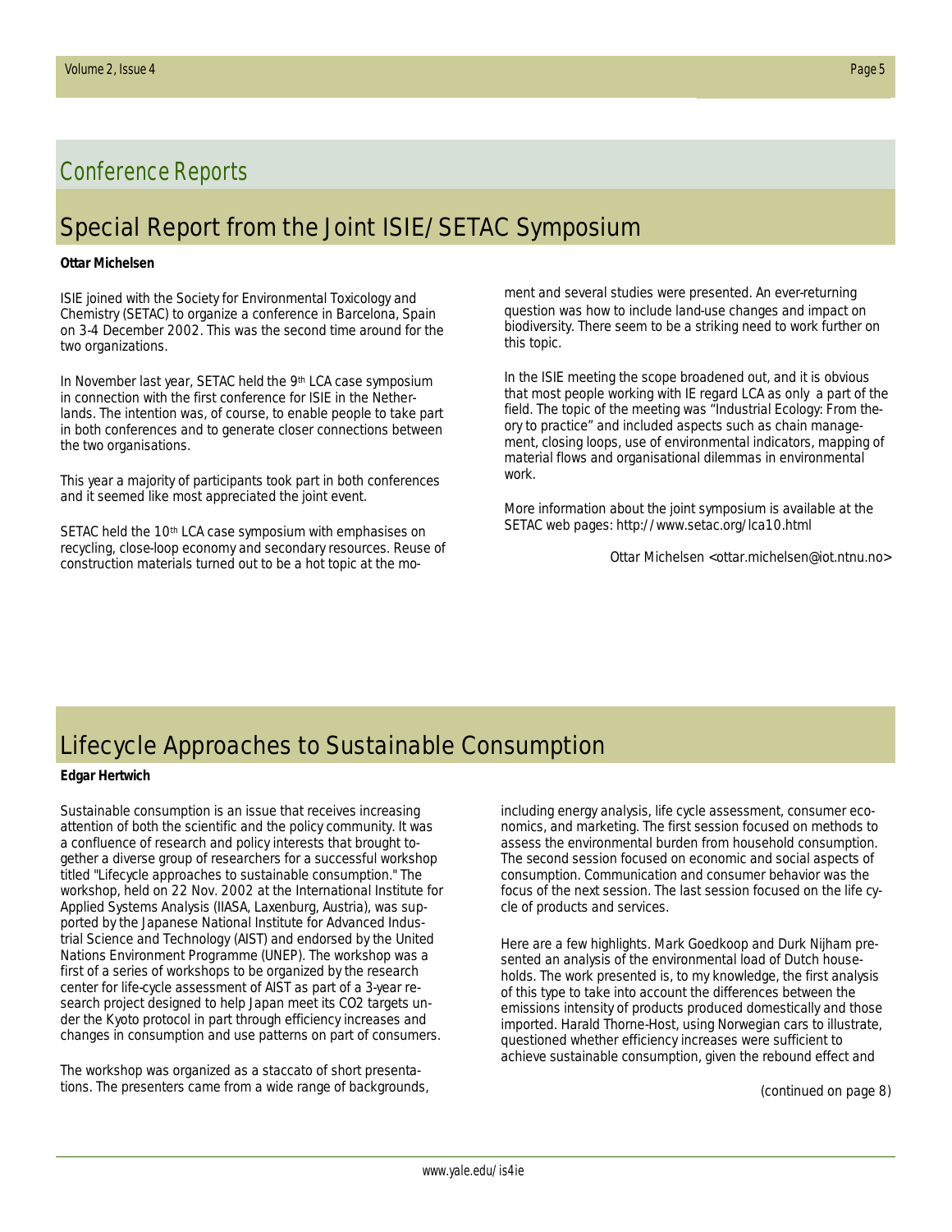# Conference Reports

## Special Report from the Joint ISIE/SETAC Symposium

**Ottar Michelsen**

ISIE joined with the Society for Environmental Toxicology and Chemistry (SETAC) to organize a conference in Barcelona, Spain on 3-4 December 2002. This was the second time around for the two organizations.

In November last year, SETAC held the 9th LCA case symposium in connection with the first conference for ISIE in the Netherlands. The intention was, of course, to enable people to take part in both conferences and to generate closer connections between the two organisations.

This year a majority of participants took part in both conferences and it seemed like most appreciated the joint event.

SETAC held the 10th LCA case symposium with emphasises on recycling, close-loop economy and secondary resources. Reuse of construction materials turned out to be a hot topic at the moment and several studies were presented. An ever-returning question was how to include land-use changes and impact on biodiversity. There seem to be a striking need to work further on this topic.

In the ISIE meeting the scope broadened out, and it is obvious that most people working with IE regard LCA as only a part of the field. The topic of the meeting was "Industrial Ecology: From theory to practice" and included aspects such as chain management, closing loops, use of environmental indicators, mapping of material flows and organisational dilemmas in environmental work.

More information about the joint symposium is available at the SETAC web pages: http://www.setac.org/lca10.html

Ottar Michelsen <ottar.michelsen@iot.ntnu.no>

## Lifecycle Approaches to Sustainable Consumption

**Edgar Hertwich**

Sustainable consumption is an issue that receives increasing attention of both the scientific and the policy community. It was a confluence of research and policy interests that brought together a diverse group of researchers for a successful workshop titled "Lifecycle approaches to sustainable consumption." The workshop, held on 22 Nov. 2002 at the International Institute for Applied Systems Analysis (IIASA, Laxenburg, Austria), was supported by the Japanese National Institute for Advanced Industrial Science and Technology (AIST) and endorsed by the United Nations Environment Programme (UNEP). The workshop was a first of a series of workshops to be organized by the research center for life-cycle assessment of AIST as part of a 3-year research project designed to help Japan meet its CO2 targets under the Kyoto protocol in part through efficiency increases and changes in consumption and use patterns on part of consumers.

The workshop was organized as a staccato of short presentations. The presenters came from a wide range of backgrounds, including energy analysis, life cycle assessment, consumer economics, and marketing. The first session focused on methods to assess the environmental burden from household consumption. The second session focused on economic and social aspects of consumption. Communication and consumer behavior was the focus of the next session. The last session focused on the life cycle of products and services.

Here are a few highlights. Mark Goedkoop and Durk Nijham presented an analysis of the environmental load of Dutch households. The work presented is, to my knowledge, the first analysis of this type to take into account the differences between the emissions intensity of products produced domestically and those imported. Harald Thorne-Host, using Norwegian cars to illustrate, questioned whether efficiency increases were sufficient to achieve sustainable consumption, given the rebound effect and

(continued on page 8)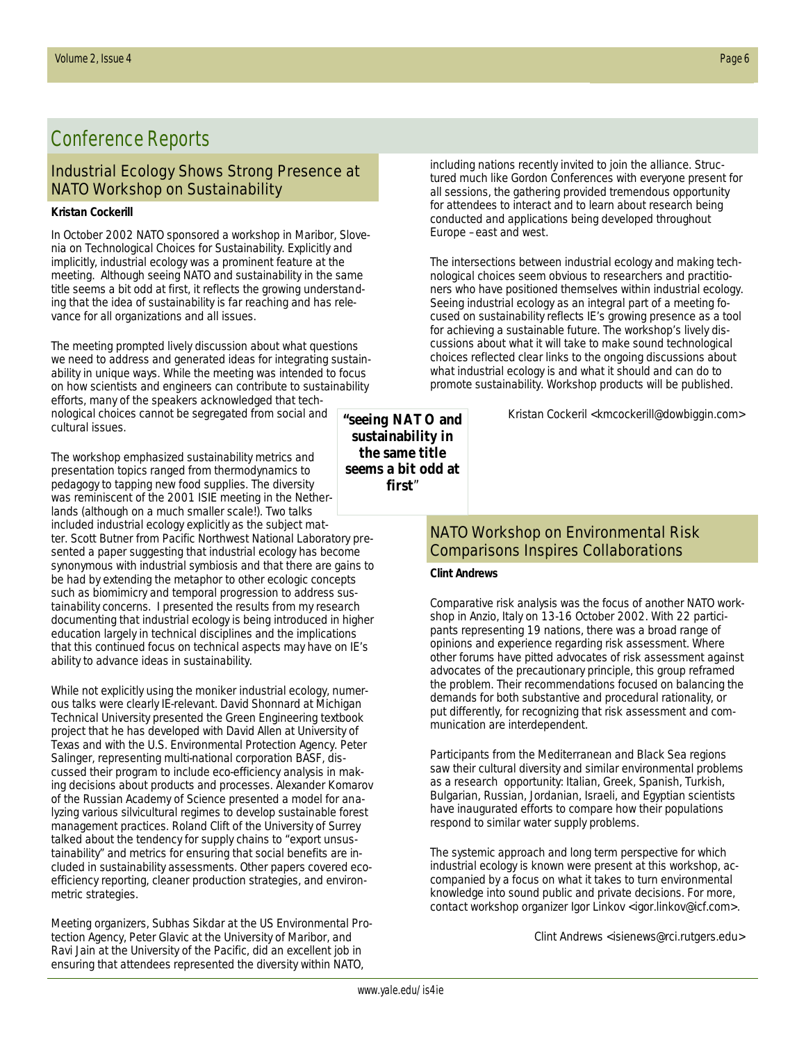# Conference Reports

## Industrial Ecology Shows Strong Presence at NATO Workshop on Sustainability

**Kristan Cockerill**

In October 2002 NATO sponsored a workshop in Maribor, Slovenia on Technological Choices for Sustainability. Explicitly and implicitly, industrial ecology was a prominent feature at the meeting. Although seeing NATO and sustainability in the same title seems a bit odd at first, it reflects the growing understanding that the idea of sustainability is far reaching and has relevance for all organizations and all issues.

The meeting prompted lively discussion about what questions we need to address and generated ideas for integrating sustainability in unique ways. While the meeting was intended to focus on how scientists and engineers can contribute to sustainability efforts, many of the speakers acknowledged that technological choices cannot be segregated from social and cultural issues.

> **"seeing NATO and sustainability in the same title seems a bit odd at first"**

The workshop emphasized sustainability metrics and presentation topics ranged from thermodynamics to pedagogy to tapping new food supplies. The diversity was reminiscent of the 2001 ISIE meeting in the Netherlands (although on a much smaller scale!). Two talks included industrial ecology explicitly as the subject matter. Scott Butner from Pacific Northwest National Laboratory presented a paper suggesting that industrial ecology has become synonymous with industrial symbiosis and that there are gains to be had by extending the metaphor to other ecologic concepts such as biomimicry and temporal progression to address sustainability concerns. I presented the results from my research documenting that industrial ecology is being introduced in higher education largely in technical disciplines and the implications that this continued focus on technical aspects may have on IE's ability to advance ideas in sustainability.

While not explicitly using the moniker industrial ecology, numerous talks were clearly IE-relevant. David Shonnard at Michigan Technical University presented the Green Engineering textbook project that he has developed with David Allen at University of Texas and with the U.S. Environmental Protection Agency. Peter Salinger, representing multi-national corporation BASF, discussed their program to include eco-efficiency analysis in making decisions about products and processes. Alexander Komarov of the Russian Academy of Science presented a model for analyzing various silvicultural regimes to develop sustainable forest management practices. Roland Clift of the University of Surrey talked about the tendency for supply chains to "export unsustainability" and metrics for ensuring that social benefits are included in sustainability assessments. Other papers covered eco-efficiency reporting, cleaner production strategies, and environmetric strategies.

Meeting organizers, Subhas Sikdar at the US Environmental Protection Agency, Peter Glavic at the University of Maribor, and Ravi Jain at the University of the Pacific, did an excellent job in ensuring that attendees represented the diversity within NATO, including nations recently invited to join the alliance. Structured much like Gordon Conferences with everyone present for all sessions, the gathering provided tremendous opportunity for attendees to interact and to learn about research being conducted and applications being developed throughout Europe – east and west.

The intersections between industrial ecology and making technological choices seem obvious to researchers and practitioners who have positioned themselves within industrial ecology. Seeing industrial ecology as an integral part of a meeting focused on sustainability reflects IE's growing presence as a tool for achieving a sustainable future. The workshop's lively discussions about what it will take to make sound technological choices reflected clear links to the ongoing discussions about what industrial ecology is and what it should and can do to promote sustainability. Workshop products will be published.

Kristan Cockeril <kmcockerill@dowbiggin.com>

## NATO Workshop on Environmental Risk Comparisons Inspires Collaborations

**Clint Andrews**

Comparative risk analysis was the focus of another NATO workshop in Anzio, Italy on 13-16 October 2002. With 22 participants representing 19 nations, there was a broad range of opinions and experience regarding risk assessment. Where other forums have pitted advocates of risk assessment against advocates of the precautionary principle, this group reframed the problem. Their recommendations focused on balancing the demands for both substantive and procedural rationality, or put differently, for recognizing that risk assessment and communication are interdependent.

Participants from the Mediterranean and Black Sea regions saw their cultural diversity and similar environmental problems as a research opportunity: Italian, Greek, Spanish, Turkish, Bulgarian, Russian, Jordanian, Israeli, and Egyptian scientists have inaugurated efforts to compare how their populations respond to similar water supply problems.

The systemic approach and long term perspective for which industrial ecology is known were present at this workshop, accompanied by a focus on what it takes to turn environmental knowledge into sound public and private decisions. For more, contact workshop organizer Igor Linkov <igor.linkov@icf.com>.

Clint Andrews <isienews@rci.rutgers.edu>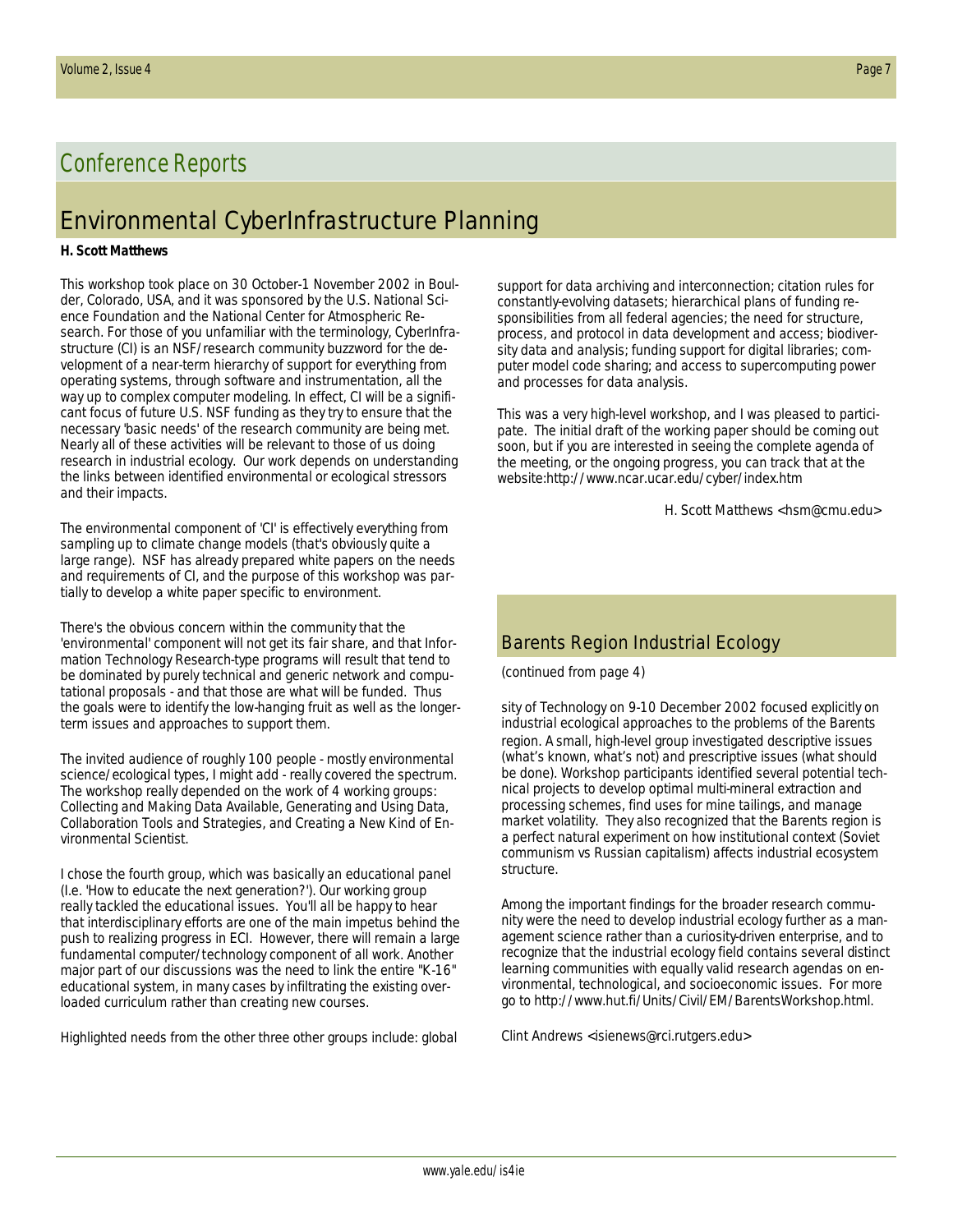# Conference Reports

## Environmental CyberInfrastructure Planning

**H. Scott Matthews**

This workshop took place on 30 October-1 November 2002 in Boulder, Colorado, USA, and it was sponsored by the U.S. National Science Foundation and the National Center for Atmospheric Research. For those of you unfamiliar with the terminology, CyberInfrastructure (CI) is an NSF/research community buzzword for the development of a near-term hierarchy of support for everything from operating systems, through software and instrumentation, all the way up to complex computer modeling. In effect, CI will be a significant focus of future U.S. NSF funding as they try to ensure that the necessary 'basic needs' of the research community are being met. Nearly all of these activities will be relevant to those of us doing research in industrial ecology. Our work depends on understanding the links between identified environmental or ecological stressors and their impacts.

The environmental component of 'CI' is effectively everything from sampling up to climate change models (that's obviously quite a large range). NSF has already prepared white papers on the needs and requirements of CI, and the purpose of this workshop was partially to develop a white paper specific to environment.

There's the obvious concern within the community that the 'environmental' component will not get its fair share, and that Information Technology Research-type programs will result that tend to be dominated by purely technical and generic network and computational proposals - and that those are what will be funded. Thus the goals were to identify the low-hanging fruit as well as the longer-term issues and approaches to support them.

The invited audience of roughly 100 people - mostly environmental science/ecological types, I might add - really covered the spectrum. The workshop really depended on the work of 4 working groups: Collecting and Making Data Available, Generating and Using Data, Collaboration Tools and Strategies, and Creating a New Kind of Environmental Scientist.

I chose the fourth group, which was basically an educational panel (I.e. 'How to educate the next generation?'). Our working group really tackled the educational issues. You'll all be happy to hear that interdisciplinary efforts are one of the main impetus behind the push to realizing progress in ECI. However, there will remain a large fundamental computer/technology component of all work. Another major part of our discussions was the need to link the entire "K-16" educational system, in many cases by infiltrating the existing overloaded curriculum rather than creating new courses.

Highlighted needs from the other three other groups include: global support for data archiving and interconnection; citation rules for constantly-evolving datasets; hierarchical plans of funding responsibilities from all federal agencies; the need for structure, process, and protocol in data development and access; biodiversity data and analysis; funding support for digital libraries; computer model code sharing; and access to supercomputing power and processes for data analysis.

This was a very high-level workshop, and I was pleased to participate. The initial draft of the working paper should be coming out soon, but if you are interested in seeing the complete agenda of the meeting, or the ongoing progress, you can track that at the website:http://www.ncar.ucar.edu/cyber/index.htm

H. Scott Matthews <hsm@cmu.edu>

## Barents Region Industrial Ecology

(continued from page 4)

sity of Technology on 9-10 December 2002 focused explicitly on industrial ecological approaches to the problems of the Barents region. A small, high-level group investigated descriptive issues (what's known, what's not) and prescriptive issues (what should be done). Workshop participants identified several potential technical projects to develop optimal multi-mineral extraction and processing schemes, find uses for mine tailings, and manage market volatility. They also recognized that the Barents region is a perfect natural experiment on how institutional context (Soviet communism vs Russian capitalism) affects industrial ecosystem structure.

Among the important findings for the broader research community were the need to develop industrial ecology further as a management science rather than a curiosity-driven enterprise, and to recognize that the industrial ecology field contains several distinct learning communities with equally valid research agendas on environmental, technological, and socioeconomic issues. For more go to http://www.hut.fi/Units/Civil/EM/BarentsWorkshop.html.

Clint Andrews <isienews@rci.rutgers.edu>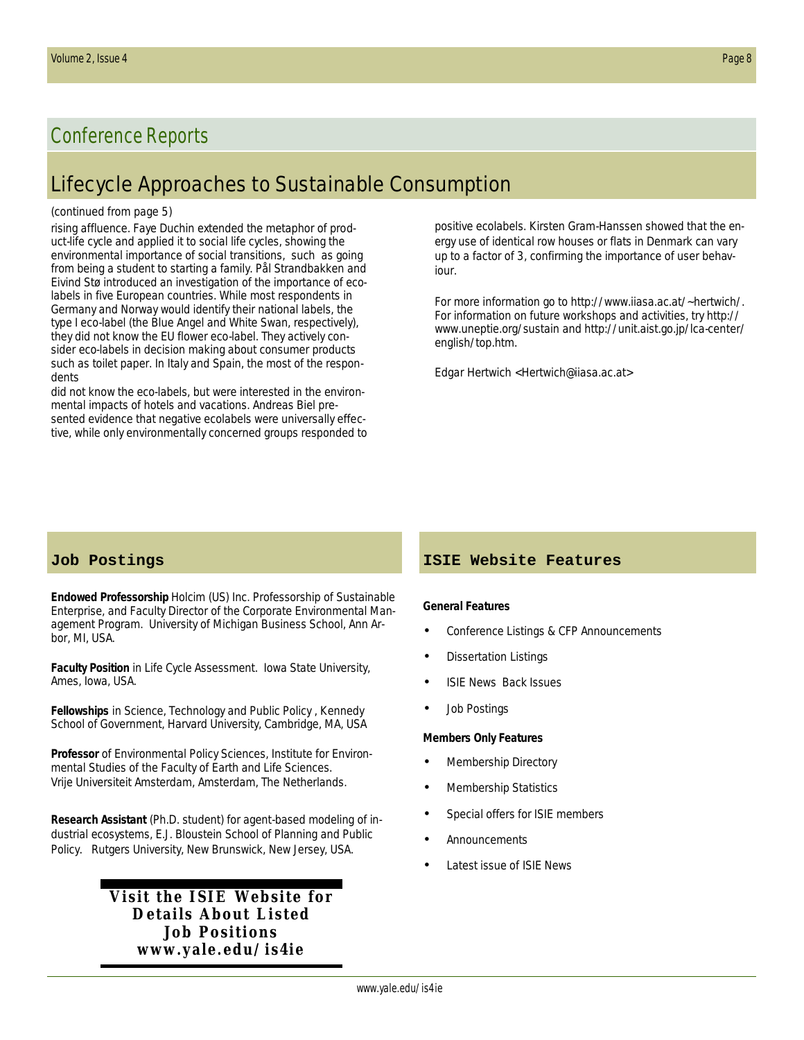# Conference Reports

## Lifecycle Approaches to Sustainable Consumption

(continued from page 5)

rising affluence. Faye Duchin extended the metaphor of product-life cycle and applied it to social life cycles, showing the environmental importance of social transitions, such as going from being a student to starting a family. Pål Strandbakken and Eivind Stø introduced an investigation of the importance of eco-labels in five European countries. While most respondents in Germany and Norway would identify their national labels, the type I eco-label (the Blue Angel and White Swan, respectively), they did not know the EU flower eco-label. They actively consider eco-labels in decision making about consumer products such as toilet paper. In Italy and Spain, the most of the respondents did not know the eco-labels, but were interested in the environmental impacts of hotels and vacations. Andreas Biel presented evidence that negative ecolabels were universally effective, while only environmentally concerned groups responded to positive ecolabels. Kirsten Gram-Hanssen showed that the energy use of identical row houses or flats in Denmark can vary up to a factor of 3, confirming the importance of user behaviour.

For more information go to http://www.iiasa.ac.at/~hertwich/. For information on future workshops and activities, try http://www.uneptie.org/sustain and http://unit.aist.go.jp/lca-center/english/top.htm.

Edgar Hertwich <Hertwich@iiasa.ac.at>

## Job Postings

**Endowed Professorship** Holcim (US) Inc. Professorship of Sustainable Enterprise, and Faculty Director of the Corporate Environmental Management Program. University of Michigan Business School, Ann Arbor, MI, USA.

**Faculty Position** in Life Cycle Assessment. Iowa State University, Ames, Iowa, USA.

**Fellowships** in Science, Technology and Public Policy, Kennedy School of Government, Harvard University, Cambridge, MA, USA

**Professor** of Environmental Policy Sciences, Institute for Environmental Studies of the Faculty of Earth and Life Sciences. Vrije Universiteit Amsterdam, Amsterdam, The Netherlands.

**Research Assistant** (Ph.D. student) for agent-based modeling of industrial ecosystems, E.J. Bloustein School of Planning and Public Policy. Rutgers University, New Brunswick, New Jersey, USA.

**Visit the ISIE Website for Details About Listed Job Positions www.yale.edu/is4ie**

## ISIE Website Features

**General Features**

- Conference Listings & CFP Announcements
- Dissertation Listings
- ISIE News Back Issues
- Job Postings

**Members Only Features**

- Membership Directory
- Membership Statistics
- Special offers for ISIE members
- Announcements
- Latest issue of ISIE News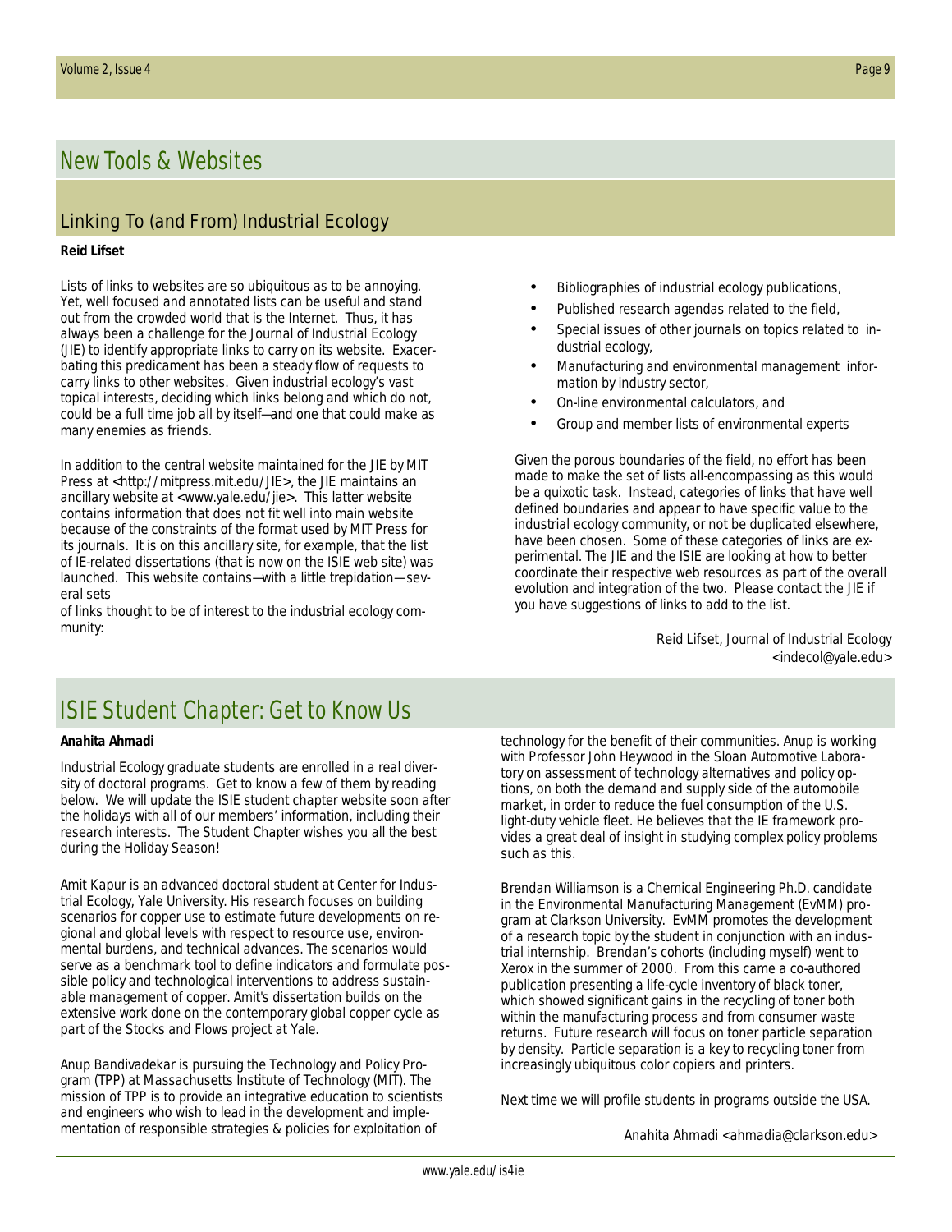# New Tools & Websites

## Linking To (and From) Industrial Ecology

**Reid Lifset**

Lists of links to websites are so ubiquitous as to be annoying. Yet, well focused and annotated lists can be useful and stand out from the crowded world that is the Internet. Thus, it has always been a challenge for the Journal of Industrial Ecology (JIE) to identify appropriate links to carry on its website. Exacerbating this predicament has been a steady flow of requests to carry links to other websites. Given industrial ecology's vast topical interests, deciding which links belong and which do not, could be a full time job all by itself—and one that could make as many enemies as friends.

In addition to the central website maintained for the JIE by MIT Press at <http://mitpress.mit.edu/JIE>, the JIE maintains an ancillary website at <www.yale.edu/jie>. This latter website contains information that does not fit well into main website because of the constraints of the format used by MIT Press for its journals. It is on this ancillary site, for example, that the list of IE-related dissertations (that is now on the ISIE web site) was launched. This website contains—with a little trepidation—several sets of links thought to be of interest to the industrial ecology community:

- Bibliographies of industrial ecology publications,
- Published research agendas related to the field,
- Special issues of other journals on topics related to industrial ecology,
- Manufacturing and environmental management information by industry sector,
- On-line environmental calculators, and
- Group and member lists of environmental experts

Given the porous boundaries of the field, no effort has been made to make the set of lists all-encompassing as this would be a quixotic task. Instead, categories of links that have well defined boundaries and appear to have specific value to the industrial ecology community, or not be duplicated elsewhere, have been chosen. Some of these categories of links are experimental. The JIE and the ISIE are looking at how to better coordinate their respective web resources as part of the overall evolution and integration of the two. Please contact the JIE if you have suggestions of links to add to the list.

Reid Lifset, Journal of Industrial Ecology
<indecol@yale.edu>

# ISIE Student Chapter: Get to Know Us

**Anahita Ahmadi**

Industrial Ecology graduate students are enrolled in a real diversity of doctoral programs. Get to know a few of them by reading below. We will update the ISIE student chapter website soon after the holidays with all of our members' information, including their research interests. The Student Chapter wishes you all the best during the Holiday Season!

Amit Kapur is an advanced doctoral student at Center for Industrial Ecology, Yale University. His research focuses on building scenarios for copper use to estimate future developments on regional and global levels with respect to resource use, environmental burdens, and technical advances. The scenarios would serve as a benchmark tool to define indicators and formulate possible policy and technological interventions to address sustainable management of copper. Amit's dissertation builds on the extensive work done on the contemporary global copper cycle as part of the Stocks and Flows project at Yale.

Anup Bandivadekar is pursuing the Technology and Policy Program (TPP) at Massachusetts Institute of Technology (MIT). The mission of TPP is to provide an integrative education to scientists and engineers who wish to lead in the development and implementation of responsible strategies & policies for exploitation of technology for the benefit of their communities. Anup is working with Professor John Heywood in the Sloan Automotive Laboratory on assessment of technology alternatives and policy options, on both the demand and supply side of the automobile market, in order to reduce the fuel consumption of the U.S. light-duty vehicle fleet. He believes that the IE framework provides a great deal of insight in studying complex policy problems such as this.

Brendan Williamson is a Chemical Engineering Ph.D. candidate in the Environmental Manufacturing Management (EvMM) program at Clarkson University. EvMM promotes the development of a research topic by the student in conjunction with an industrial internship. Brendan's cohorts (including myself) went to Xerox in the summer of 2000. From this came a co-authored publication presenting a life-cycle inventory of black toner, which showed significant gains in the recycling of toner both within the manufacturing process and from consumer waste returns. Future research will focus on toner particle separation by density. Particle separation is a key to recycling toner from increasingly ubiquitous color copiers and printers.

Next time we will profile students in programs outside the USA.

Anahita Ahmadi <ahmadia@clarkson.edu>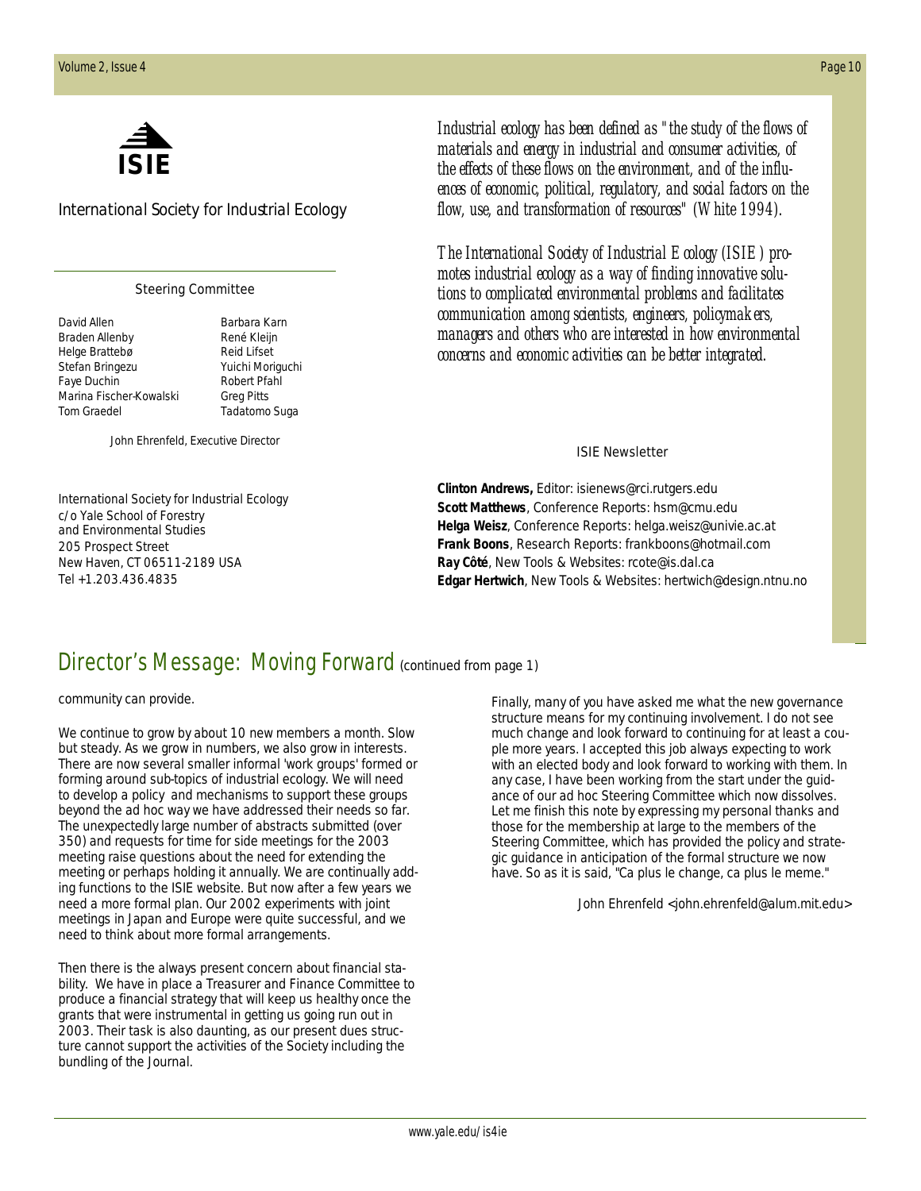ISIE

International Society for Industrial Ecology

*Industrial ecology has been defined as "the study of the flows of materials and energy in industrial and consumer activities, of the effects of these flows on the environment, and of the influences of economic, political, regulatory, and social factors on the flow, use, and transformation of resources" (White 1994).*

*The International Society of Industrial Ecology (ISIE) promotes industrial ecology as a way of finding innovative solutions to complicated environmental problems and facilitates communication among scientists, engineers, policymakers, managers and others who are interested in how environmental concerns and economic activities can be better integrated.*

Steering Committee

David Allen
Braden Allenby
Helge Brattebø
Stefan Bringezu
Faye Duchin
Marina Fischer-Kowalski
Tom Graedel
Barbara Karn
René Kleijn
Reid Lifset
Yuichi Moriguchi
Robert Pfahl
Greg Pitts
Tadatomo Suga

John Ehrenfeld, Executive Director

International Society for Industrial Ecology
c/o Yale School of Forestry
and Environmental Studies
205 Prospect Street
New Haven, CT 06511-2189 USA
Tel +1.203.436.4835

ISIE Newsletter

**Clinton Andrews,** Editor: isienews@rci.rutgers.edu
**Scott Matthews**, Conference Reports: hsm@cmu.edu
**Helga Weisz**, Conference Reports: helga.weisz@univie.ac.at
**Frank Boons**, Research Reports: frankboons@hotmail.com
**Ray Côté**, New Tools & Websites: rcote@is.dal.ca
**Edgar Hertwich**, New Tools & Websites: hertwich@design.ntnu.no

## Director's Message: Moving Forward (continued from page 1)

community can provide.

We continue to grow by about 10 new members a month. Slow but steady. As we grow in numbers, we also grow in interests. There are now several smaller informal 'work groups' formed or forming around sub-topics of industrial ecology. We will need to develop a policy and mechanisms to support these groups beyond the ad hoc way we have addressed their needs so far. The unexpectedly large number of abstracts submitted (over 350) and requests for time for side meetings for the 2003 meeting raise questions about the need for extending the meeting or perhaps holding it annually. We are continually adding functions to the ISIE website. But now after a few years we need a more formal plan. Our 2002 experiments with joint meetings in Japan and Europe were quite successful, and we need to think about more formal arrangements.

Then there is the always present concern about financial stability. We have in place a Treasurer and Finance Committee to produce a financial strategy that will keep us healthy once the grants that were instrumental in getting us going run out in 2003. Their task is also daunting, as our present dues structure cannot support the activities of the Society including the bundling of the Journal.

Finally, many of you have asked me what the new governance structure means for my continuing involvement. I do not see much change and look forward to continuing for at least a couple more years. I accepted this job always expecting to work with an elected body and look forward to working with them. In any case, I have been working from the start under the guidance of our ad hoc Steering Committee which now dissolves. Let me finish this note by expressing my personal thanks and those for the membership at large to the members of the Steering Committee, which has provided the policy and strategic guidance in anticipation of the formal structure we now have. So as it is said, "Ca plus le change, ca plus le meme."

John Ehrenfeld <john.ehrenfeld@alum.mit.edu>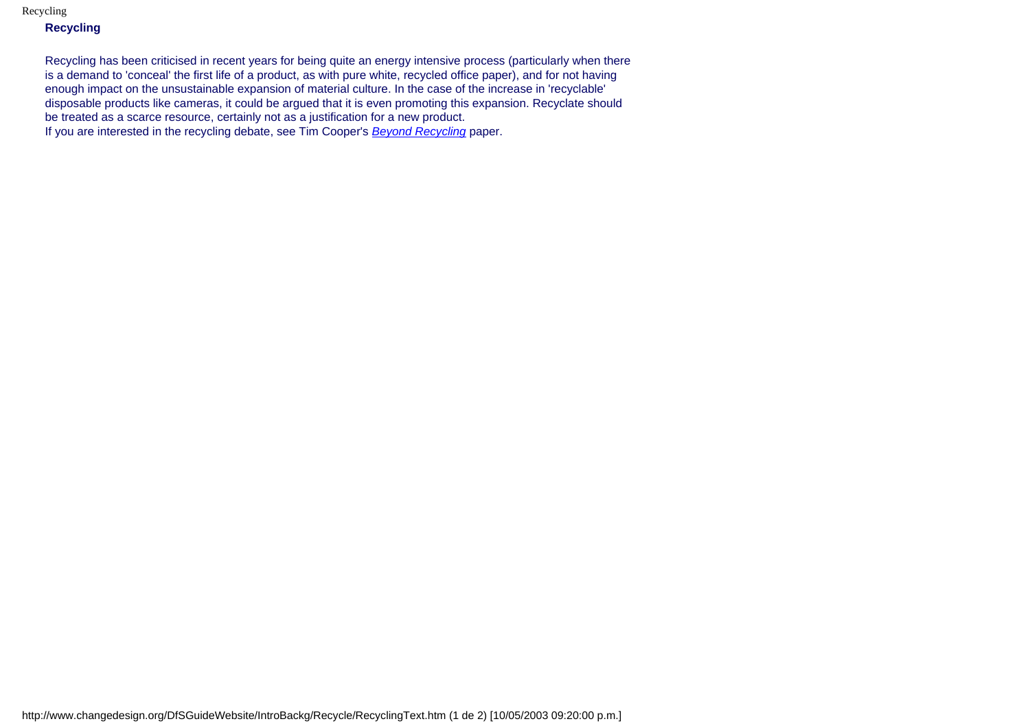### Recycling

Recycling has been criticised in recent years for being quite an energy intensive process (particularly when there is a demand to 'conceal' the first life of a product, as with pure white, recycled office paper), and for not having enough impact on the unsustainable expansion of material culture. In the case of the increase in 'recyclable' disposable products like cameras, it could be argued that it is even promoting this expansion. Recyclate should be treated as a scarce resource, certainly not as a justification for a new product.

If you are interested in the recycling debate, see Tim Cooper's *Beyond Recycling* paper.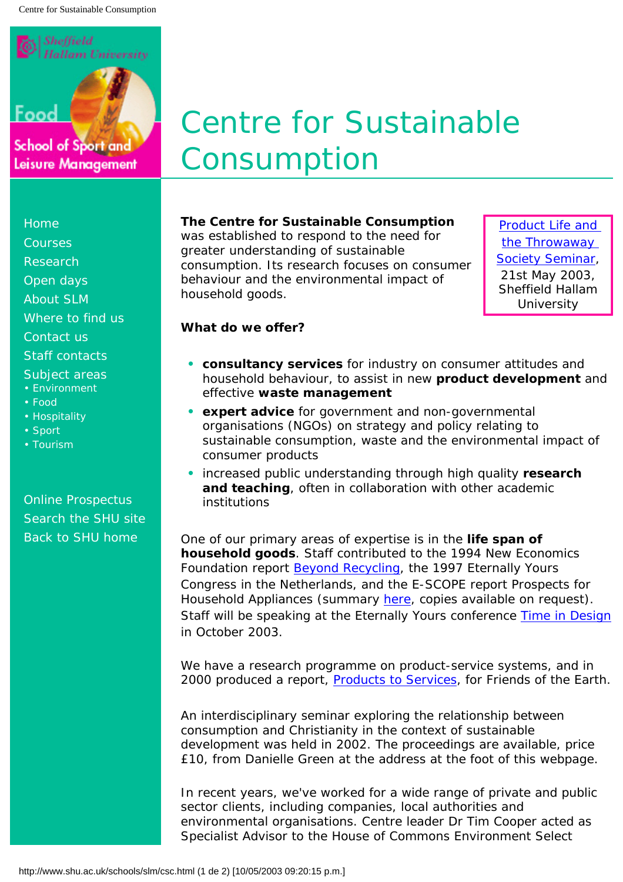# Centre for Sustainable Consumption

Home
Courses
Research
Open days
About SLM
Where to find us
Contact us
Staff contacts
Subject areas
- Environment
- Food
- Hospitality
- Sport
- Tourism

Online Prospectus
Search the SHU site
Back to SHU home

**The Centre for Sustainable Consumption** was established to respond to the need for greater understanding of sustainable consumption. Its research focuses on consumer behaviour and the environmental impact of household goods.

Product Life and the Throwaway Society Seminar, 21st May 2003, Sheffield Hallam University

**What do we offer?**

- **consultancy services** for industry on consumer attitudes and household behaviour, to assist in new **product development** and effective **waste management**
- **expert advice** for government and non-governmental organisations (NGOs) on strategy and policy relating to sustainable consumption, waste and the environmental impact of consumer products
- increased public understanding through high quality **research and teaching**, often in collaboration with other academic institutions

One of our primary areas of expertise is in the **life span of household goods**. Staff contributed to the 1994 New Economics Foundation report Beyond Recycling, the 1997 Eternally Yours Congress in the Netherlands, and the E-SCOPE report Prospects for Household Appliances (summary here, copies available on request). Staff will be speaking at the Eternally Yours conference Time in Design in October 2003.

We have a research programme on product-service systems, and in 2000 produced a report, Products to Services, for Friends of the Earth.

An interdisciplinary seminar exploring the relationship between consumption and Christianity in the context of sustainable development was held in 2002. The proceedings are available, price £10, from Danielle Green at the address at the foot of this webpage.

In recent years, we've worked for a wide range of private and public sector clients, including companies, local authorities and environmental organisations. Centre leader Dr Tim Cooper acted as Specialist Advisor to the House of Commons Environment Select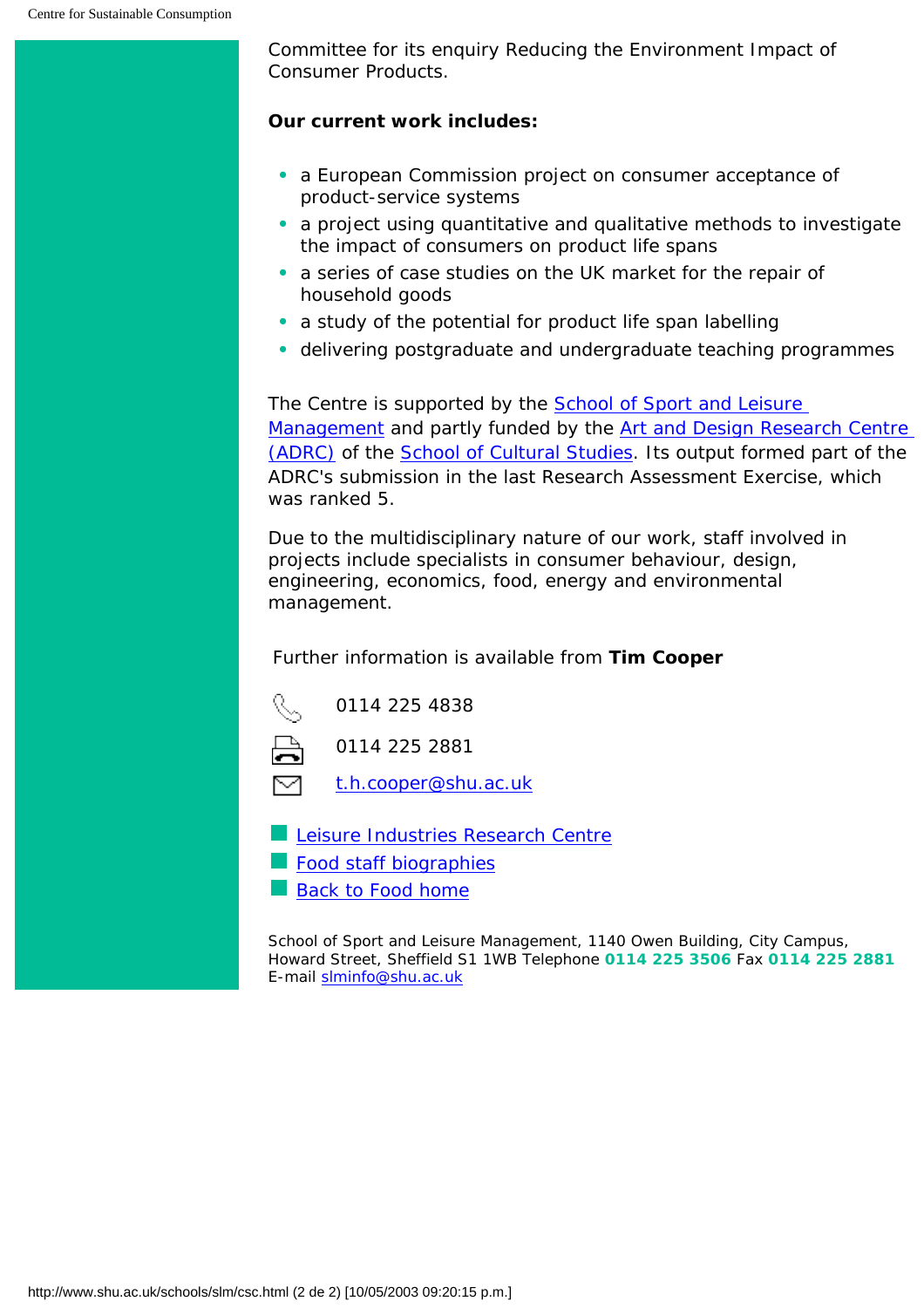Committee for its enquiry Reducing the Environment Impact of Consumer Products.

**Our current work includes:**

- a European Commission project on consumer acceptance of product-service systems
- a project using quantitative and qualitative methods to investigate the impact of consumers on product life spans
- a series of case studies on the UK market for the repair of household goods
- a study of the potential for product life span labelling
- delivering postgraduate and undergraduate teaching programmes

The Centre is supported by the School of Sport and Leisure Management and partly funded by the Art and Design Research Centre (ADRC) of the School of Cultural Studies. Its output formed part of the ADRC's submission in the last Research Assessment Exercise, which was ranked 5.

Due to the multidisciplinary nature of our work, staff involved in projects include specialists in consumer behaviour, design, engineering, economics, food, energy and environmental management.

Further information is available from **Tim Cooper**

Tel: 0114 225 4838

Fax: 0114 225 2881

Email: t.h.cooper@shu.ac.uk

- Leisure Industries Research Centre
- Food staff biographies
- Back to Food home

School of Sport and Leisure Management, 1140 Owen Building, City Campus, Howard Street, Sheffield S1 1WB Telephone **0114 225 3506** Fax **0114 225 2881**
E-mail slminfo@shu.ac.uk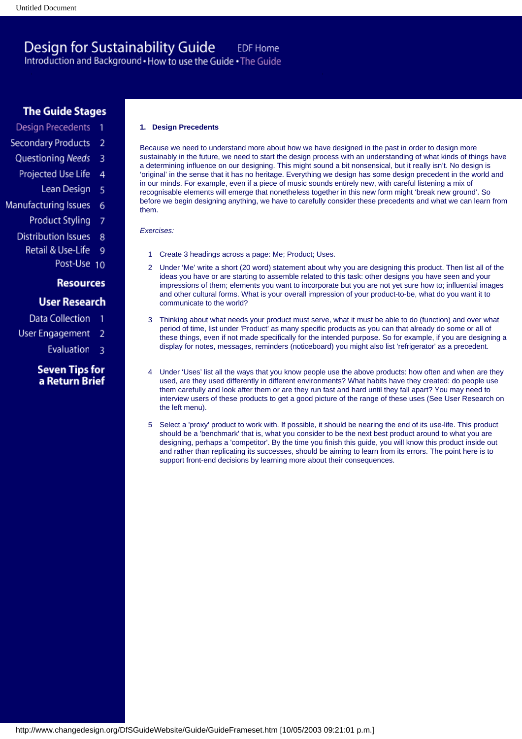# Design for Sustainability Guide

EDF Home

Introduction and Background • How to use the Guide • The Guide

**The Guide Stages**

- Design Precedents 1
- Secondary Products 2
- Questioning *Needs* 3
- Projected Use Life 4
- Lean Design 5
- Manufacturing Issues 6
- Product Styling 7
- Distribution Issues 8
- Retail & Use-Life 9
- Post-Use 10

**Resources**

**User Research**

- Data Collection 1
- User Engagement 2
- Evaluation 3

**Seven Tips for a Return Brief**

## 1. Design Precedents

Because we need to understand more about how we have designed in the past in order to design more sustainably in the future, we need to start the design process with an understanding of what kinds of things have a determining influence on our designing. This might sound a bit nonsensical, but it really isn't. No design is 'original' in the sense that it has no heritage. Everything we design has some design precedent in the world and in our minds. For example, even if a piece of music sounds entirely new, with careful listening a mix of recognisable elements will emerge that nonetheless together in this new form might 'break new ground'. So before we begin designing anything, we have to carefully consider these precedents and what we can learn from them.

*Exercises:*

1. Create 3 headings across a page: Me; Product; Uses.
2. Under 'Me' write a short (20 word) statement about why you are designing this product. Then list all of the ideas you have or are starting to assemble related to this task: other designs you have seen and your impressions of them; elements you want to incorporate but you are not yet sure how to; influential images and other cultural forms. What is your overall impression of your product-to-be, what do you want it to communicate to the world?
3. Thinking about what needs your product must serve, what it must be able to do (function) and over what period of time, list under 'Product' as many specific products as you can that already do some or all of these things, even if not made specifically for the intended purpose. So for example, if you are designing a display for notes, messages, reminders (noticeboard) you might also list 'refrigerator' as a precedent.
4. Under 'Uses' list all the ways that you know people use the above products: how often and when are they used, are they used differently in different environments? What habits have they created: do people use them carefully and look after them or are they run fast and hard until they fall apart? You may need to interview users of these products to get a good picture of the range of these uses (See User Research on the left menu).
5. Select a 'proxy' product to work with. If possible, it should be nearing the end of its use-life. This product should be a 'benchmark' that is, what you consider to be the next best product around to what you are designing, perhaps a 'competitor'. By the time you finish this guide, you will know this product inside out and rather than replicating its successes, should be aiming to learn from its errors. The point here is to support front-end decisions by learning more about their consequences.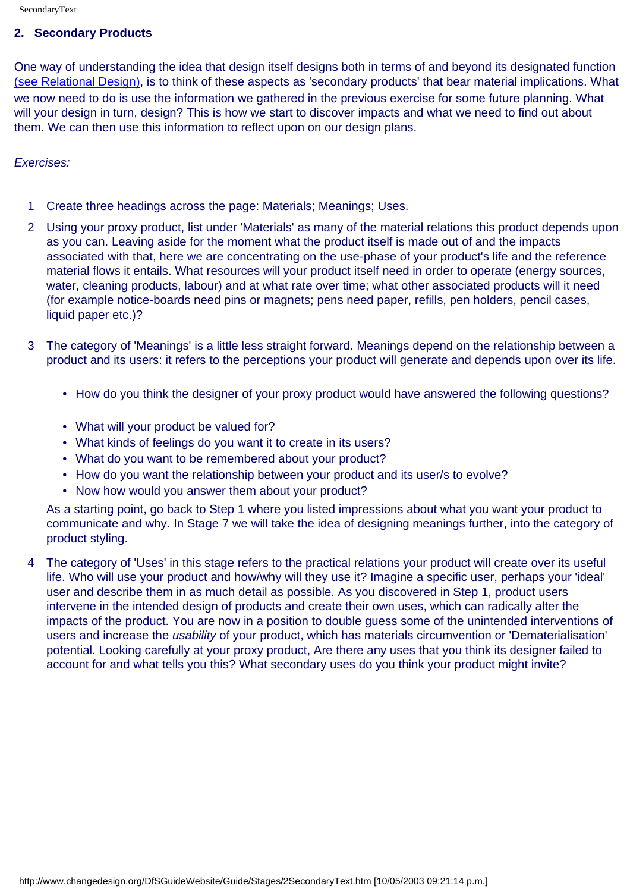## 2. Secondary Products

One way of understanding the idea that design itself designs both in terms of and beyond its designated function (see Relational Design), is to think of these aspects as 'secondary products' that bear material implications. What we now need to do is use the information we gathered in the previous exercise for some future planning. What will your design in turn, design? This is how we start to discover impacts and what we need to find out about them. We can then use this information to reflect upon on our design plans.

*Exercises:*

1. Create three headings across the page: Materials; Meanings; Uses.
2. Using your proxy product, list under 'Materials' as many of the material relations this product depends upon as you can. Leaving aside for the moment what the product itself is made out of and the impacts associated with that, here we are concentrating on the use-phase of your product's life and the reference material flows it entails. What resources will your product itself need in order to operate (energy sources, water, cleaning products, labour) and at what rate over time; what other associated products will it need (for example notice-boards need pins or magnets; pens need paper, refills, pen holders, pencil cases, liquid paper etc.)?
3. The category of 'Meanings' is a little less straight forward. Meanings depend on the relationship between a product and its users: it refers to the perceptions your product will generate and depends upon over its life.

   - How do you think the designer of your proxy product would have answered the following questions?

   - What will your product be valued for?
   - What kinds of feelings do you want it to create in its users?
   - What do you want to be remembered about your product?
   - How do you want the relationship between your product and its user/s to evolve?
   - Now how would you answer them about your product?

   As a starting point, go back to Step 1 where you listed impressions about what you want your product to communicate and why. In Stage 7 we will take the idea of designing meanings further, into the category of product styling.
4. The category of 'Uses' in this stage refers to the practical relations your product will create over its useful life. Who will use your product and how/why will they use it? Imagine a specific user, perhaps your 'ideal' user and describe them in as much detail as possible. As you discovered in Step 1, product users intervene in the intended design of products and create their own uses, which can radically alter the impacts of the product. You are now in a position to double guess some of the unintended interventions of users and increase the *usability* of your product, which has materials circumvention or 'Dematerialisation' potential. Looking carefully at your proxy product, Are there any uses that you think its designer failed to account for and what tells you this? What secondary uses do you think your product might invite?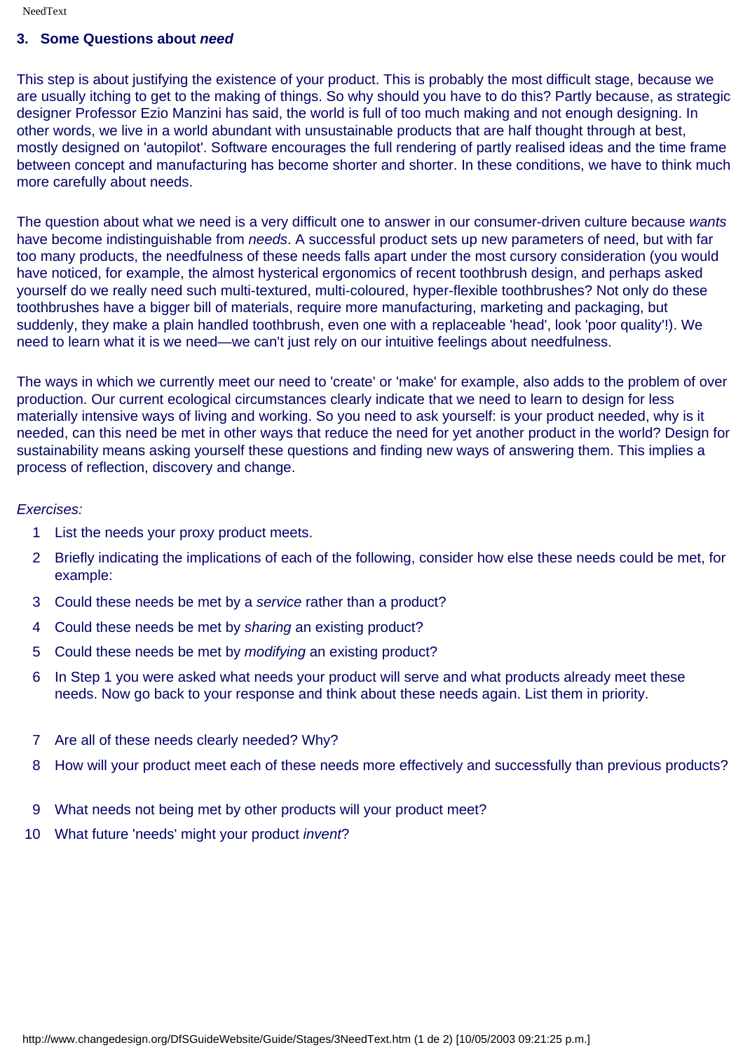### 3. Some Questions about *need*

This step is about justifying the existence of your product. This is probably the most difficult stage, because we are usually itching to get to the making of things. So why should you have to do this? Partly because, as strategic designer Professor Ezio Manzini has said, the world is full of too much making and not enough designing. In other words, we live in a world abundant with unsustainable products that are half thought through at best, mostly designed on 'autopilot'. Software encourages the full rendering of partly realised ideas and the time frame between concept and manufacturing has become shorter and shorter. In these conditions, we have to think much more carefully about needs.

The question about what we need is a very difficult one to answer in our consumer-driven culture because *wants* have become indistinguishable from *needs*. A successful product sets up new parameters of need, but with far too many products, the needfulness of these needs falls apart under the most cursory consideration (you would have noticed, for example, the almost hysterical ergonomics of recent toothbrush design, and perhaps asked yourself do we really need such multi-textured, multi-coloured, hyper-flexible toothbrushes? Not only do these toothbrushes have a bigger bill of materials, require more manufacturing, marketing and packaging, but suddenly, they make a plain handled toothbrush, even one with a replaceable 'head', look 'poor quality'!). We need to learn what it is we need—we can't just rely on our intuitive feelings about needfulness.

The ways in which we currently meet our need to 'create' or 'make' for example, also adds to the problem of over production. Our current ecological circumstances clearly indicate that we need to learn to design for less materially intensive ways of living and working. So you need to ask yourself: is your product needed, why is it needed, can this need be met in other ways that reduce the need for yet another product in the world? Design for sustainability means asking yourself these questions and finding new ways of answering them. This implies a process of reflection, discovery and change.

*Exercises:*

1. List the needs your proxy product meets.
2. Briefly indicating the implications of each of the following, consider how else these needs could be met, for example:
3. Could these needs be met by a *service* rather than a product?
4. Could these needs be met by *sharing* an existing product?
5. Could these needs be met by *modifying* an existing product?
6. In Step 1 you were asked what needs your product will serve and what products already meet these needs. Now go back to your response and think about these needs again. List them in priority.
7. Are all of these needs clearly needed? Why?
8. How will your product meet each of these needs more effectively and successfully than previous products?
9. What needs not being met by other products will your product meet?
10. What future 'needs' might your product *invent*?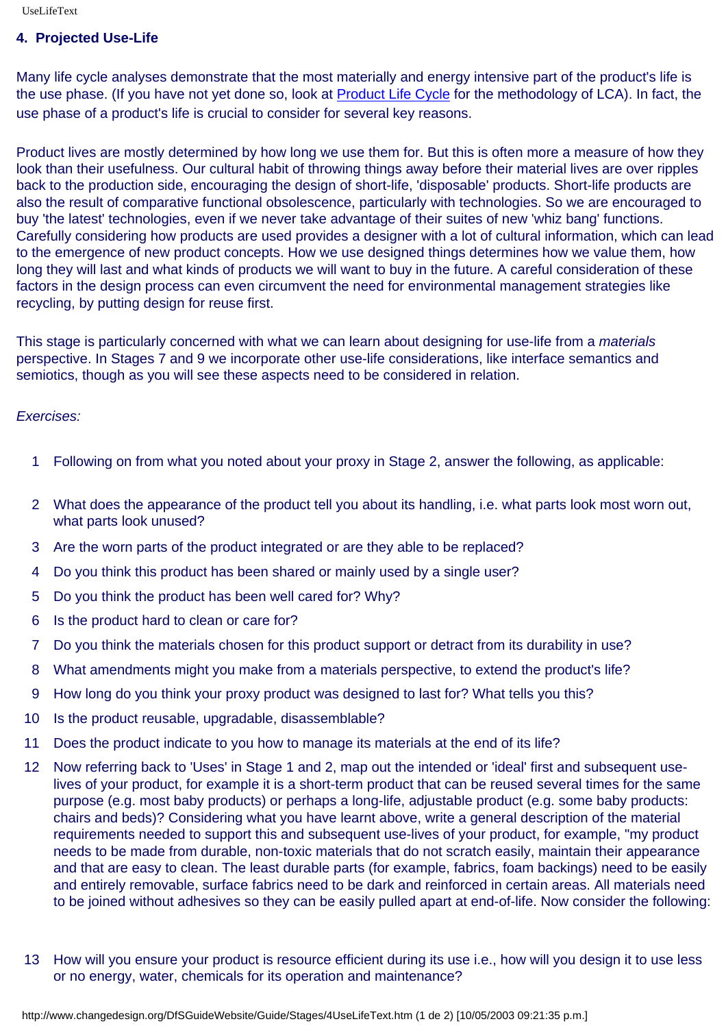## 4. Projected Use-Life

Many life cycle analyses demonstrate that the most materially and energy intensive part of the product's life is the use phase. (If you have not yet done so, look at [Product Life Cycle] for the methodology of LCA). In fact, the use phase of a product's life is crucial to consider for several key reasons.

Product lives are mostly determined by how long we use them for. But this is often more a measure of how they look than their usefulness. Our cultural habit of throwing things away before their material lives are over ripples back to the production side, encouraging the design of short-life, 'disposable' products. Short-life products are also the result of comparative functional obsolescence, particularly with technologies. So we are encouraged to buy 'the latest' technologies, even if we never take advantage of their suites of new 'whiz bang' functions. Carefully considering how products are used provides a designer with a lot of cultural information, which can lead to the emergence of new product concepts. How we use designed things determines how we value them, how long they will last and what kinds of products we will want to buy in the future. A careful consideration of these factors in the design process can even circumvent the need for environmental management strategies like recycling, by putting design for reuse first.

This stage is particularly concerned with what we can learn about designing for use-life from a *materials* perspective. In Stages 7 and 9 we incorporate other use-life considerations, like interface semantics and semiotics, though as you will see these aspects need to be considered in relation.

*Exercises:*

1. Following on from what you noted about your proxy in Stage 2, answer the following, as applicable:
2. What does the appearance of the product tell you about its handling, i.e. what parts look most worn out, what parts look unused?
3. Are the worn parts of the product integrated or are they able to be replaced?
4. Do you think this product has been shared or mainly used by a single user?
5. Do you think the product has been well cared for? Why?
6. Is the product hard to clean or care for?
7. Do you think the materials chosen for this product support or detract from its durability in use?
8. What amendments might you make from a materials perspective, to extend the product's life?
9. How long do you think your proxy product was designed to last for? What tells you this?
10. Is the product reusable, upgradable, disassemblable?
11. Does the product indicate to you how to manage its materials at the end of its life?
12. Now referring back to 'Uses' in Stage 1 and 2, map out the intended or 'ideal' first and subsequent use-lives of your product, for example it is a short-term product that can be reused several times for the same purpose (e.g. most baby products) or perhaps a long-life, adjustable product (e.g. some baby products: chairs and beds)? Considering what you have learnt above, write a general description of the material requirements needed to support this and subsequent use-lives of your product, for example, "my product needs to be made from durable, non-toxic materials that do not scratch easily, maintain their appearance and that are easy to clean. The least durable parts (for example, fabrics, foam backings) need to be easily and entirely removable, surface fabrics need to be dark and reinforced in certain areas. All materials need to be joined without adhesives so they can be easily pulled apart at end-of-life. Now consider the following:
13. How will you ensure your product is resource efficient during its use i.e., how will you design it to use less or no energy, water, chemicals for its operation and maintenance?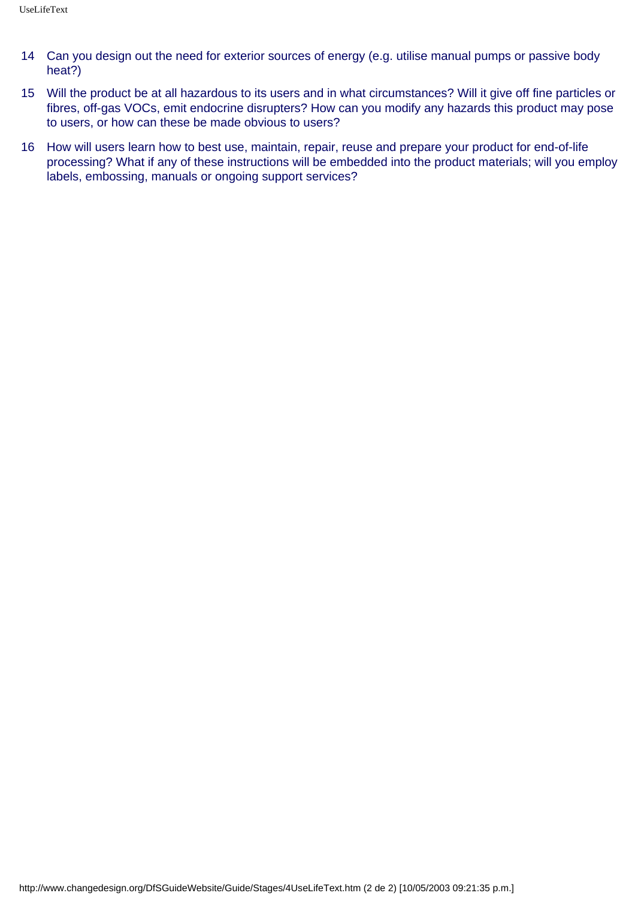14 Can you design out the need for exterior sources of energy (e.g. utilise manual pumps or passive body heat?)

15 Will the product be at all hazardous to its users and in what circumstances? Will it give off fine particles or fibres, off-gas VOCs, emit endocrine disrupters? How can you modify any hazards this product may pose to users, or how can these be made obvious to users?

16 How will users learn how to best use, maintain, repair, reuse and prepare your product for end-of-life processing? What if any of these instructions will be embedded into the product materials; will you employ labels, embossing, manuals or ongoing support services?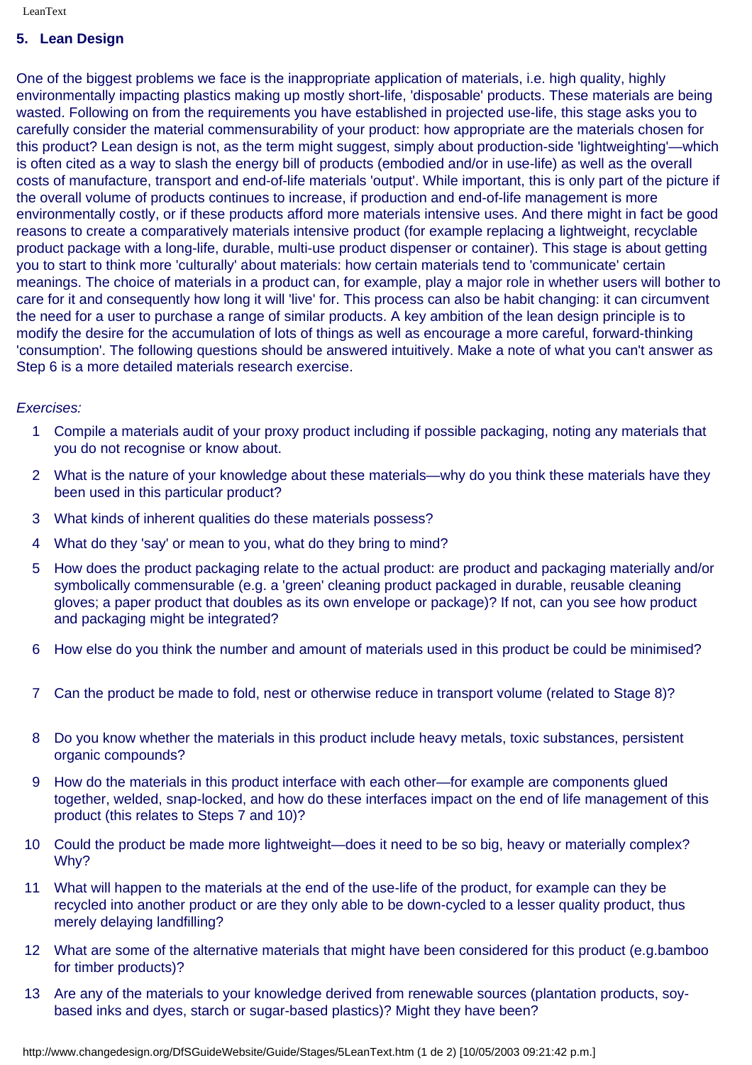## 5. Lean Design

One of the biggest problems we face is the inappropriate application of materials, i.e. high quality, highly environmentally impacting plastics making up mostly short-life, 'disposable' products. These materials are being wasted. Following on from the requirements you have established in projected use-life, this stage asks you to carefully consider the material commensurability of your product: how appropriate are the materials chosen for this product? Lean design is not, as the term might suggest, simply about production-side 'lightweighting'—which is often cited as a way to slash the energy bill of products (embodied and/or in use-life) as well as the overall costs of manufacture, transport and end-of-life materials 'output'. While important, this is only part of the picture if the overall volume of products continues to increase, if production and end-of-life management is more environmentally costly, or if these products afford more materials intensive uses. And there might in fact be good reasons to create a comparatively materials intensive product (for example replacing a lightweight, recyclable product package with a long-life, durable, multi-use product dispenser or container). This stage is about getting you to start to think more 'culturally' about materials: how certain materials tend to 'communicate' certain meanings. The choice of materials in a product can, for example, play a major role in whether users will bother to care for it and consequently how long it will 'live' for. This process can also be habit changing: it can circumvent the need for a user to purchase a range of similar products. A key ambition of the lean design principle is to modify the desire for the accumulation of lots of things as well as encourage a more careful, forward-thinking 'consumption'. The following questions should be answered intuitively. Make a note of what you can't answer as Step 6 is a more detailed materials research exercise.

*Exercises:*

1. Compile a materials audit of your proxy product including if possible packaging, noting any materials that you do not recognise or know about.
2. What is the nature of your knowledge about these materials—why do you think these materials have they been used in this particular product?
3. What kinds of inherent qualities do these materials possess?
4. What do they 'say' or mean to you, what do they bring to mind?
5. How does the product packaging relate to the actual product: are product and packaging materially and/or symbolically commensurable (e.g. a 'green' cleaning product packaged in durable, reusable cleaning gloves; a paper product that doubles as its own envelope or package)? If not, can you see how product and packaging might be integrated?
6. How else do you think the number and amount of materials used in this product be could be minimised?
7. Can the product be made to fold, nest or otherwise reduce in transport volume (related to Stage 8)?
8. Do you know whether the materials in this product include heavy metals, toxic substances, persistent organic compounds?
9. How do the materials in this product interface with each other—for example are components glued together, welded, snap-locked, and how do these interfaces impact on the end of life management of this product (this relates to Steps 7 and 10)?
10. Could the product be made more lightweight—does it need to be so big, heavy or materially complex? Why?
11. What will happen to the materials at the end of the use-life of the product, for example can they be recycled into another product or are they only able to be down-cycled to a lesser quality product, thus merely delaying landfilling?
12. What are some of the alternative materials that might have been considered for this product (e.g.bamboo for timber products)?
13. Are any of the materials to your knowledge derived from renewable sources (plantation products, soy-based inks and dyes, starch or sugar-based plastics)? Might they have been?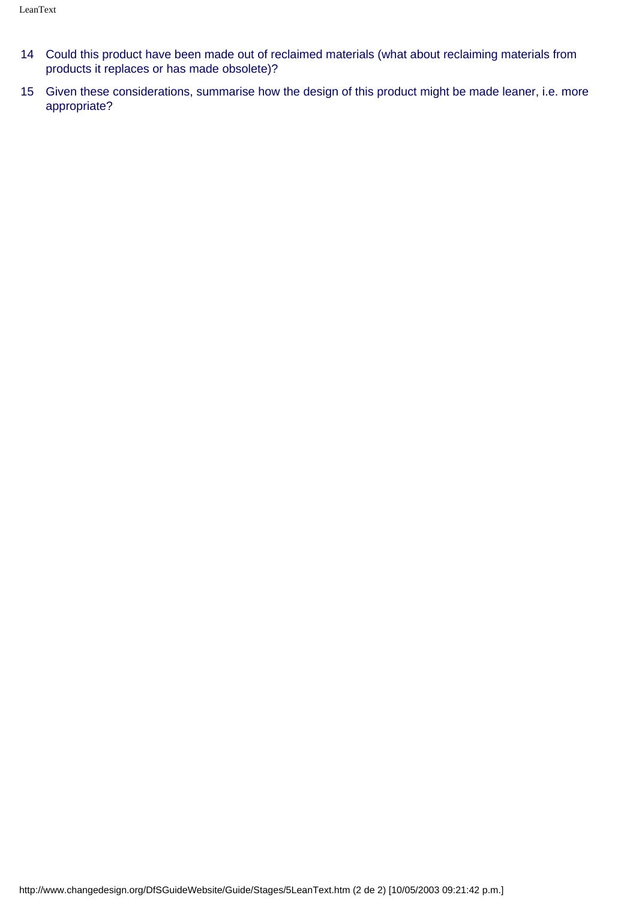14. Could this product have been made out of reclaimed materials (what about reclaiming materials from products it replaces or has made obsolete)?
15. Given these considerations, summarise how the design of this product might be made leaner, i.e. more appropriate?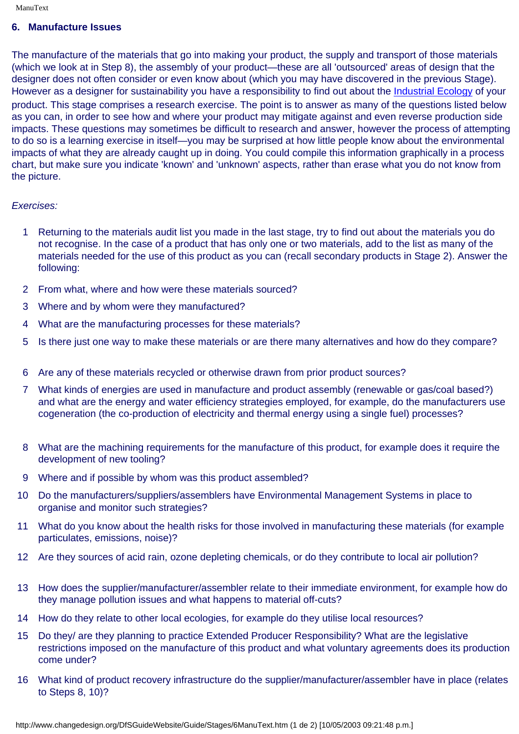## 6. Manufacture Issues

The manufacture of the materials that go into making your product, the supply and transport of those materials (which we look at in Step 8), the assembly of your product—these are all 'outsourced' areas of design that the designer does not often consider or even know about (which you may have discovered in the previous Stage). However as a designer for sustainability you have a responsibility to find out about the Industrial Ecology of your product. This stage comprises a research exercise. The point is to answer as many of the questions listed below as you can, in order to see how and where your product may mitigate against and even reverse production side impacts. These questions may sometimes be difficult to research and answer, however the process of attempting to do so is a learning exercise in itself—you may be surprised at how little people know about the environmental impacts of what they are already caught up in doing. You could compile this information graphically in a process chart, but make sure you indicate 'known' and 'unknown' aspects, rather than erase what you do not know from the picture.

*Exercises:*

1. Returning to the materials audit list you made in the last stage, try to find out about the materials you do not recognise. In the case of a product that has only one or two materials, add to the list as many of the materials needed for the use of this product as you can (recall secondary products in Stage 2). Answer the following:
2. From what, where and how were these materials sourced?
3. Where and by whom were they manufactured?
4. What are the manufacturing processes for these materials?
5. Is there just one way to make these materials or are there many alternatives and how do they compare?
6. Are any of these materials recycled or otherwise drawn from prior product sources?
7. What kinds of energies are used in manufacture and product assembly (renewable or gas/coal based?) and what are the energy and water efficiency strategies employed, for example, do the manufacturers use cogeneration (the co-production of electricity and thermal energy using a single fuel) processes?
8. What are the machining requirements for the manufacture of this product, for example does it require the development of new tooling?
9. Where and if possible by whom was this product assembled?
10. Do the manufacturers/suppliers/assemblers have Environmental Management Systems in place to organise and monitor such strategies?
11. What do you know about the health risks for those involved in manufacturing these materials (for example particulates, emissions, noise)?
12. Are they sources of acid rain, ozone depleting chemicals, or do they contribute to local air pollution?
13. How does the supplier/manufacturer/assembler relate to their immediate environment, for example how do they manage pollution issues and what happens to material off-cuts?
14. How do they relate to other local ecologies, for example do they utilise local resources?
15. Do they/ are they planning to practice Extended Producer Responsibility? What are the legislative restrictions imposed on the manufacture of this product and what voluntary agreements does its production come under?
16. What kind of product recovery infrastructure do the supplier/manufacturer/assembler have in place (relates to Steps 8, 10)?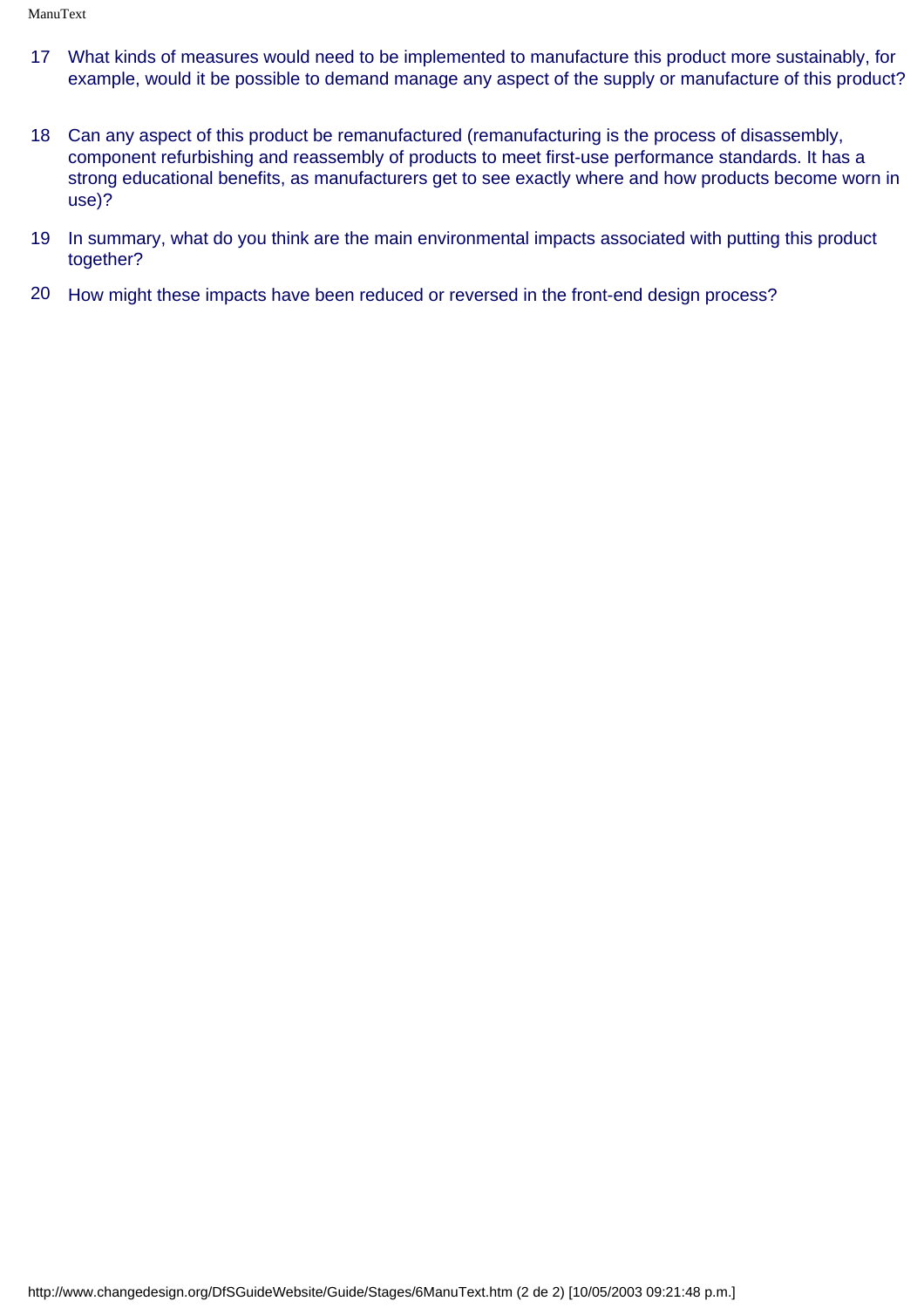17. What kinds of measures would need to be implemented to manufacture this product more sustainably, for example, would it be possible to demand manage any aspect of the supply or manufacture of this product?

18. Can any aspect of this product be remanufactured (remanufacturing is the process of disassembly, component refurbishing and reassembly of products to meet first-use performance standards. It has a strong educational benefits, as manufacturers get to see exactly where and how products become worn in use)?

19. In summary, what do you think are the main environmental impacts associated with putting this product together?

20. How might these impacts have been reduced or reversed in the front-end design process?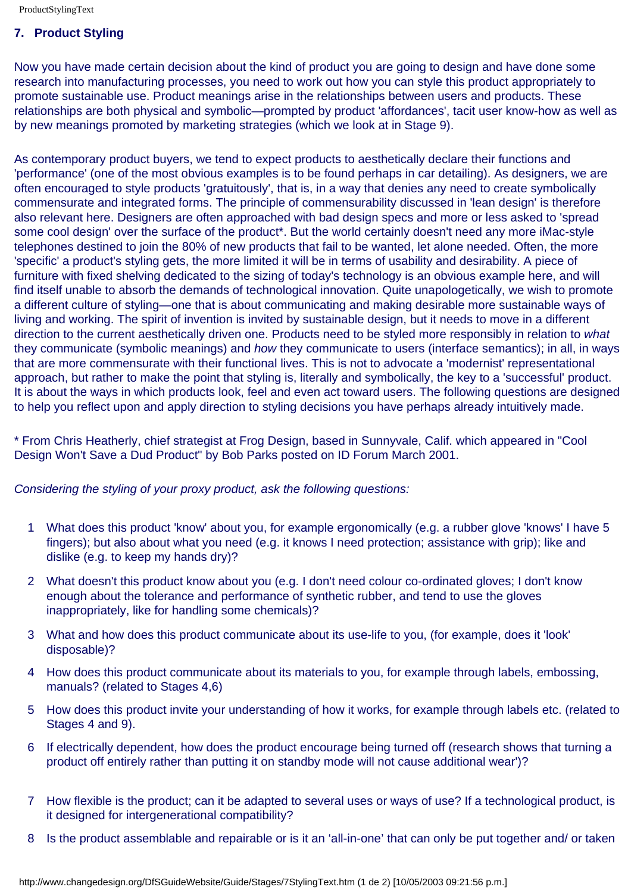## 7. Product Styling

Now you have made certain decision about the kind of product you are going to design and have done some research into manufacturing processes, you need to work out how you can style this product appropriately to promote sustainable use. Product meanings arise in the relationships between users and products. These relationships are both physical and symbolic—prompted by product 'affordances', tacit user know-how as well as by new meanings promoted by marketing strategies (which we look at in Stage 9).

As contemporary product buyers, we tend to expect products to aesthetically declare their functions and 'performance' (one of the most obvious examples is to be found perhaps in car detailing). As designers, we are often encouraged to style products 'gratuitously', that is, in a way that denies any need to create symbolically commensurate and integrated forms. The principle of commensurability discussed in 'lean design' is therefore also relevant here. Designers are often approached with bad design specs and more or less asked to 'spread some cool design' over the surface of the product*. But the world certainly doesn't need any more iMac-style telephones destined to join the 80% of new products that fail to be wanted, let alone needed. Often, the more 'specific' a product's styling gets, the more limited it will be in terms of usability and desirability. A piece of furniture with fixed shelving dedicated to the sizing of today's technology is an obvious example here, and will find itself unable to absorb the demands of technological innovation. Quite unapologetically, we wish to promote a different culture of styling—one that is about communicating and making desirable more sustainable ways of living and working. The spirit of invention is invited by sustainable design, but it needs to move in a different direction to the current aesthetically driven one. Products need to be styled more responsibly in relation to *what* they communicate (symbolic meanings) and *how* they communicate to users (interface semantics); in all, in ways that are more commensurate with their functional lives. This is not to advocate a 'modernist' representational approach, but rather to make the point that styling is, literally and symbolically, the key to a 'successful' product. It is about the ways in which products look, feel and even act toward users. The following questions are designed to help you reflect upon and apply direction to styling decisions you have perhaps already intuitively made.

* From Chris Heatherly, chief strategist at Frog Design, based in Sunnyvale, Calif. which appeared in "Cool Design Won't Save a Dud Product" by Bob Parks posted on ID Forum March 2001.

*Considering the styling of your proxy product, ask the following questions:*

1. What does this product 'know' about you, for example ergonomically (e.g. a rubber glove 'knows' I have 5 fingers); but also about what you need (e.g. it knows I need protection; assistance with grip); like and dislike (e.g. to keep my hands dry)?
2. What doesn't this product know about you (e.g. I don't need colour co-ordinated gloves; I don't know enough about the tolerance and performance of synthetic rubber, and tend to use the gloves inappropriately, like for handling some chemicals)?
3. What and how does this product communicate about its use-life to you, (for example, does it 'look' disposable)?
4. How does this product communicate about its materials to you, for example through labels, embossing, manuals? (related to Stages 4,6)
5. How does this product invite your understanding of how it works, for example through labels etc. (related to Stages 4 and 9).
6. If electrically dependent, how does the product encourage being turned off (research shows that turning a product off entirely rather than putting it on standby mode will not cause additional wear')?
7. How flexible is the product; can it be adapted to several uses or ways of use? If a technological product, is it designed for intergenerational compatibility?
8. Is the product assemblable and repairable or is it an 'all-in-one' that can only be put together and/ or taken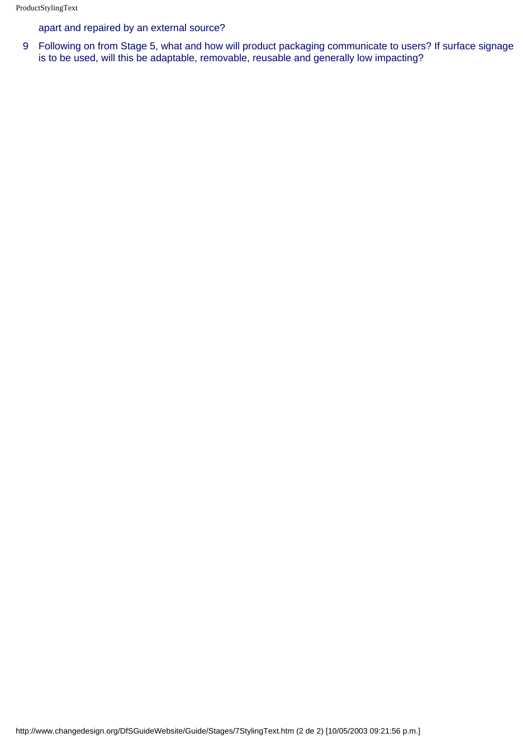apart and repaired by an external source?

9. Following on from Stage 5, what and how will product packaging communicate to users? If surface signage is to be used, will this be adaptable, removable, reusable and generally low impacting?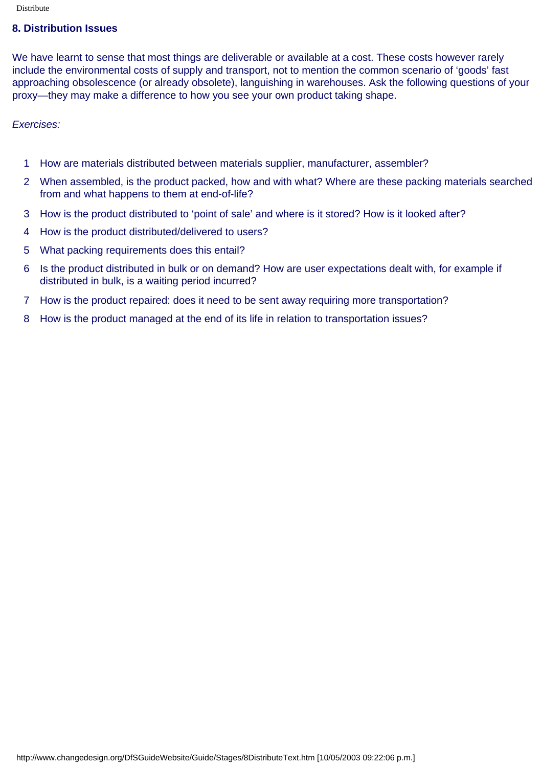## 8. Distribution Issues

We have learnt to sense that most things are deliverable or available at a cost. These costs however rarely include the environmental costs of supply and transport, not to mention the common scenario of 'goods' fast approaching obsolescence (or already obsolete), languishing in warehouses. Ask the following questions of your proxy—they may make a difference to how you see your own product taking shape.

*Exercises:*

1. How are materials distributed between materials supplier, manufacturer, assembler?
2. When assembled, is the product packed, how and with what? Where are these packing materials searched from and what happens to them at end-of-life?
3. How is the product distributed to 'point of sale' and where is it stored? How is it looked after?
4. How is the product distributed/delivered to users?
5. What packing requirements does this entail?
6. Is the product distributed in bulk or on demand? How are user expectations dealt with, for example if distributed in bulk, is a waiting period incurred?
7. How is the product repaired: does it need to be sent away requiring more transportation?
8. How is the product managed at the end of its life in relation to transportation issues?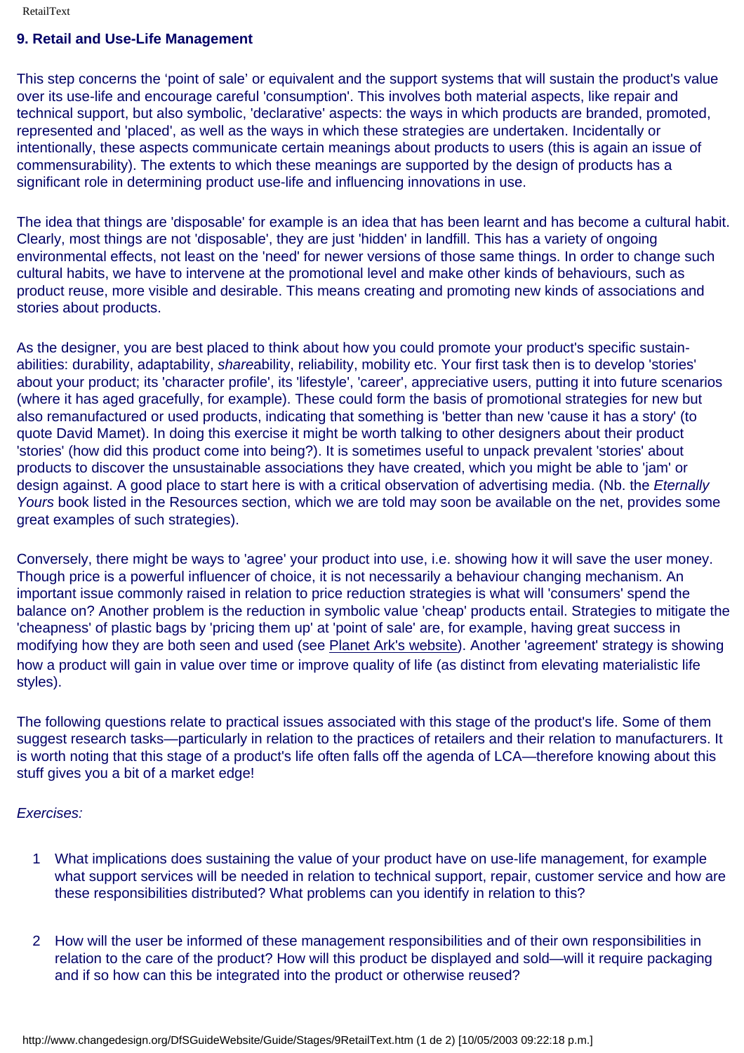## 9. Retail and Use-Life Management

This step concerns the 'point of sale' or equivalent and the support systems that will sustain the product's value over its use-life and encourage careful 'consumption'. This involves both material aspects, like repair and technical support, but also symbolic, 'declarative' aspects: the ways in which products are branded, promoted, represented and 'placed', as well as the ways in which these strategies are undertaken. Incidentally or intentionally, these aspects communicate certain meanings about products to users (this is again an issue of commensurability). The extents to which these meanings are supported by the design of products has a significant role in determining product use-life and influencing innovations in use.

The idea that things are 'disposable' for example is an idea that has been learnt and has become a cultural habit. Clearly, most things are not 'disposable', they are just 'hidden' in landfill. This has a variety of ongoing environmental effects, not least on the 'need' for newer versions of those same things. In order to change such cultural habits, we have to intervene at the promotional level and make other kinds of behaviours, such as product reuse, more visible and desirable. This means creating and promoting new kinds of associations and stories about products.

As the designer, you are best placed to think about how you could promote your product's specific sustain-abilities: durability, adaptability, *share*ability, reliability, mobility etc. Your first task then is to develop 'stories' about your product; its 'character profile', its 'lifestyle', 'career', appreciative users, putting it into future scenarios (where it has aged gracefully, for example). These could form the basis of promotional strategies for new but also remanufactured or used products, indicating that something is 'better than new 'cause it has a story' (to quote David Mamet). In doing this exercise it might be worth talking to other designers about their product 'stories' (how did this product come into being?). It is sometimes useful to unpack prevalent 'stories' about products to discover the unsustainable associations they have created, which you might be able to 'jam' or design against. A good place to start here is with a critical observation of advertising media. (Nb. the *Eternally Yours* book listed in the Resources section, which we are told may soon be available on the net, provides some great examples of such strategies).

Conversely, there might be ways to 'agree' your product into use, i.e. showing how it will save the user money. Though price is a powerful influencer of choice, it is not necessarily a behaviour changing mechanism. An important issue commonly raised in relation to price reduction strategies is what will 'consumers' spend the balance on? Another problem is the reduction in symbolic value 'cheap' products entail. Strategies to mitigate the 'cheapness' of plastic bags by 'pricing them up' at 'point of sale' are, for example, having great success in modifying how they are both seen and used (see Planet Ark's website). Another 'agreement' strategy is showing how a product will gain in value over time or improve quality of life (as distinct from elevating materialistic life styles).

The following questions relate to practical issues associated with this stage of the product's life. Some of them suggest research tasks—particularly in relation to the practices of retailers and their relation to manufacturers. It is worth noting that this stage of a product's life often falls off the agenda of LCA—therefore knowing about this stuff gives you a bit of a market edge!

*Exercises:*

1. What implications does sustaining the value of your product have on use-life management, for example what support services will be needed in relation to technical support, repair, customer service and how are these responsibilities distributed? What problems can you identify in relation to this?

2. How will the user be informed of these management responsibilities and of their own responsibilities in relation to the care of the product? How will this product be displayed and sold—will it require packaging and if so how can this be integrated into the product or otherwise reused?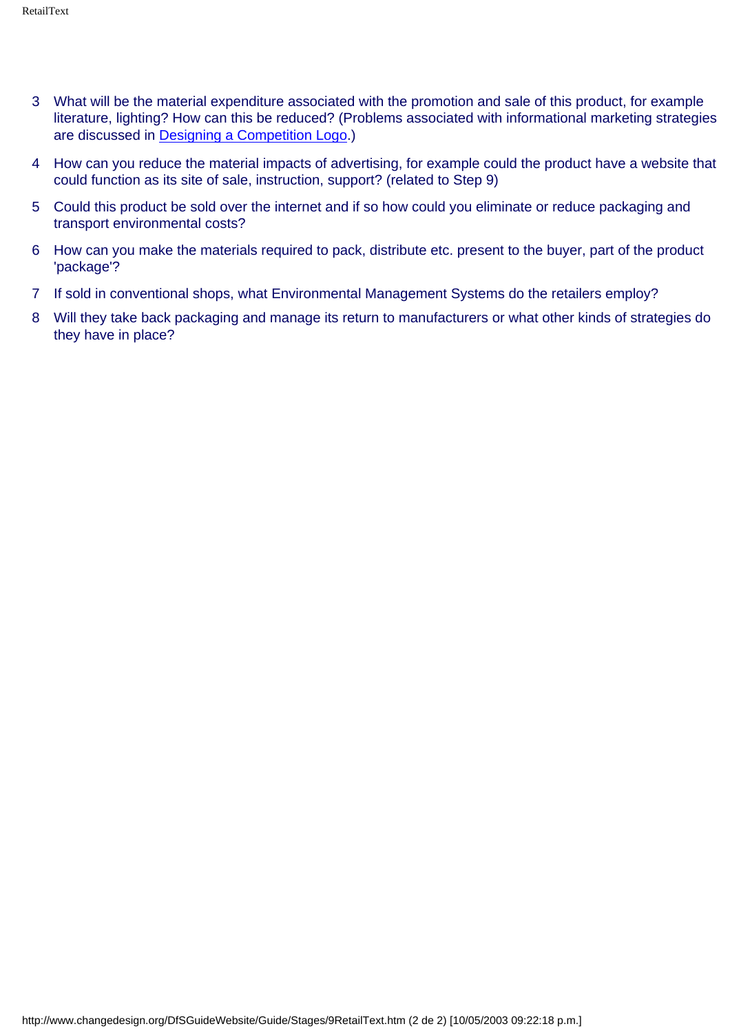3. What will be the material expenditure associated with the promotion and sale of this product, for example literature, lighting? How can this be reduced? (Problems associated with informational marketing strategies are discussed in Designing a Competition Logo.)
4. How can you reduce the material impacts of advertising, for example could the product have a website that could function as its site of sale, instruction, support? (related to Step 9)
5. Could this product be sold over the internet and if so how could you eliminate or reduce packaging and transport environmental costs?
6. How can you make the materials required to pack, distribute etc. present to the buyer, part of the product 'package'?
7. If sold in conventional shops, what Environmental Management Systems do the retailers employ?
8. Will they take back packaging and manage its return to manufacturers or what other kinds of strategies do they have in place?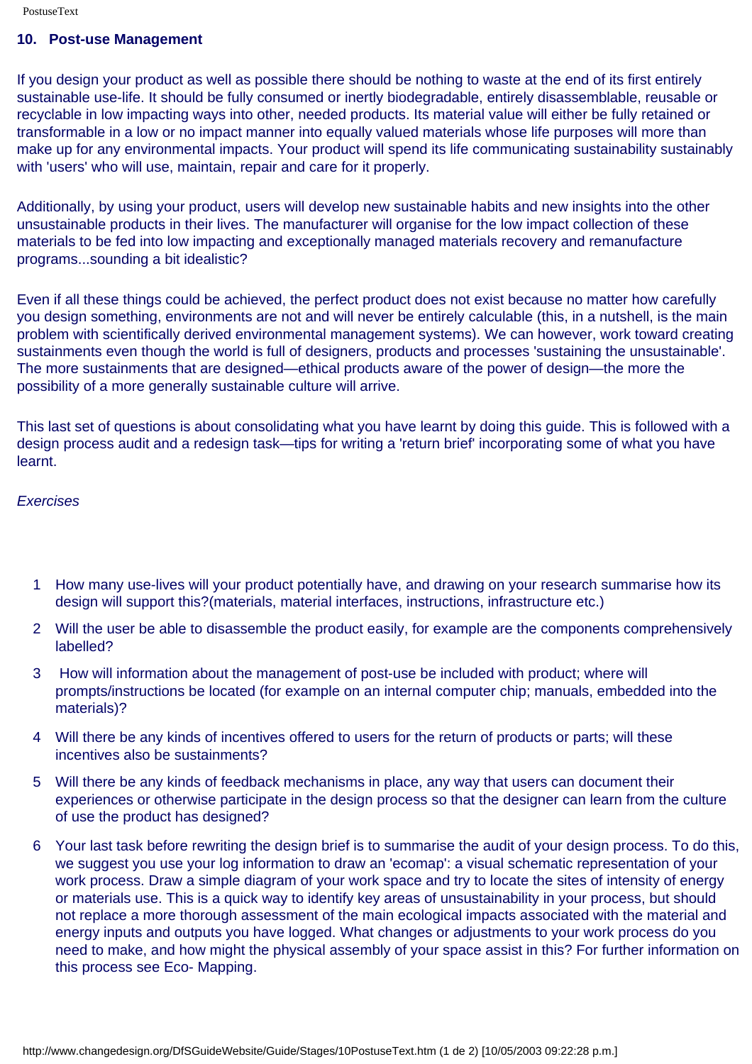## 10. Post-use Management

If you design your product as well as possible there should be nothing to waste at the end of its first entirely sustainable use-life. It should be fully consumed or inertly biodegradable, entirely disassemblable, reusable or recyclable in low impacting ways into other, needed products. Its material value will either be fully retained or transformable in a low or no impact manner into equally valued materials whose life purposes will more than make up for any environmental impacts. Your product will spend its life communicating sustainability sustainably with 'users' who will use, maintain, repair and care for it properly.

Additionally, by using your product, users will develop new sustainable habits and new insights into the other unsustainable products in their lives. The manufacturer will organise for the low impact collection of these materials to be fed into low impacting and exceptionally managed materials recovery and remanufacture programs...sounding a bit idealistic?

Even if all these things could be achieved, the perfect product does not exist because no matter how carefully you design something, environments are not and will never be entirely calculable (this, in a nutshell, is the main problem with scientifically derived environmental management systems). We can however, work toward creating sustainments even though the world is full of designers, products and processes 'sustaining the unsustainable'. The more sustainments that are designed—ethical products aware of the power of design—the more the possibility of a more generally sustainable culture will arrive.

This last set of questions is about consolidating what you have learnt by doing this guide. This is followed with a design process audit and a redesign task—tips for writing a 'return brief' incorporating some of what you have learnt.

*Exercises*

1. How many use-lives will your product potentially have, and drawing on your research summarise how its design will support this?(materials, material interfaces, instructions, infrastructure etc.)
2. Will the user be able to disassemble the product easily, for example are the components comprehensively labelled?
3. How will information about the management of post-use be included with product; where will prompts/instructions be located (for example on an internal computer chip; manuals, embedded into the materials)?
4. Will there be any kinds of incentives offered to users for the return of products or parts; will these incentives also be sustainments?
5. Will there be any kinds of feedback mechanisms in place, any way that users can document their experiences or otherwise participate in the design process so that the designer can learn from the culture of use the product has designed?
6. Your last task before rewriting the design brief is to summarise the audit of your design process. To do this, we suggest you use your log information to draw an 'ecomap': a visual schematic representation of your work process. Draw a simple diagram of your work space and try to locate the sites of intensity of energy or materials use. This is a quick way to identify key areas of unsustainability in your process, but should not replace a more thorough assessment of the main ecological impacts associated with the material and energy inputs and outputs you have logged. What changes or adjustments to your work process do you need to make, and how might the physical assembly of your space assist in this? For further information on this process see Eco- Mapping.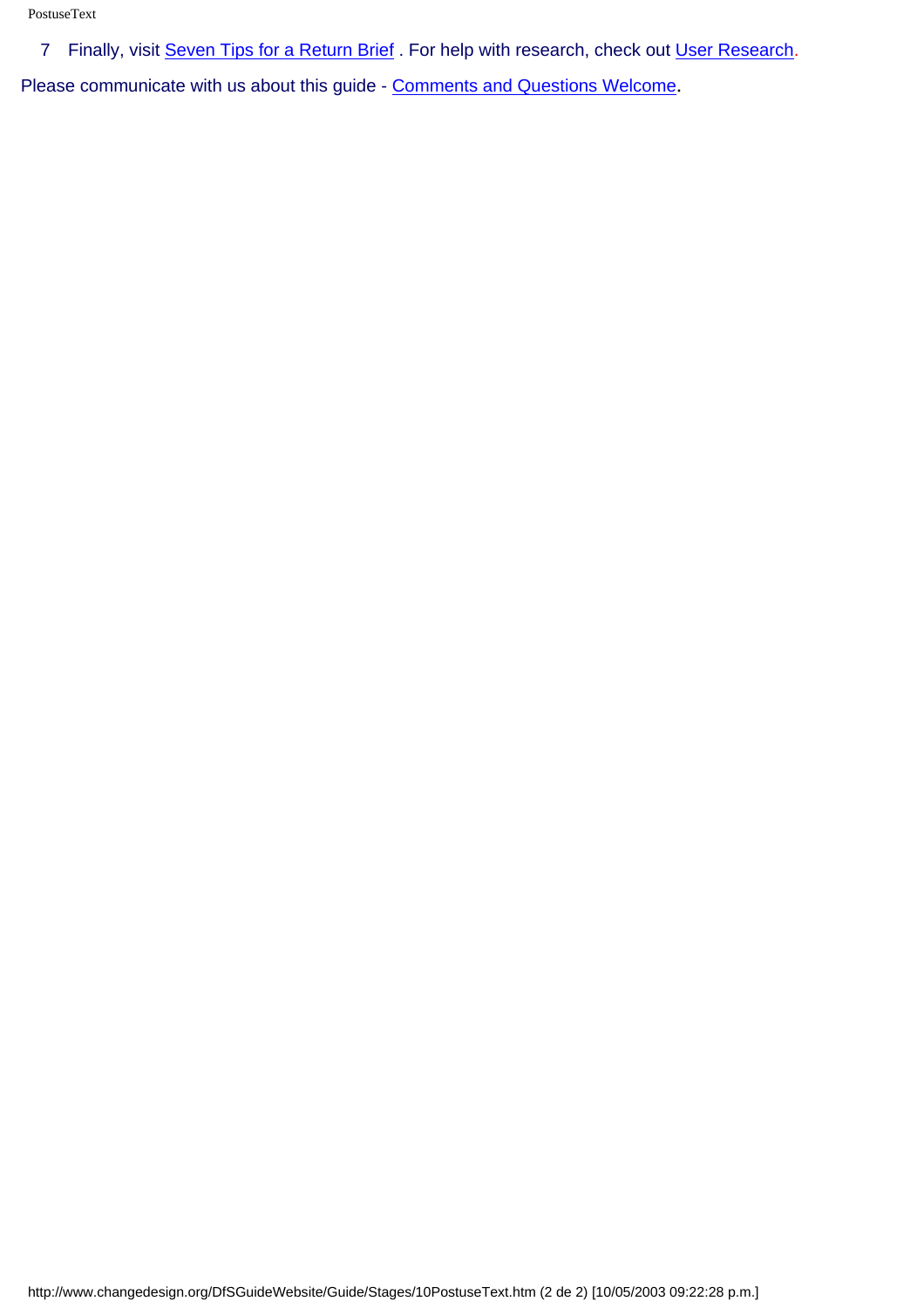7 Finally, visit Seven Tips for a Return Brief . For help with research, check out User Research.

Please communicate with us about this guide - Comments and Questions Welcome.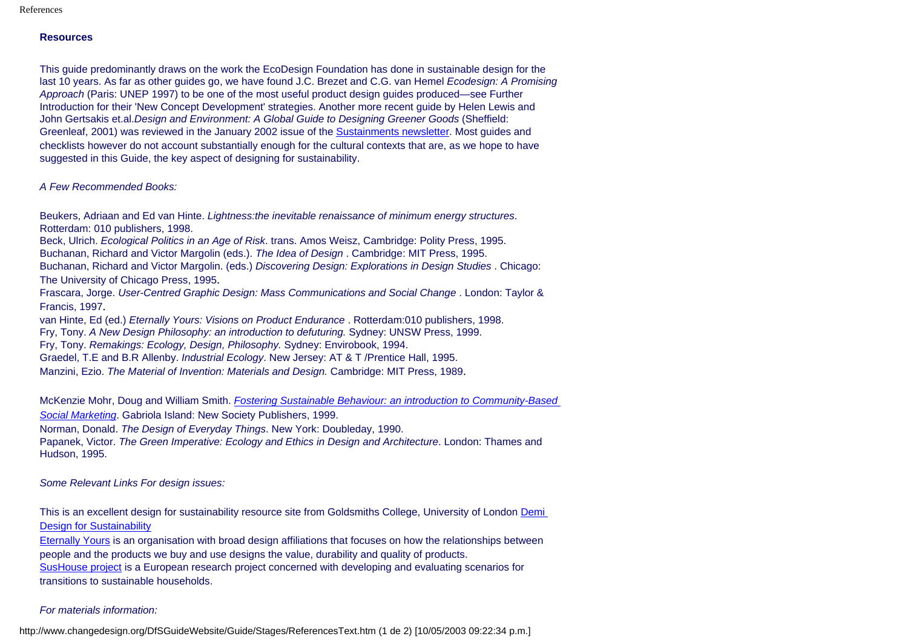**Resources**

This guide predominantly draws on the work the EcoDesign Foundation has done in sustainable design for the last 10 years. As far as other guides go, we have found J.C. Brezet and C.G. van Hemel *Ecodesign: A Promising Approach* (Paris: UNEP 1997) to be one of the most useful product design guides produced—see Further Introduction for their 'New Concept Development' strategies. Another more recent guide by Helen Lewis and John Gertsakis et.al.*Design and Environment: A Global Guide to Designing Greener Goods* (Sheffield: Greenleaf, 2001) was reviewed in the January 2002 issue of the Sustainments newsletter. Most guides and checklists however do not account substantially enough for the cultural contexts that are, as we hope to have suggested in this Guide, the key aspect of designing for sustainability.

*A Few Recommended Books:*

Beukers, Adriaan and Ed van Hinte. *Lightness:the inevitable renaissance of minimum energy structures*. Rotterdam: 010 publishers, 1998.
Beck, Ulrich. *Ecological Politics in an Age of Risk*. trans. Amos Weisz, Cambridge: Polity Press, 1995.
Buchanan, Richard and Victor Margolin (eds.). *The Idea of Design* . Cambridge: MIT Press, 1995.
Buchanan, Richard and Victor Margolin. (eds.) *Discovering Design: Explorations in Design Studies* . Chicago: The University of Chicago Press, 1995.
Frascara, Jorge. *User-Centred Graphic Design: Mass Communications and Social Change* . London: Taylor & Francis, 1997.
van Hinte, Ed (ed.) *Eternally Yours: Visions on Product Endurance* . Rotterdam:010 publishers, 1998.
Fry, Tony. *A New Design Philosophy: an introduction to defuturing.* Sydney: UNSW Press, 1999.
Fry, Tony. *Remakings: Ecology, Design, Philosophy.* Sydney: Envirobook, 1994.
Graedel, T.E and B.R Allenby. *Industrial Ecology*. New Jersey: AT & T /Prentice Hall, 1995.
Manzini, Ezio. *The Material of Invention: Materials and Design.* Cambridge: MIT Press, 1989.

McKenzie Mohr, Doug and William Smith. *Fostering Sustainable Behaviour: an introduction to Community-Based Social Marketing*. Gabriola Island: New Society Publishers, 1999.
Norman, Donald. *The Design of Everyday Things*. New York: Doubleday, 1990.
Papanek, Victor. *The Green Imperative: Ecology and Ethics in Design and Architecture*. London: Thames and Hudson, 1995.

*Some Relevant Links For design issues:*

This is an excellent design for sustainability resource site from Goldsmiths College, University of London Demi Design for Sustainability

Eternally Yours is an organisation with broad design affiliations that focuses on how the relationships between people and the products we buy and use designs the value, durability and quality of products.

SusHouse project is a European research project concerned with developing and evaluating scenarios for transitions to sustainable households.

*For materials information:*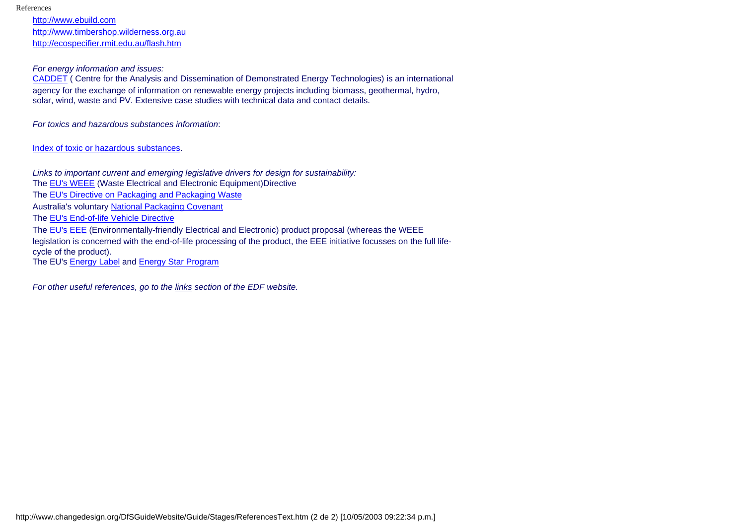http://www.ebuild.com
http://www.timbershop.wilderness.org.au
http://ecospecifier.rmit.edu.au/flash.htm

*For energy information and issues:*
CADDET ( Centre for the Analysis and Dissemination of Demonstrated Energy Technologies) is an international agency for the exchange of information on renewable energy projects including biomass, geothermal, hydro, solar, wind, waste and PV. Extensive case studies with technical data and contact details.

*For toxics and hazardous substances information*:

Index of toxic or hazardous substances.

*Links to important current and emerging legislative drivers for design for sustainability:*
The EU's WEEE (Waste Electrical and Electronic Equipment)Directive
The EU's Directive on Packaging and Packaging Waste
Australia's voluntary National Packaging Covenant
The EU's End-of-life Vehicle Directive
The EU's EEE (Environmentally-friendly Electrical and Electronic) product proposal (whereas the WEEE legislation is concerned with the end-of-life processing of the product, the EEE initiative focusses on the full life-cycle of the product).
The EU's Energy Label and Energy Star Program

*For other useful references, go to the links section of the EDF website.*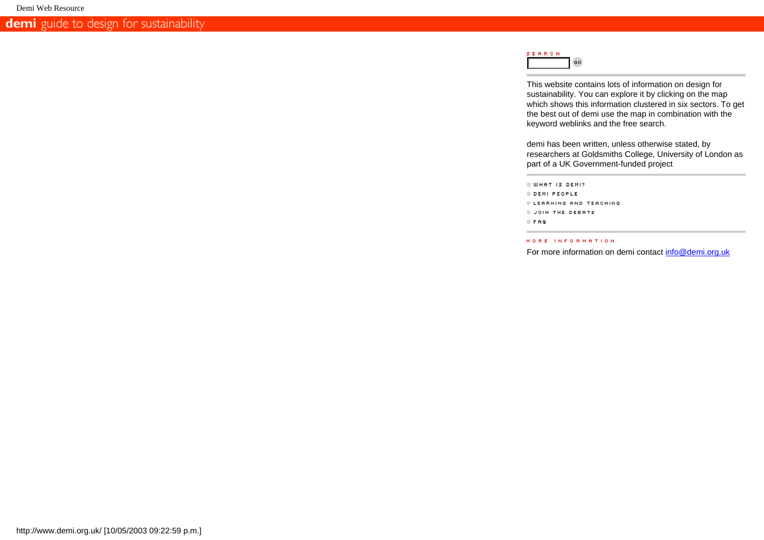**demi** guide to design for sustainability

SEARCH

GO

This website contains lots of information on design for sustainability. You can explore it by clicking on the map which shows this information clustered in six sectors. To get the best out of demi use the map in combination with the keyword weblinks and the free search.

demi has been written, unless otherwise stated, by researchers at Goldsmiths College, University of London as part of a UK Government-funded project

- WHAT IS DEMI?
- DEMI PEOPLE
- LEARNING AND TEACHING
- JOIN THE DEBATE
- FAQ

MORE INFORMATION

For more information on demi contact info@demi.org.uk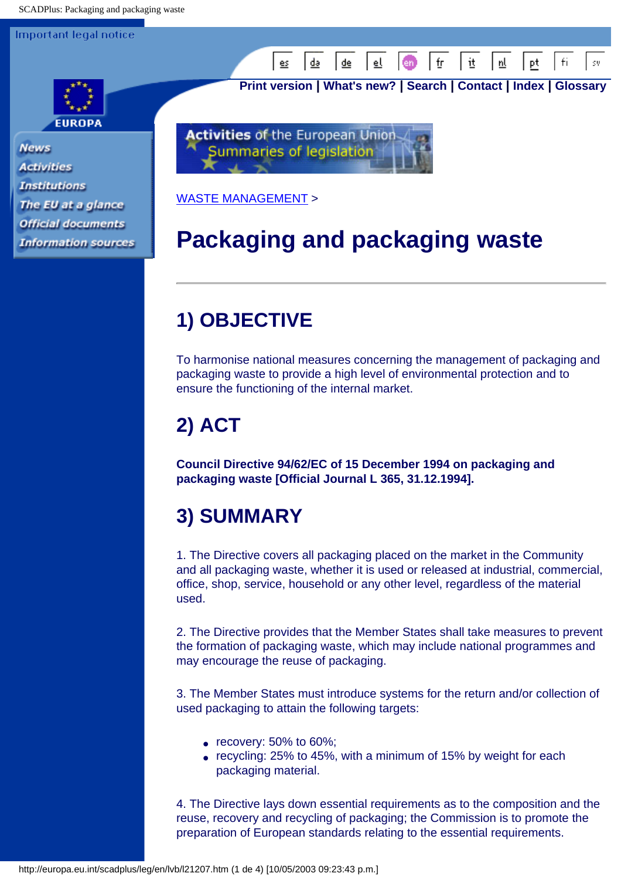WASTE MANAGEMENT >

# Packaging and packaging waste

## 1) OBJECTIVE

To harmonise national measures concerning the management of packaging and packaging waste to provide a high level of environmental protection and to ensure the functioning of the internal market.

## 2) ACT

**Council Directive 94/62/EC of 15 December 1994 on packaging and packaging waste [Official Journal L 365, 31.12.1994].**

## 3) SUMMARY

1. The Directive covers all packaging placed on the market in the Community and all packaging waste, whether it is used or released at industrial, commercial, office, shop, service, household or any other level, regardless of the material used.

2. The Directive provides that the Member States shall take measures to prevent the formation of packaging waste, which may include national programmes and may encourage the reuse of packaging.

3. The Member States must introduce systems for the return and/or collection of used packaging to attain the following targets:

- recovery: 50% to 60%;
- recycling: 25% to 45%, with a minimum of 15% by weight for each packaging material.

4. The Directive lays down essential requirements as to the composition and the reuse, recovery and recycling of packaging; the Commission is to promote the preparation of European standards relating to the essential requirements.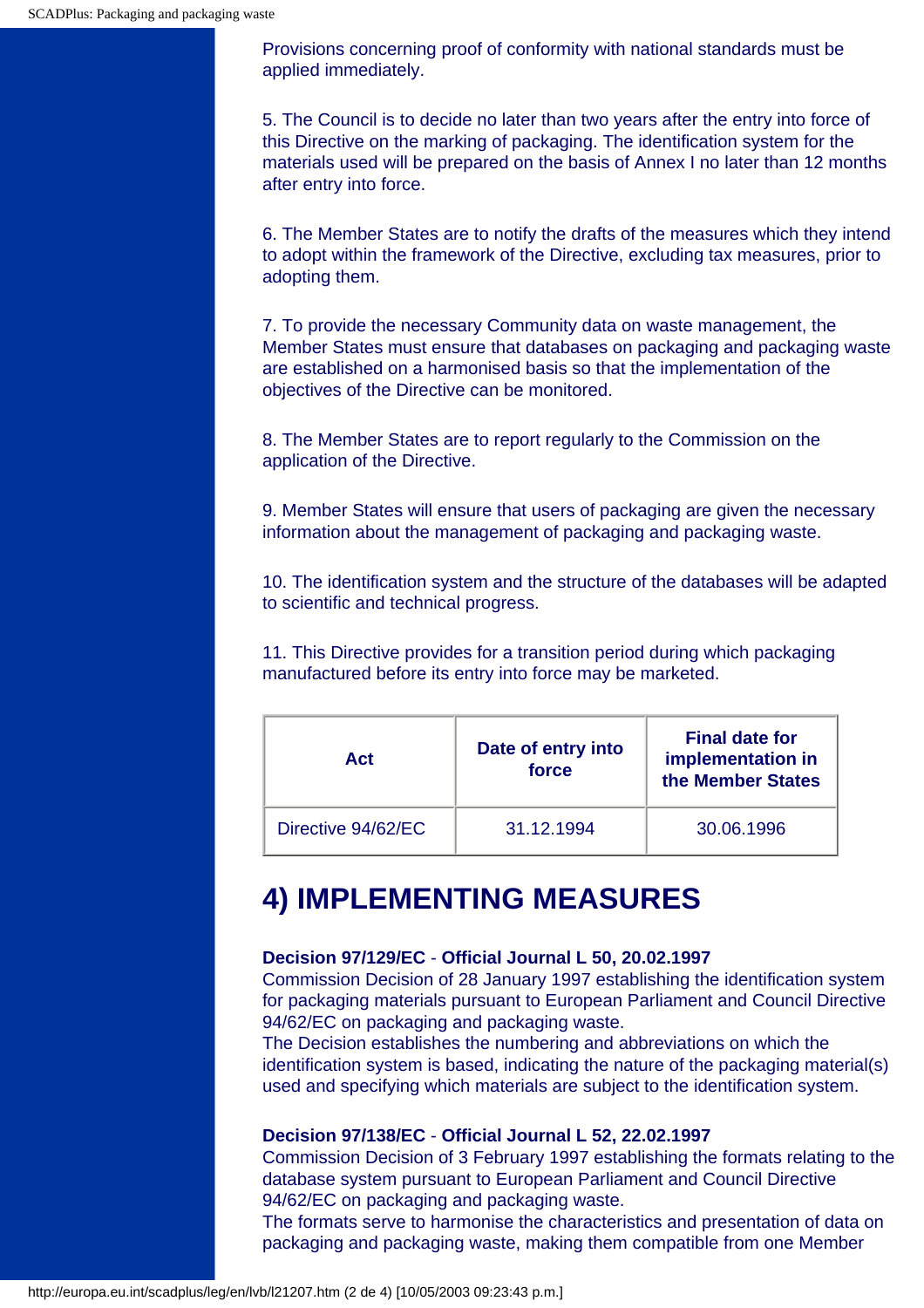Provisions concerning proof of conformity with national standards must be applied immediately.

5. The Council is to decide no later than two years after the entry into force of this Directive on the marking of packaging. The identification system for the materials used will be prepared on the basis of Annex I no later than 12 months after entry into force.

6. The Member States are to notify the drafts of the measures which they intend to adopt within the framework of the Directive, excluding tax measures, prior to adopting them.

7. To provide the necessary Community data on waste management, the Member States must ensure that databases on packaging and packaging waste are established on a harmonised basis so that the implementation of the objectives of the Directive can be monitored.

8. The Member States are to report regularly to the Commission on the application of the Directive.

9. Member States will ensure that users of packaging are given the necessary information about the management of packaging and packaging waste.

10. The identification system and the structure of the databases will be adapted to scientific and technical progress.

11. This Directive provides for a transition period during which packaging manufactured before its entry into force may be marketed.

| Act | Date of entry into force | Final date for implementation in the Member States |
| --- | --- | --- |
| Directive 94/62/EC | 31.12.1994 | 30.06.1996 |

# 4) IMPLEMENTING MEASURES

**Decision 97/129/EC** - **Official Journal L 50, 20.02.1997**
Commission Decision of 28 January 1997 establishing the identification system for packaging materials pursuant to European Parliament and Council Directive 94/62/EC on packaging and packaging waste.
The Decision establishes the numbering and abbreviations on which the identification system is based, indicating the nature of the packaging material(s) used and specifying which materials are subject to the identification system.

**Decision 97/138/EC** - **Official Journal L 52, 22.02.1997**
Commission Decision of 3 February 1997 establishing the formats relating to the database system pursuant to European Parliament and Council Directive 94/62/EC on packaging and packaging waste.
The formats serve to harmonise the characteristics and presentation of data on packaging and packaging waste, making them compatible from one Member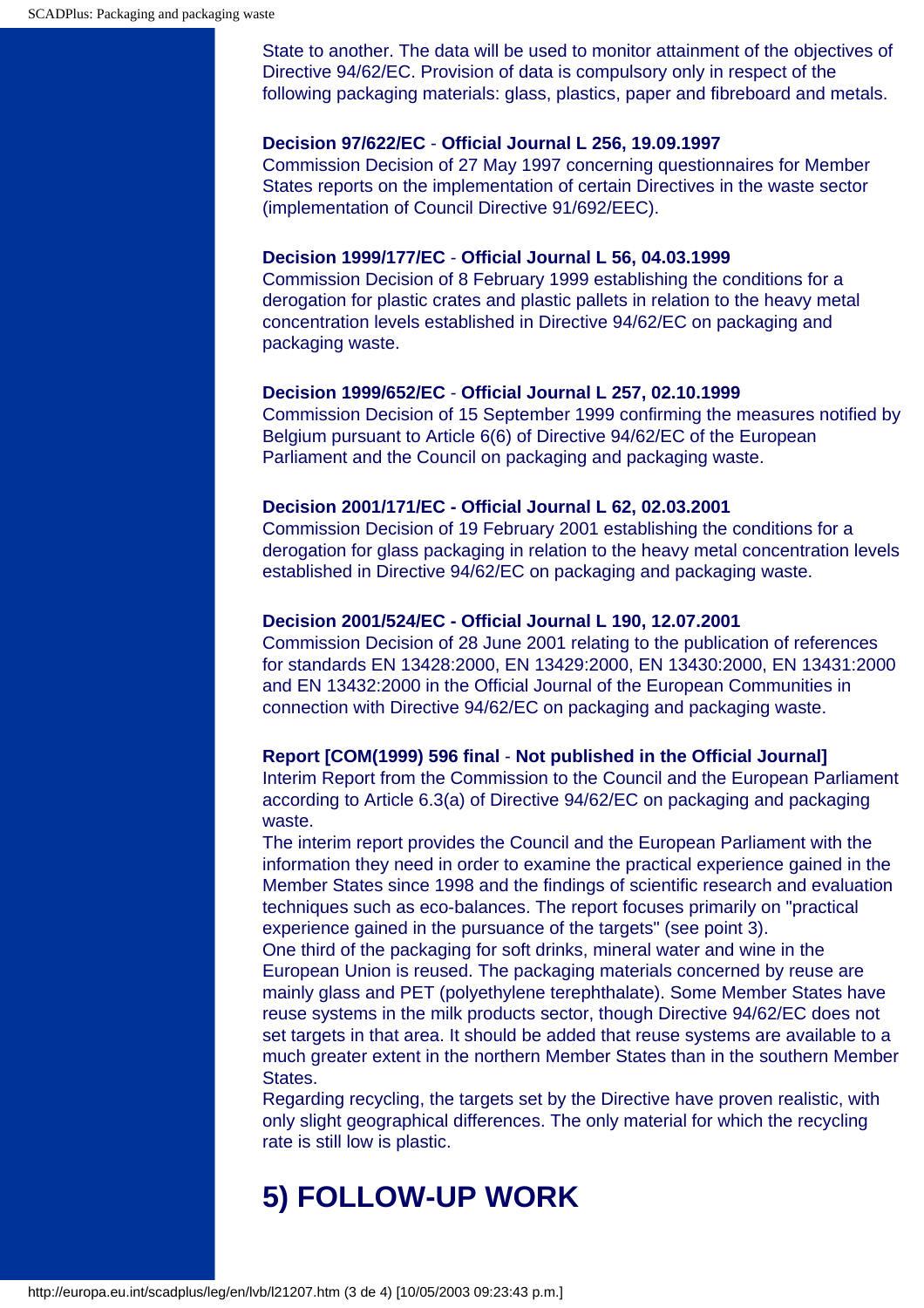State to another. The data will be used to monitor attainment of the objectives of Directive 94/62/EC. Provision of data is compulsory only in respect of the following packaging materials: glass, plastics, paper and fibreboard and metals.

**Decision 97/622/EC** - **Official Journal L 256, 19.09.1997**
Commission Decision of 27 May 1997 concerning questionnaires for Member States reports on the implementation of certain Directives in the waste sector (implementation of Council Directive 91/692/EEC).

**Decision 1999/177/EC** - **Official Journal L 56, 04.03.1999**
Commission Decision of 8 February 1999 establishing the conditions for a derogation for plastic crates and plastic pallets in relation to the heavy metal concentration levels established in Directive 94/62/EC on packaging and packaging waste.

**Decision 1999/652/EC** - **Official Journal L 257, 02.10.1999**
Commission Decision of 15 September 1999 confirming the measures notified by Belgium pursuant to Article 6(6) of Directive 94/62/EC of the European Parliament and the Council on packaging and packaging waste.

**Decision 2001/171/EC - Official Journal L 62, 02.03.2001**
Commission Decision of 19 February 2001 establishing the conditions for a derogation for glass packaging in relation to the heavy metal concentration levels established in Directive 94/62/EC on packaging and packaging waste.

**Decision 2001/524/EC - Official Journal L 190, 12.07.2001**
Commission Decision of 28 June 2001 relating to the publication of references for standards EN 13428:2000, EN 13429:2000, EN 13430:2000, EN 13431:2000 and EN 13432:2000 in the Official Journal of the European Communities in connection with Directive 94/62/EC on packaging and packaging waste.

**Report [COM(1999) 596 final** - **Not published in the Official Journal]**
Interim Report from the Commission to the Council and the European Parliament according to Article 6.3(a) of Directive 94/62/EC on packaging and packaging waste.
The interim report provides the Council and the European Parliament with the information they need in order to examine the practical experience gained in the Member States since 1998 and the findings of scientific research and evaluation techniques such as eco-balances. The report focuses primarily on "practical experience gained in the pursuance of the targets" (see point 3).
One third of the packaging for soft drinks, mineral water and wine in the European Union is reused. The packaging materials concerned by reuse are mainly glass and PET (polyethylene terephthalate). Some Member States have reuse systems in the milk products sector, though Directive 94/62/EC does not set targets in that area. It should be added that reuse systems are available to a much greater extent in the northern Member States than in the southern Member States.
Regarding recycling, the targets set by the Directive have proven realistic, with only slight geographical differences. The only material for which the recycling rate is still low is plastic.

# 5) FOLLOW-UP WORK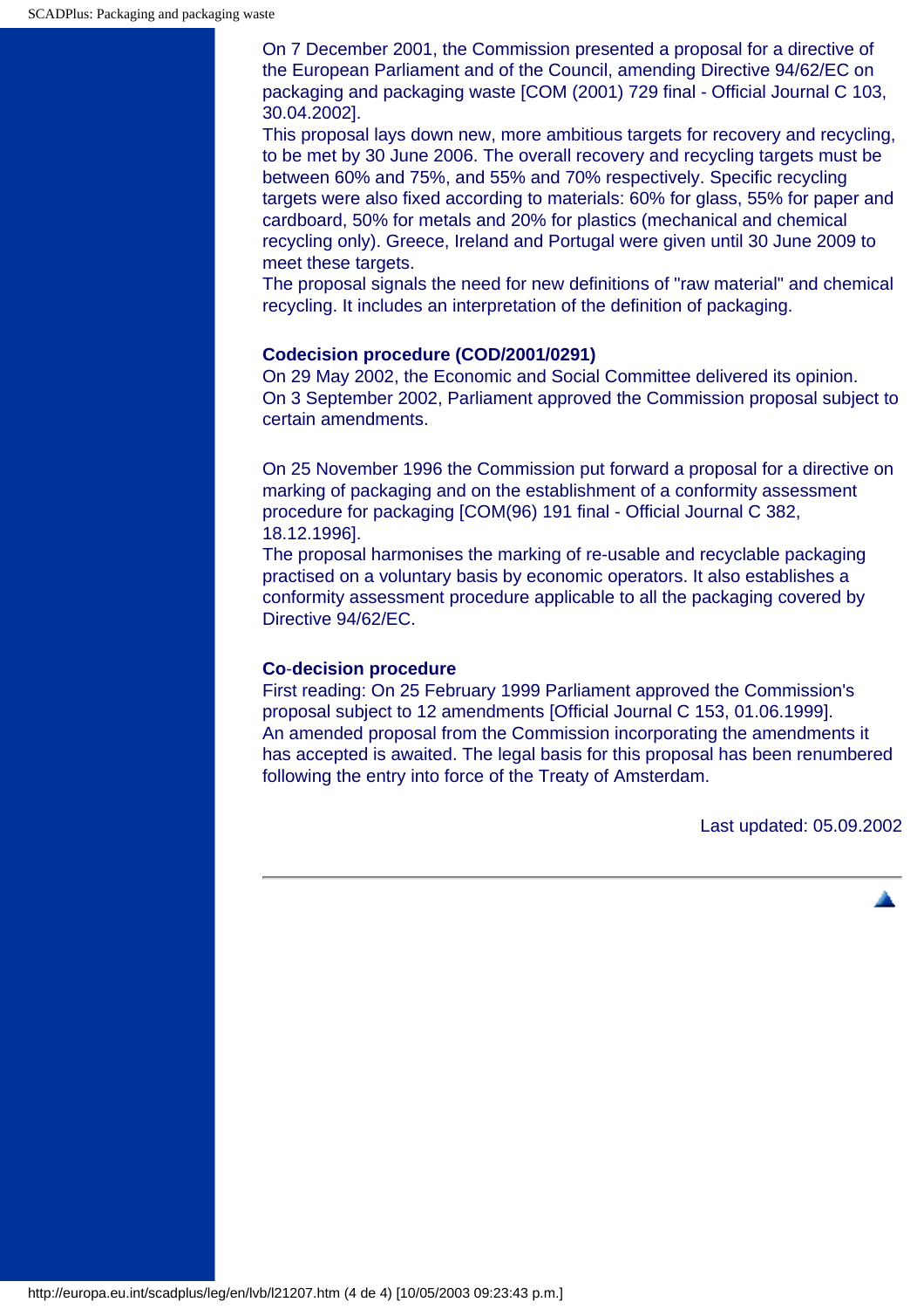On 7 December 2001, the Commission presented a proposal for a directive of the European Parliament and of the Council, amending Directive 94/62/EC on packaging and packaging waste [COM (2001) 729 final - Official Journal C 103, 30.04.2002].

This proposal lays down new, more ambitious targets for recovery and recycling, to be met by 30 June 2006. The overall recovery and recycling targets must be between 60% and 75%, and 55% and 70% respectively. Specific recycling targets were also fixed according to materials: 60% for glass, 55% for paper and cardboard, 50% for metals and 20% for plastics (mechanical and chemical recycling only). Greece, Ireland and Portugal were given until 30 June 2009 to meet these targets.

The proposal signals the need for new definitions of "raw material" and chemical recycling. It includes an interpretation of the definition of packaging.

**Codecision procedure (COD/2001/0291)**

On 29 May 2002, the Economic and Social Committee delivered its opinion.

On 3 September 2002, Parliament approved the Commission proposal subject to certain amendments.

On 25 November 1996 the Commission put forward a proposal for a directive on marking of packaging and on the establishment of a conformity assessment procedure for packaging [COM(96) 191 final - Official Journal C 382, 18.12.1996].

The proposal harmonises the marking of re-usable and recyclable packaging practised on a voluntary basis by economic operators. It also establishes a conformity assessment procedure applicable to all the packaging covered by Directive 94/62/EC.

**Co-decision procedure**

First reading: On 25 February 1999 Parliament approved the Commission's proposal subject to 12 amendments [Official Journal C 153, 01.06.1999].

An amended proposal from the Commission incorporating the amendments it has accepted is awaited. The legal basis for this proposal has been renumbered following the entry into force of the Treaty of Amsterdam.

Last updated: 05.09.2002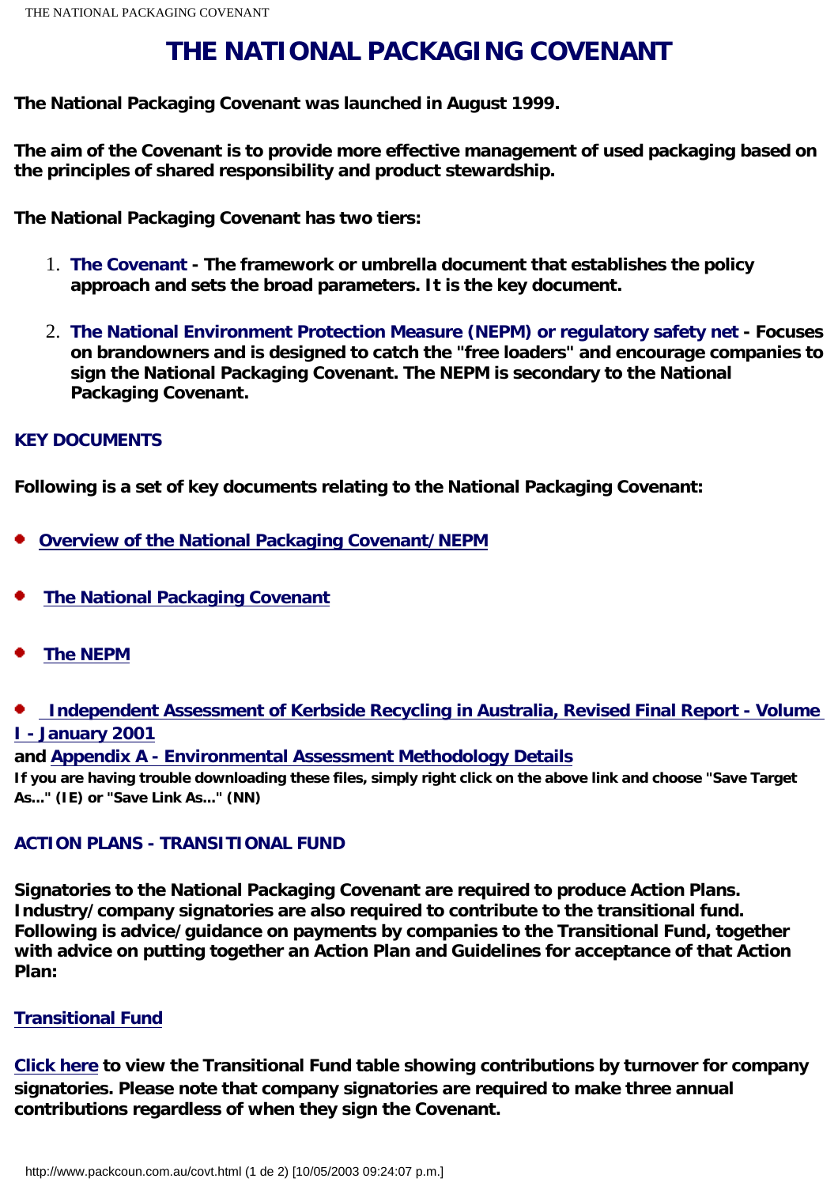# THE NATIONAL PACKAGING COVENANT

**The National Packaging Covenant was launched in August 1999.**

**The aim of the Covenant is to provide more effective management of used packaging based on the principles of shared responsibility and product stewardship.**

**The National Packaging Covenant has two tiers:**

1. **The Covenant - The framework or umbrella document that establishes the policy approach and sets the broad parameters. It is the key document.**

2. **The National Environment Protection Measure (NEPM) or regulatory safety net - Focuses on brandowners and is designed to catch the "free loaders" and encourage companies to sign the National Packaging Covenant. The NEPM is secondary to the National Packaging Covenant.**

## KEY DOCUMENTS

**Following is a set of key documents relating to the National Packaging Covenant:**

- **Overview of the National Packaging Covenant/NEPM**
- **The National Packaging Covenant**
- **The NEPM**
- **Independent Assessment of Kerbside Recycling in Australia, Revised Final Report - Volume I - January 2001**

**and Appendix A - Environmental Assessment Methodology Details**

**If you are having trouble downloading these files, simply right click on the above link and choose "Save Target As..." (IE) or "Save Link As..." (NN)**

## ACTION PLANS - TRANSITIONAL FUND

**Signatories to the National Packaging Covenant are required to produce Action Plans. Industry/company signatories are also required to contribute to the transitional fund. Following is advice/guidance on payments by companies to the Transitional Fund, together with advice on putting together an Action Plan and Guidelines for acceptance of that Action Plan:**

**Transitional Fund**

**Click here to view the Transitional Fund table showing contributions by turnover for company signatories. Please note that company signatories are required to make three annual contributions regardless of when they sign the Covenant.**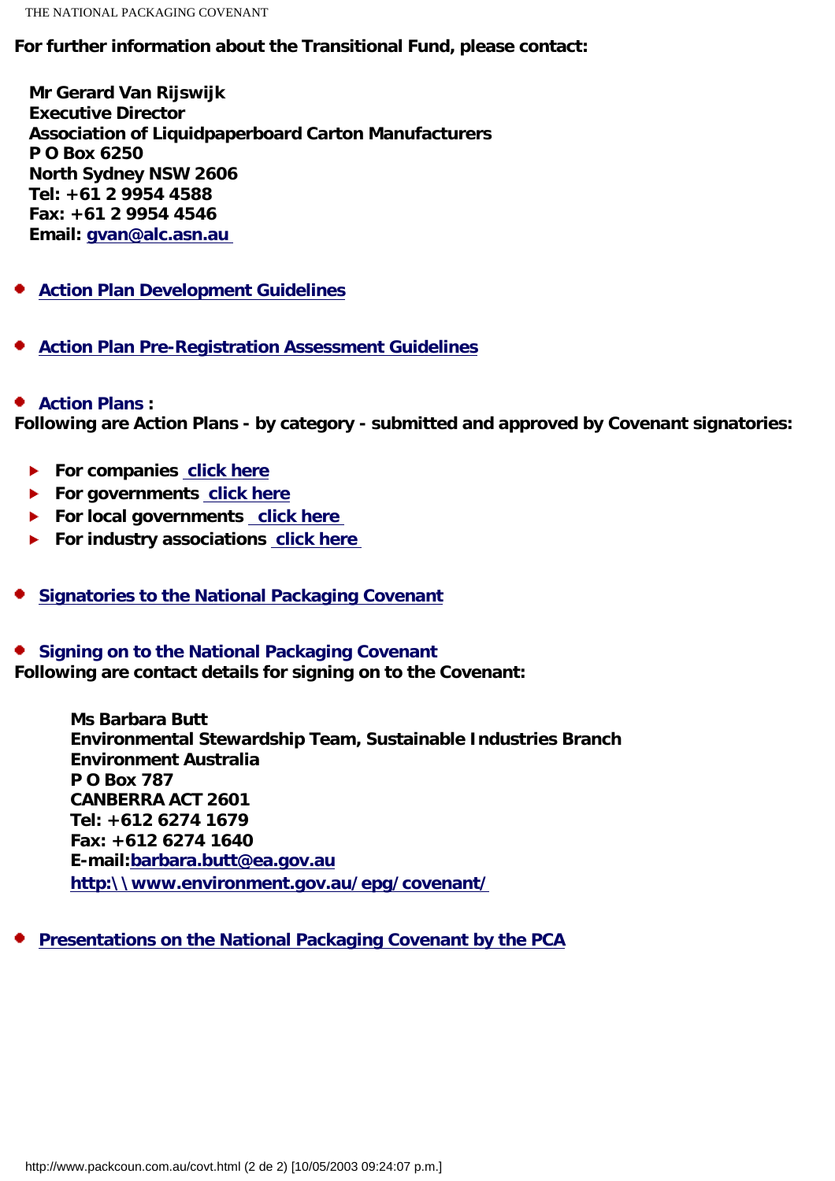**For further information about the Transitional Fund, please contact:**

**Mr Gerard Van Rijswijk**
**Executive Director**
**Association of Liquidpaperboard Carton Manufacturers**
**P O Box 6250**
**North Sydney NSW 2606**
**Tel: +61 2 9954 4588**
**Fax: +61 2 9954 4546**
**Email: gvan@alc.asn.au**

- **Action Plan Development Guidelines**

- **Action Plan Pre-Registration Assessment Guidelines**

- **Action Plans :**

**Following are Action Plans - by category - submitted and approved by Covenant signatories:**

- **For companies click here**
- **For governments click here**
- **For local governments click here**
- **For industry associations click here**

- **Signatories to the National Packaging Covenant**

- **Signing on to the National Packaging Covenant**

**Following are contact details for signing on to the Covenant:**

**Ms Barbara Butt**
**Environmental Stewardship Team, Sustainable Industries Branch**
**Environment Australia**
**P O Box 787**
**CANBERRA ACT 2601**
**Tel: +612 6274 1679**
**Fax: +612 6274 1640**
**E-mail:barbara.butt@ea.gov.au**
**http:\\www.environment.gov.au/epg/covenant/**

- **Presentations on the National Packaging Covenant by the PCA**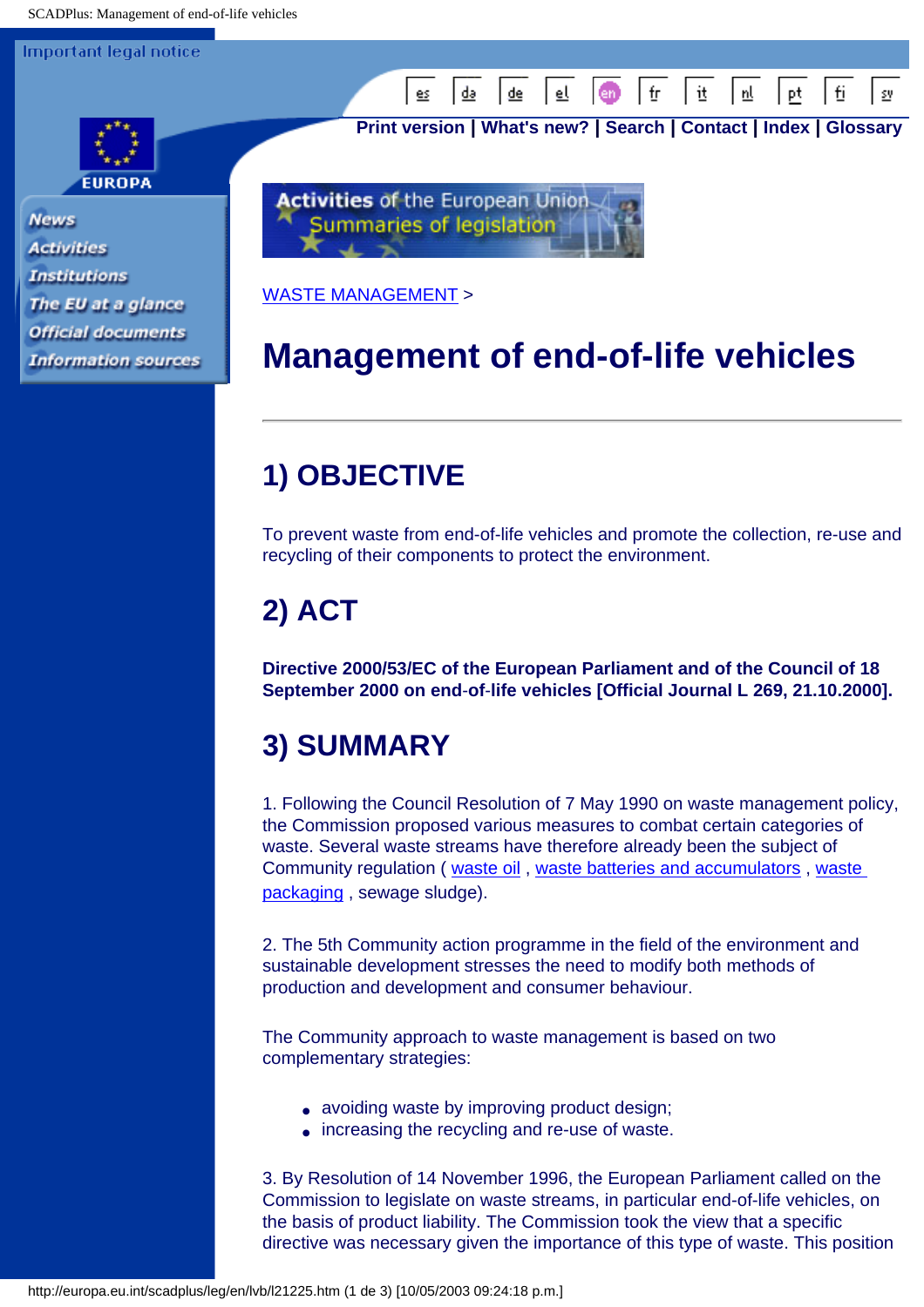WASTE MANAGEMENT >

# Management of end-of-life vehicles

## 1) OBJECTIVE

To prevent waste from end-of-life vehicles and promote the collection, re-use and recycling of their components to protect the environment.

## 2) ACT

**Directive 2000/53/EC of the European Parliament and of the Council of 18 September 2000 on end-of-life vehicles [Official Journal L 269, 21.10.2000].**

## 3) SUMMARY

1. Following the Council Resolution of 7 May 1990 on waste management policy, the Commission proposed various measures to combat certain categories of waste. Several waste streams have therefore already been the subject of Community regulation ( waste oil , waste batteries and accumulators , waste packaging , sewage sludge).

2. The 5th Community action programme in the field of the environment and sustainable development stresses the need to modify both methods of production and development and consumer behaviour.

The Community approach to waste management is based on two complementary strategies:

- avoiding waste by improving product design;
- increasing the recycling and re-use of waste.

3. By Resolution of 14 November 1996, the European Parliament called on the Commission to legislate on waste streams, in particular end-of-life vehicles, on the basis of product liability. The Commission took the view that a specific directive was necessary given the importance of this type of waste. This position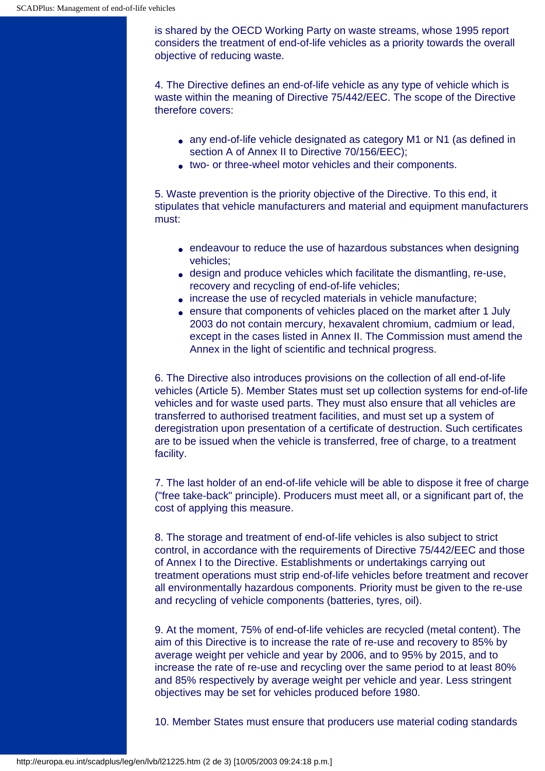is shared by the OECD Working Party on waste streams, whose 1995 report considers the treatment of end-of-life vehicles as a priority towards the overall objective of reducing waste.

4. The Directive defines an end-of-life vehicle as any type of vehicle which is waste within the meaning of Directive 75/442/EEC. The scope of the Directive therefore covers:

- any end-of-life vehicle designated as category M1 or N1 (as defined in section A of Annex II to Directive 70/156/EEC);
- two- or three-wheel motor vehicles and their components.

5. Waste prevention is the priority objective of the Directive. To this end, it stipulates that vehicle manufacturers and material and equipment manufacturers must:

- endeavour to reduce the use of hazardous substances when designing vehicles;
- design and produce vehicles which facilitate the dismantling, re-use, recovery and recycling of end-of-life vehicles;
- increase the use of recycled materials in vehicle manufacture;
- ensure that components of vehicles placed on the market after 1 July 2003 do not contain mercury, hexavalent chromium, cadmium or lead, except in the cases listed in Annex II. The Commission must amend the Annex in the light of scientific and technical progress.

6. The Directive also introduces provisions on the collection of all end-of-life vehicles (Article 5). Member States must set up collection systems for end-of-life vehicles and for waste used parts. They must also ensure that all vehicles are transferred to authorised treatment facilities, and must set up a system of deregistration upon presentation of a certificate of destruction. Such certificates are to be issued when the vehicle is transferred, free of charge, to a treatment facility.

7. The last holder of an end-of-life vehicle will be able to dispose it free of charge ("free take-back" principle). Producers must meet all, or a significant part of, the cost of applying this measure.

8. The storage and treatment of end-of-life vehicles is also subject to strict control, in accordance with the requirements of Directive 75/442/EEC and those of Annex I to the Directive. Establishments or undertakings carrying out treatment operations must strip end-of-life vehicles before treatment and recover all environmentally hazardous components. Priority must be given to the re-use and recycling of vehicle components (batteries, tyres, oil).

9. At the moment, 75% of end-of-life vehicles are recycled (metal content). The aim of this Directive is to increase the rate of re-use and recovery to 85% by average weight per vehicle and year by 2006, and to 95% by 2015, and to increase the rate of re-use and recycling over the same period to at least 80% and 85% respectively by average weight per vehicle and year. Less stringent objectives may be set for vehicles produced before 1980.

10. Member States must ensure that producers use material coding standards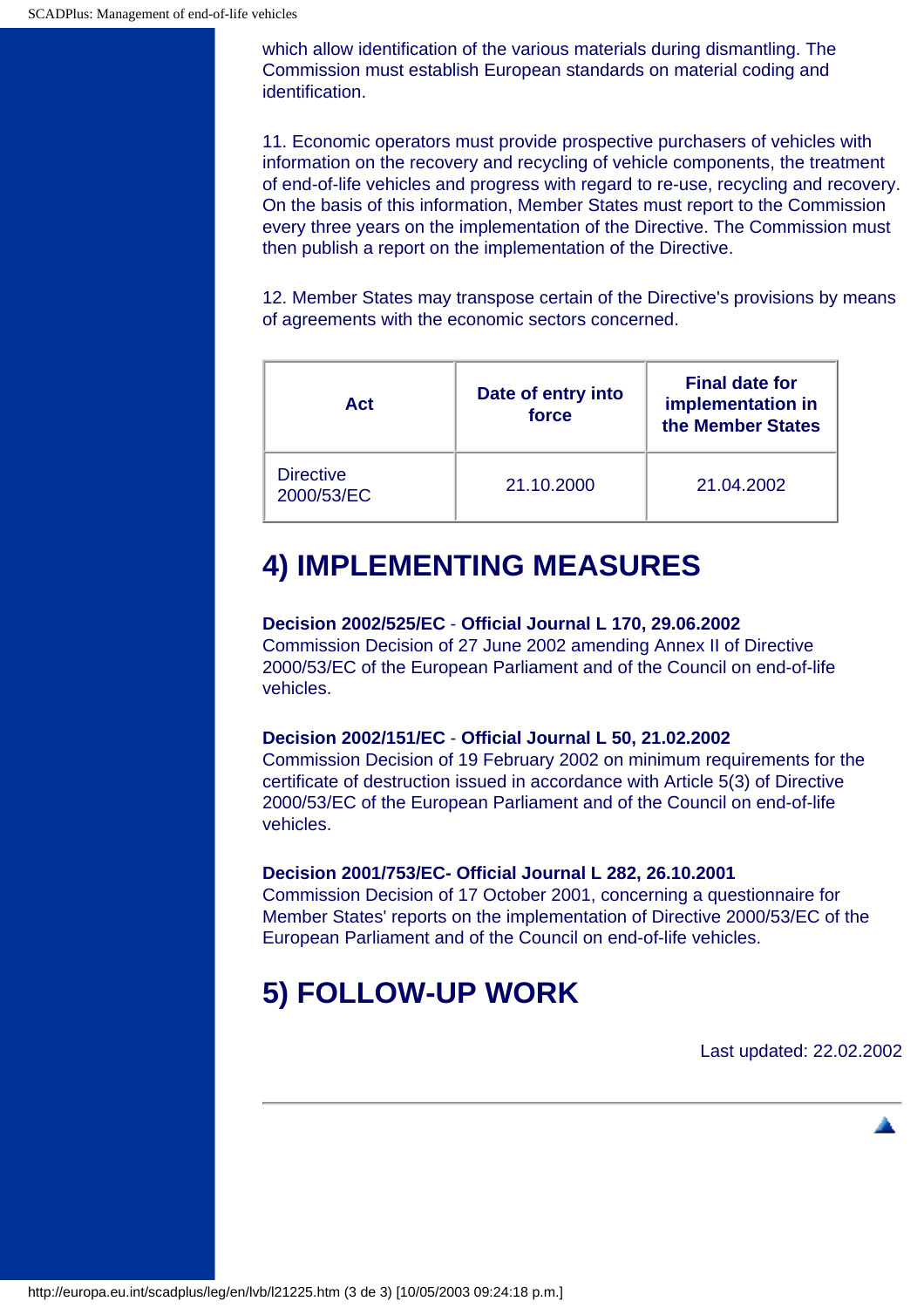which allow identification of the various materials during dismantling. The Commission must establish European standards on material coding and identification.

11. Economic operators must provide prospective purchasers of vehicles with information on the recovery and recycling of vehicle components, the treatment of end-of-life vehicles and progress with regard to re-use, recycling and recovery. On the basis of this information, Member States must report to the Commission every three years on the implementation of the Directive. The Commission must then publish a report on the implementation of the Directive.

12. Member States may transpose certain of the Directive's provisions by means of agreements with the economic sectors concerned.

| Act | Date of entry into force | Final date for implementation in the Member States |
|---|---|---|
| Directive 2000/53/EC | 21.10.2000 | 21.04.2002 |

## 4) IMPLEMENTING MEASURES

**Decision 2002/525/EC** - **Official Journal L 170, 29.06.2002**
Commission Decision of 27 June 2002 amending Annex II of Directive 2000/53/EC of the European Parliament and of the Council on end-of-life vehicles.

**Decision 2002/151/EC** - **Official Journal L 50, 21.02.2002**
Commission Decision of 19 February 2002 on minimum requirements for the certificate of destruction issued in accordance with Article 5(3) of Directive 2000/53/EC of the European Parliament and of the Council on end-of-life vehicles.

**Decision 2001/753/EC- Official Journal L 282, 26.10.2001**
Commission Decision of 17 October 2001, concerning a questionnaire for Member States' reports on the implementation of Directive 2000/53/EC of the European Parliament and of the Council on end-of-life vehicles.

## 5) FOLLOW-UP WORK

Last updated: 22.02.2002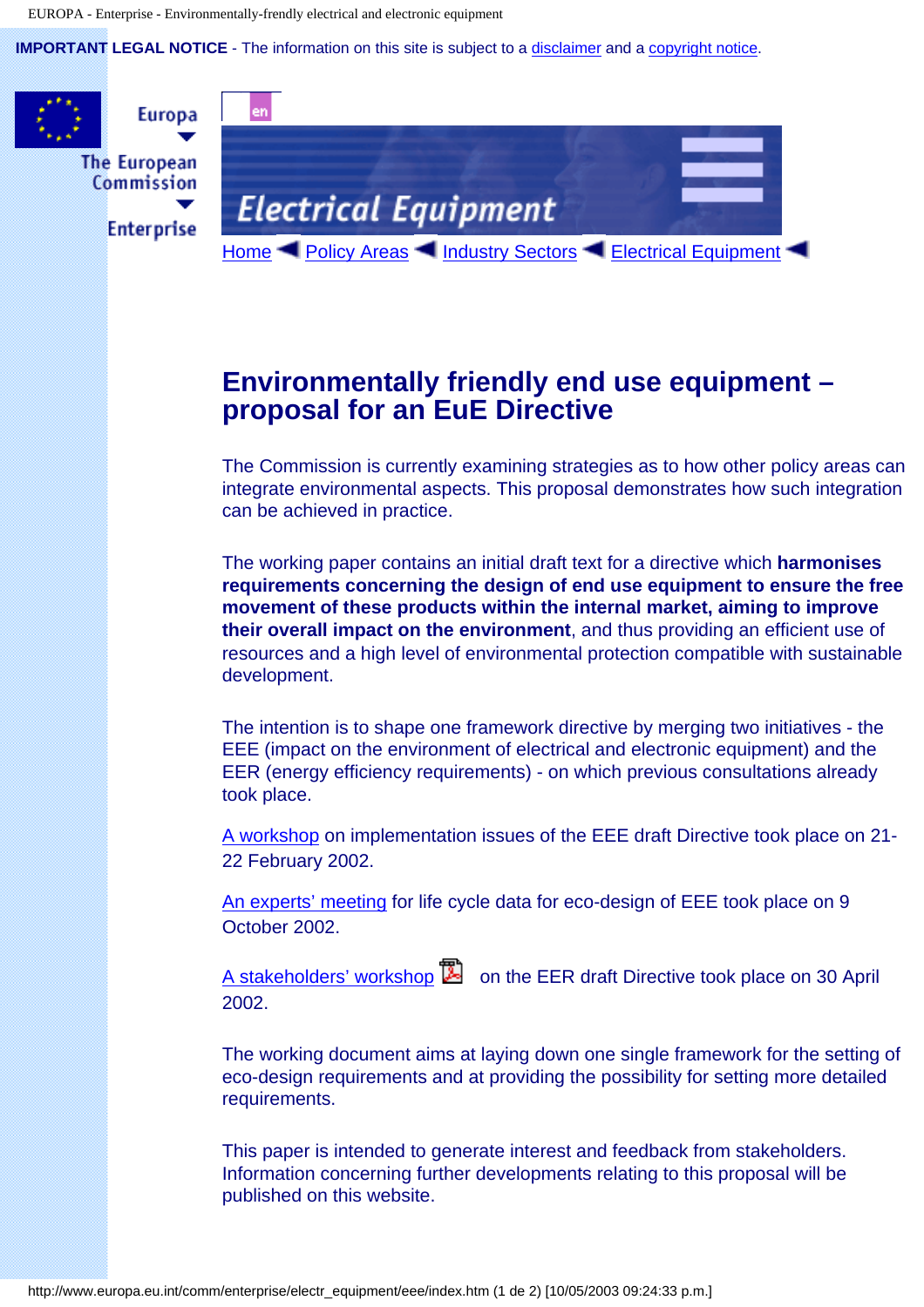**IMPORTANT LEGAL NOTICE** - The information on this site is subject to a disclaimer and a copyright notice.

Europa

The European Commission

Enterprise

en

Electrical Equipment

Home ◀ Policy Areas ◀ Industry Sectors ◀ Electrical Equipment ◀

# Environmentally friendly end use equipment – proposal for an EuE Directive

The Commission is currently examining strategies as to how other policy areas can integrate environmental aspects. This proposal demonstrates how such integration can be achieved in practice.

The working paper contains an initial draft text for a directive which **harmonises requirements concerning the design of end use equipment to ensure the free movement of these products within the internal market, aiming to improve their overall impact on the environment**, and thus providing an efficient use of resources and a high level of environmental protection compatible with sustainable development.

The intention is to shape one framework directive by merging two initiatives - the EEE (impact on the environment of electrical and electronic equipment) and the EER (energy efficiency requirements) - on which previous consultations already took place.

A workshop on implementation issues of the EEE draft Directive took place on 21-22 February 2002.

An experts' meeting for life cycle data for eco-design of EEE took place on 9 October 2002.

A stakeholders' workshop on the EER draft Directive took place on 30 April 2002.

The working document aims at laying down one single framework for the setting of eco-design requirements and at providing the possibility for setting more detailed requirements.

This paper is intended to generate interest and feedback from stakeholders. Information concerning further developments relating to this proposal will be published on this website.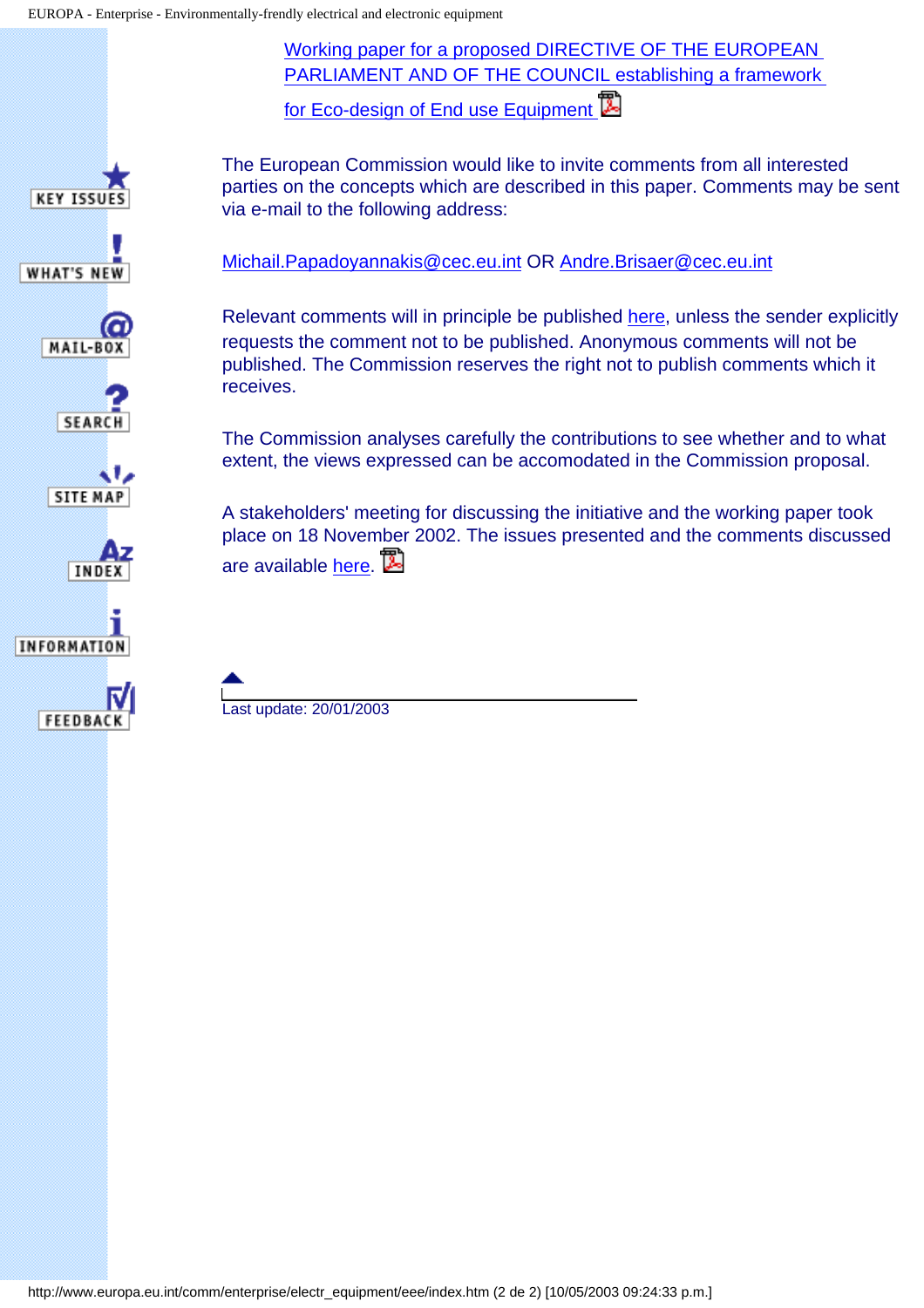[Working paper for a proposed DIRECTIVE OF THE EUROPEAN PARLIAMENT AND OF THE COUNCIL establishing a framework for Eco-design of End use Equipment]

The European Commission would like to invite comments from all interested parties on the concepts which are described in this paper. Comments may be sent via e-mail to the following address:

Michail.Papadoyannakis@cec.eu.int OR Andre.Brisaer@cec.eu.int

Relevant comments will in principle be published here, unless the sender explicitly requests the comment not to be published. Anonymous comments will not be published. The Commission reserves the right not to publish comments which it receives.

The Commission analyses carefully the contributions to see whether and to what extent, the views expressed can be accomodated in the Commission proposal.

A stakeholders' meeting for discussing the initiative and the working paper took place on 18 November 2002. The issues presented and the comments discussed are available here.

Last update: 20/01/2003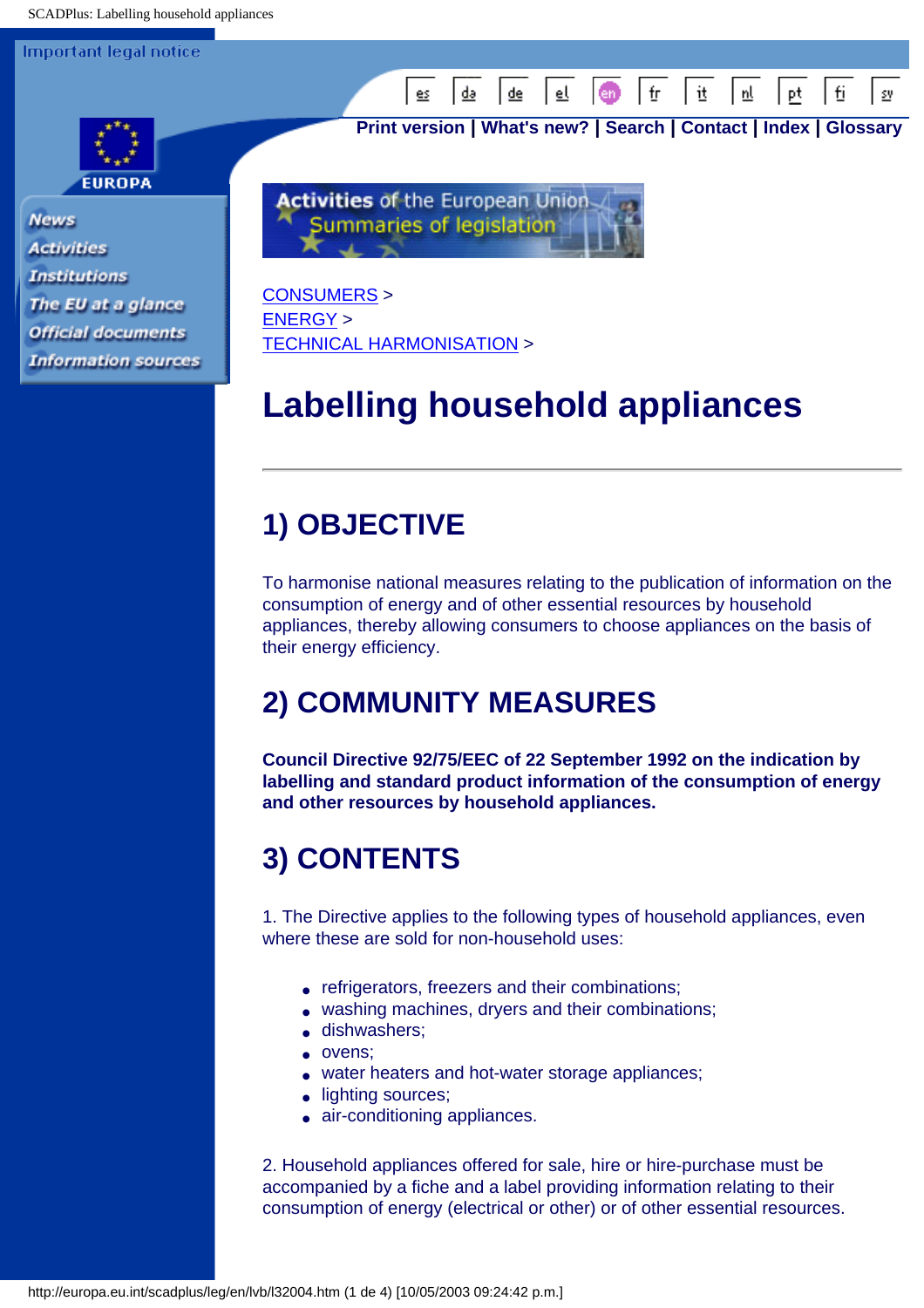CONSUMERS >
ENERGY >
TECHNICAL HARMONISATION >

# Labelling household appliances

## 1) OBJECTIVE

To harmonise national measures relating to the publication of information on the consumption of energy and of other essential resources by household appliances, thereby allowing consumers to choose appliances on the basis of their energy efficiency.

## 2) COMMUNITY MEASURES

**Council Directive 92/75/EEC of 22 September 1992 on the indication by labelling and standard product information of the consumption of energy and other resources by household appliances.**

## 3) CONTENTS

1. The Directive applies to the following types of household appliances, even where these are sold for non-household uses:

- refrigerators, freezers and their combinations;
- washing machines, dryers and their combinations;
- dishwashers;
- ovens;
- water heaters and hot-water storage appliances;
- lighting sources;
- air-conditioning appliances.

2. Household appliances offered for sale, hire or hire-purchase must be accompanied by a fiche and a label providing information relating to their consumption of energy (electrical or other) or of other essential resources.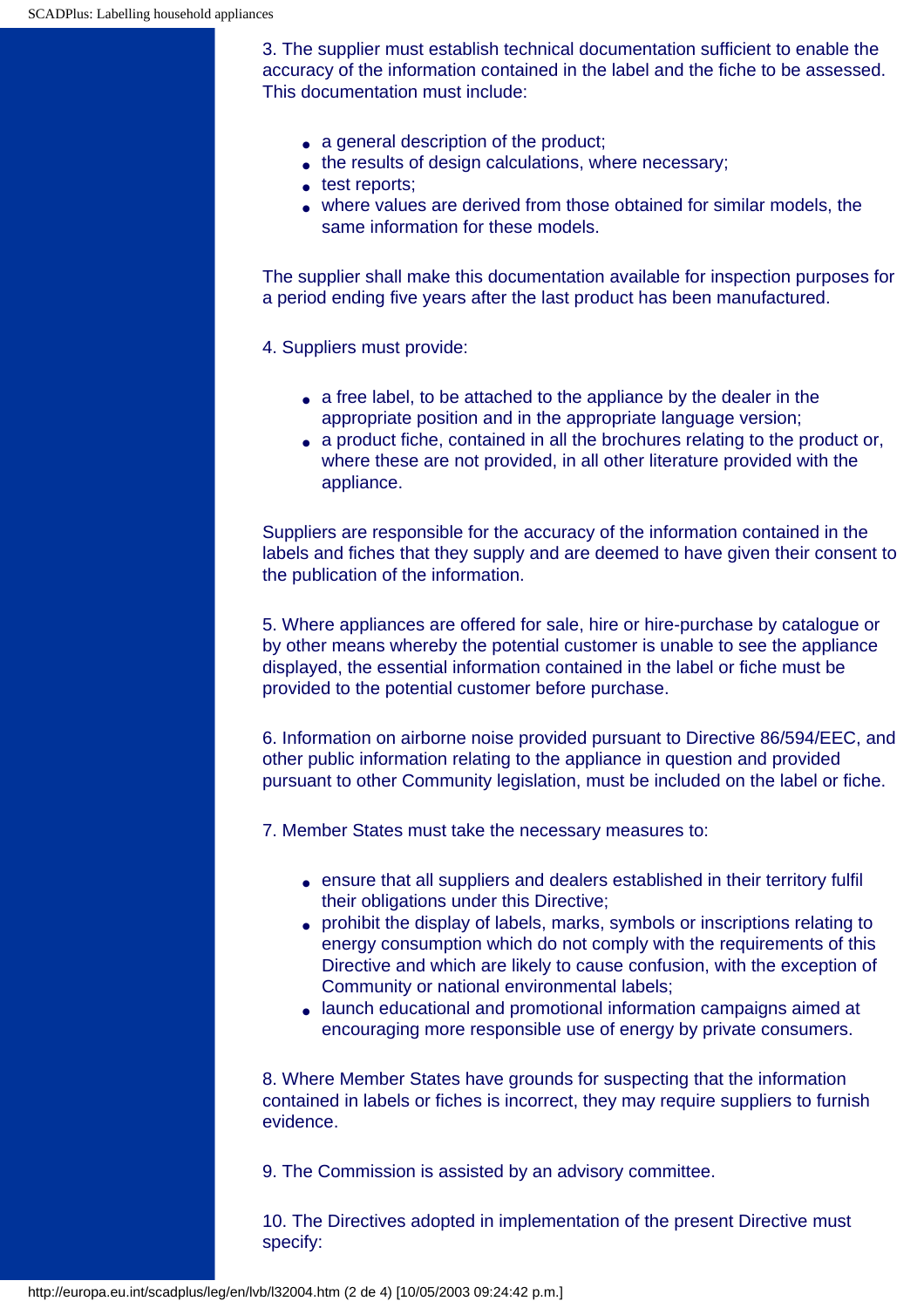3. The supplier must establish technical documentation sufficient to enable the accuracy of the information contained in the label and the fiche to be assessed. This documentation must include:

- a general description of the product;
- the results of design calculations, where necessary;
- test reports;
- where values are derived from those obtained for similar models, the same information for these models.

The supplier shall make this documentation available for inspection purposes for a period ending five years after the last product has been manufactured.

4. Suppliers must provide:

- a free label, to be attached to the appliance by the dealer in the appropriate position and in the appropriate language version;
- a product fiche, contained in all the brochures relating to the product or, where these are not provided, in all other literature provided with the appliance.

Suppliers are responsible for the accuracy of the information contained in the labels and fiches that they supply and are deemed to have given their consent to the publication of the information.

5. Where appliances are offered for sale, hire or hire-purchase by catalogue or by other means whereby the potential customer is unable to see the appliance displayed, the essential information contained in the label or fiche must be provided to the potential customer before purchase.

6. Information on airborne noise provided pursuant to Directive 86/594/EEC, and other public information relating to the appliance in question and provided pursuant to other Community legislation, must be included on the label or fiche.

7. Member States must take the necessary measures to:

- ensure that all suppliers and dealers established in their territory fulfil their obligations under this Directive;
- prohibit the display of labels, marks, symbols or inscriptions relating to energy consumption which do not comply with the requirements of this Directive and which are likely to cause confusion, with the exception of Community or national environmental labels;
- launch educational and promotional information campaigns aimed at encouraging more responsible use of energy by private consumers.

8. Where Member States have grounds for suspecting that the information contained in labels or fiches is incorrect, they may require suppliers to furnish evidence.

9. The Commission is assisted by an advisory committee.

10. The Directives adopted in implementation of the present Directive must specify: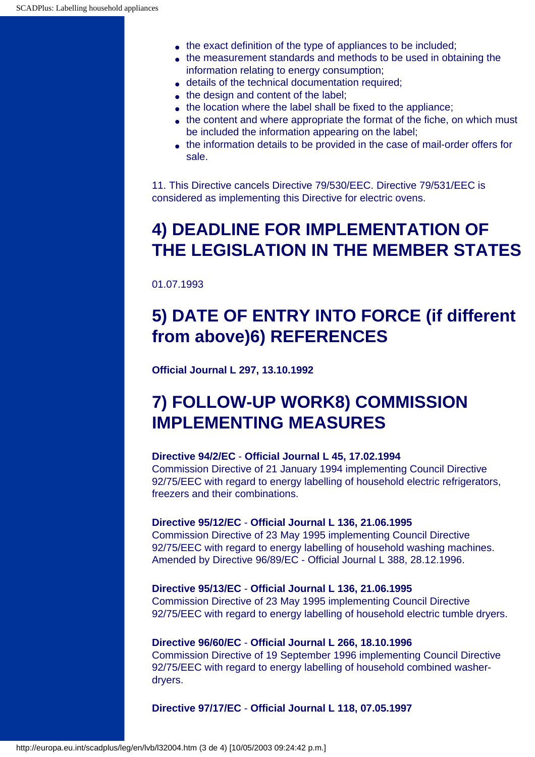- the exact definition of the type of appliances to be included;
- the measurement standards and methods to be used in obtaining the information relating to energy consumption;
- details of the technical documentation required;
- the design and content of the label;
- the location where the label shall be fixed to the appliance;
- the content and where appropriate the format of the fiche, on which must be included the information appearing on the label;
- the information details to be provided in the case of mail-order offers for sale.

11. This Directive cancels Directive 79/530/EEC. Directive 79/531/EEC is considered as implementing this Directive for electric ovens.

## 4) DEADLINE FOR IMPLEMENTATION OF THE LEGISLATION IN THE MEMBER STATES

01.07.1993

## 5) DATE OF ENTRY INTO FORCE (if different from above)6) REFERENCES

**Official Journal L 297, 13.10.1992**

## 7) FOLLOW-UP WORK8) COMMISSION IMPLEMENTING MEASURES

**Directive 94/2/EC** - **Official Journal L 45, 17.02.1994**
Commission Directive of 21 January 1994 implementing Council Directive 92/75/EEC with regard to energy labelling of household electric refrigerators, freezers and their combinations.

**Directive 95/12/EC** - **Official Journal L 136, 21.06.1995**
Commission Directive of 23 May 1995 implementing Council Directive 92/75/EEC with regard to energy labelling of household washing machines. Amended by Directive 96/89/EC - Official Journal L 388, 28.12.1996.

**Directive 95/13/EC** - **Official Journal L 136, 21.06.1995**
Commission Directive of 23 May 1995 implementing Council Directive 92/75/EEC with regard to energy labelling of household electric tumble dryers.

**Directive 96/60/EC** - **Official Journal L 266, 18.10.1996**
Commission Directive of 19 September 1996 implementing Council Directive 92/75/EEC with regard to energy labelling of household combined washer-dryers.

**Directive 97/17/EC** - **Official Journal L 118, 07.05.1997**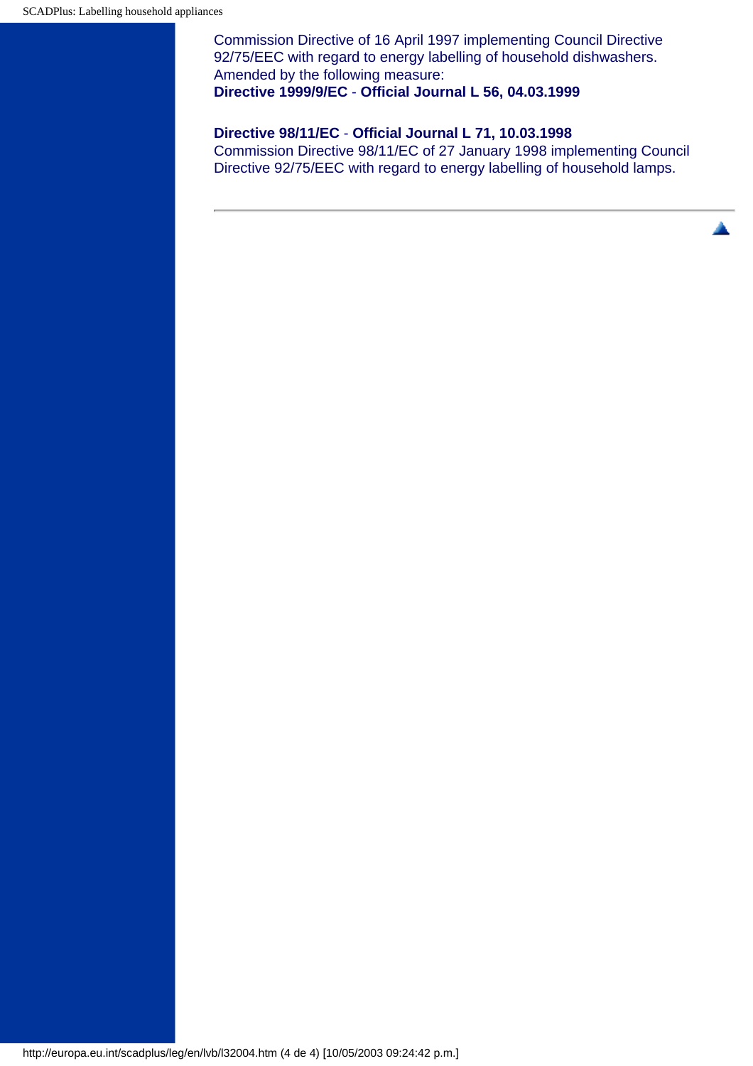Commission Directive of 16 April 1997 implementing Council Directive 92/75/EEC with regard to energy labelling of household dishwashers.
Amended by the following measure:
**Directive 1999/9/EC** - **Official Journal L 56, 04.03.1999**

**Directive 98/11/EC** - **Official Journal L 71, 10.03.1998**
Commission Directive 98/11/EC of 27 January 1998 implementing Council Directive 92/75/EEC with regard to energy labelling of household lamps.

---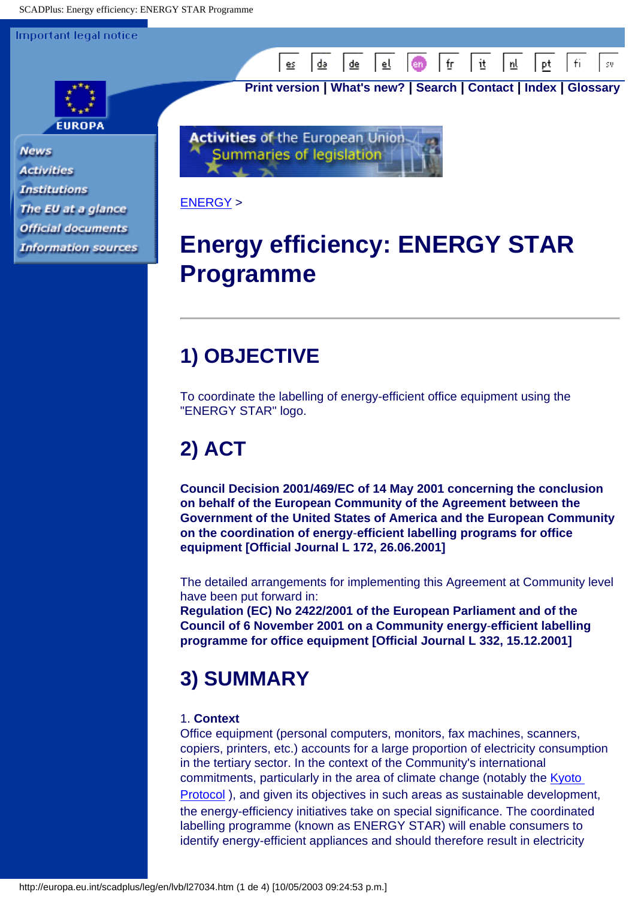ENERGY >

# Energy efficiency: ENERGY STAR Programme

---

## 1) OBJECTIVE

To coordinate the labelling of energy-efficient office equipment using the "ENERGY STAR" logo.

## 2) ACT

**Council Decision 2001/469/EC of 14 May 2001 concerning the conclusion on behalf of the European Community of the Agreement between the Government of the United States of America and the European Community on the coordination of energy-efficient labelling programs for office equipment [Official Journal L 172, 26.06.2001]**

The detailed arrangements for implementing this Agreement at Community level have been put forward in:
**Regulation (EC) No 2422/2001 of the European Parliament and of the Council of 6 November 2001 on a Community energy-efficient labelling programme for office equipment [Official Journal L 332, 15.12.2001]**

## 3) SUMMARY

1. **Context**
Office equipment (personal computers, monitors, fax machines, scanners, copiers, printers, etc.) accounts for a large proportion of electricity consumption in the tertiary sector. In the context of the Community's international commitments, particularly in the area of climate change (notably the Kyoto Protocol ), and given its objectives in such areas as sustainable development, the energy-efficiency initiatives take on special significance. The coordinated labelling programme (known as ENERGY STAR) will enable consumers to identify energy-efficient appliances and should therefore result in electricity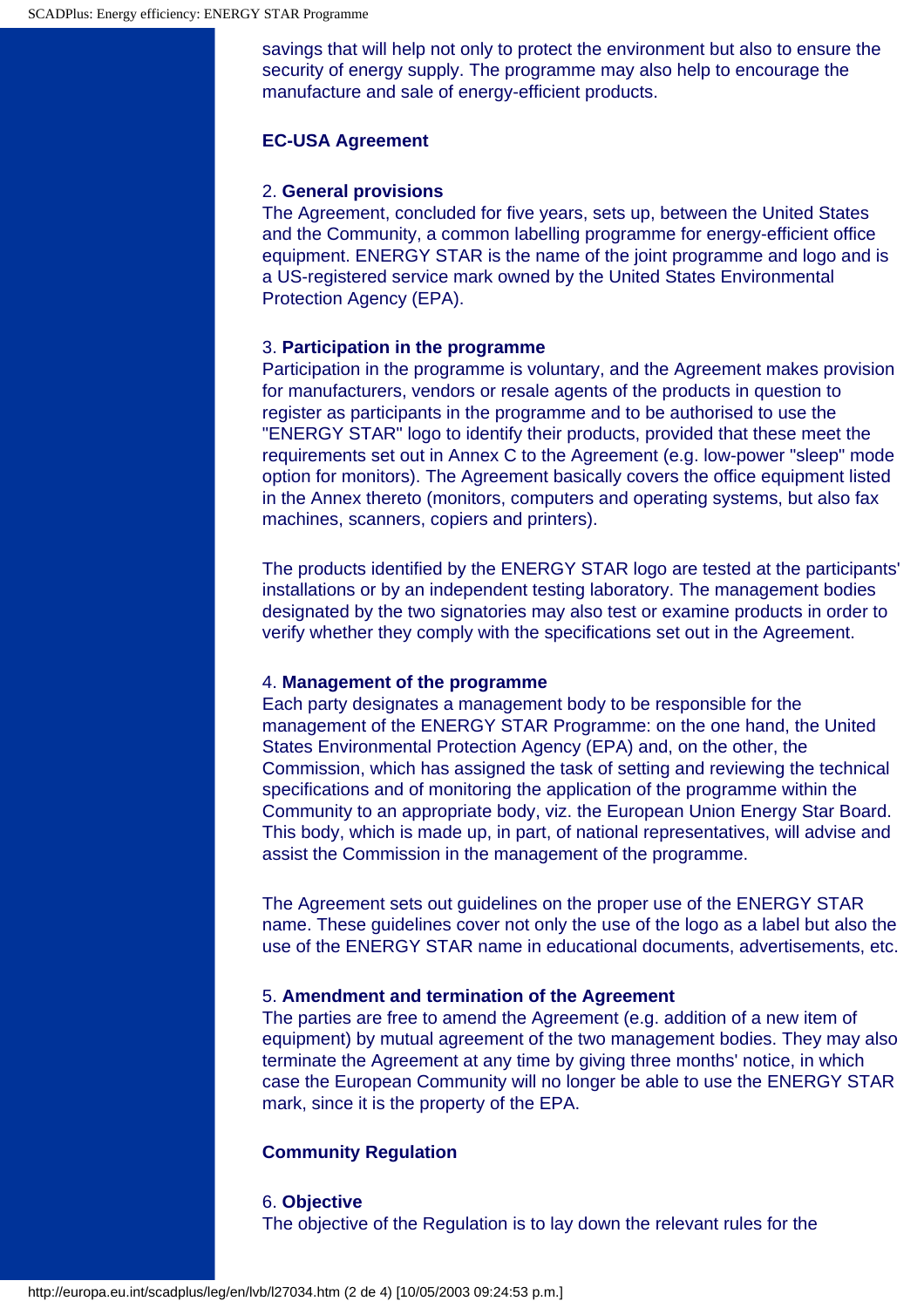savings that will help not only to protect the environment but also to ensure the security of energy supply. The programme may also help to encourage the manufacture and sale of energy-efficient products.

## EC-USA Agreement

2. **General provisions**
The Agreement, concluded for five years, sets up, between the United States and the Community, a common labelling programme for energy-efficient office equipment. ENERGY STAR is the name of the joint programme and logo and is a US-registered service mark owned by the United States Environmental Protection Agency (EPA).

3. **Participation in the programme**
Participation in the programme is voluntary, and the Agreement makes provision for manufacturers, vendors or resale agents of the products in question to register as participants in the programme and to be authorised to use the "ENERGY STAR" logo to identify their products, provided that these meet the requirements set out in Annex C to the Agreement (e.g. low-power "sleep" mode option for monitors). The Agreement basically covers the office equipment listed in the Annex thereto (monitors, computers and operating systems, but also fax machines, scanners, copiers and printers).

The products identified by the ENERGY STAR logo are tested at the participants' installations or by an independent testing laboratory. The management bodies designated by the two signatories may also test or examine products in order to verify whether they comply with the specifications set out in the Agreement.

4. **Management of the programme**
Each party designates a management body to be responsible for the management of the ENERGY STAR Programme: on the one hand, the United States Environmental Protection Agency (EPA) and, on the other, the Commission, which has assigned the task of setting and reviewing the technical specifications and of monitoring the application of the programme within the Community to an appropriate body, viz. the European Union Energy Star Board. This body, which is made up, in part, of national representatives, will advise and assist the Commission in the management of the programme.

The Agreement sets out guidelines on the proper use of the ENERGY STAR name. These guidelines cover not only the use of the logo as a label but also the use of the ENERGY STAR name in educational documents, advertisements, etc.

5. **Amendment and termination of the Agreement**
The parties are free to amend the Agreement (e.g. addition of a new item of equipment) by mutual agreement of the two management bodies. They may also terminate the Agreement at any time by giving three months' notice, in which case the European Community will no longer be able to use the ENERGY STAR mark, since it is the property of the EPA.

## Community Regulation

6. **Objective**
The objective of the Regulation is to lay down the relevant rules for the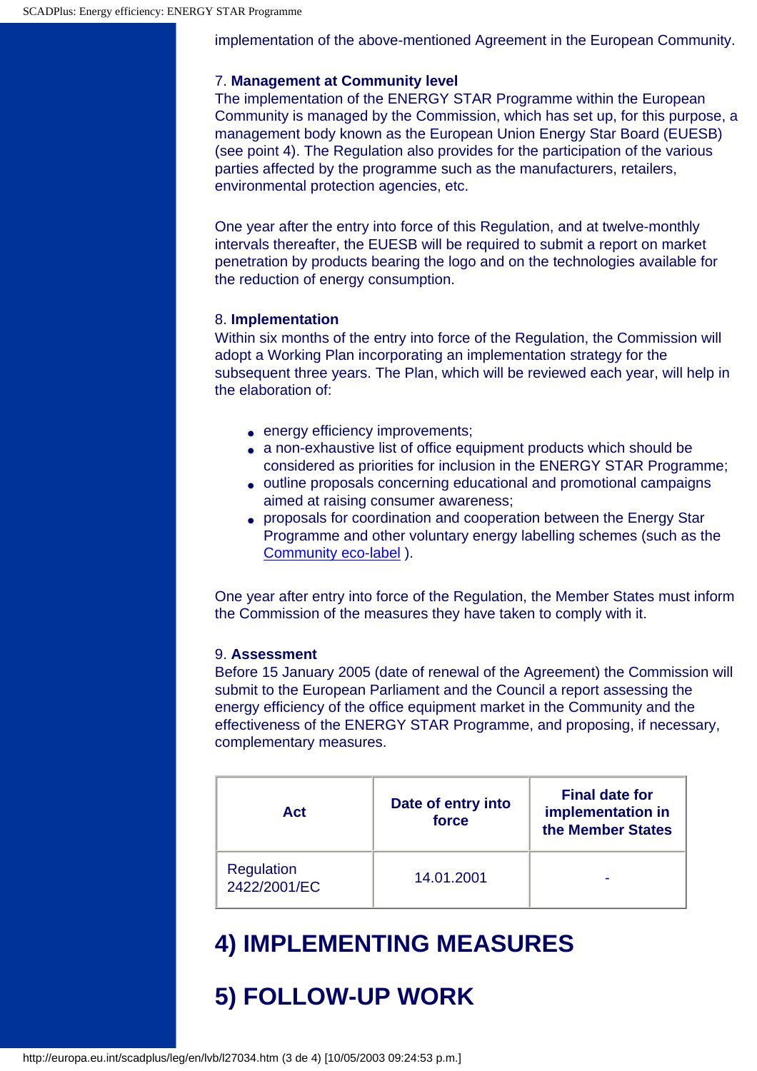implementation of the above-mentioned Agreement in the European Community.

7. **Management at Community level**
The implementation of the ENERGY STAR Programme within the European Community is managed by the Commission, which has set up, for this purpose, a management body known as the European Union Energy Star Board (EUESB) (see point 4). The Regulation also provides for the participation of the various parties affected by the programme such as the manufacturers, retailers, environmental protection agencies, etc.

One year after the entry into force of this Regulation, and at twelve-monthly intervals thereafter, the EUESB will be required to submit a report on market penetration by products bearing the logo and on the technologies available for the reduction of energy consumption.

8. **Implementation**
Within six months of the entry into force of the Regulation, the Commission will adopt a Working Plan incorporating an implementation strategy for the subsequent three years. The Plan, which will be reviewed each year, will help in the elaboration of:

- energy efficiency improvements;
- a non-exhaustive list of office equipment products which should be considered as priorities for inclusion in the ENERGY STAR Programme;
- outline proposals concerning educational and promotional campaigns aimed at raising consumer awareness;
- proposals for coordination and cooperation between the Energy Star Programme and other voluntary energy labelling schemes (such as the Community eco-label ).

One year after entry into force of the Regulation, the Member States must inform the Commission of the measures they have taken to comply with it.

9. **Assessment**
Before 15 January 2005 (date of renewal of the Agreement) the Commission will submit to the European Parliament and the Council a report assessing the energy efficiency of the office equipment market in the Community and the effectiveness of the ENERGY STAR Programme, and proposing, if necessary, complementary measures.

| Act | Date of entry into force | Final date for implementation in the Member States |
|---|---|---|
| Regulation 2422/2001/EC | 14.01.2001 | - |

# 4) IMPLEMENTING MEASURES

# 5) FOLLOW-UP WORK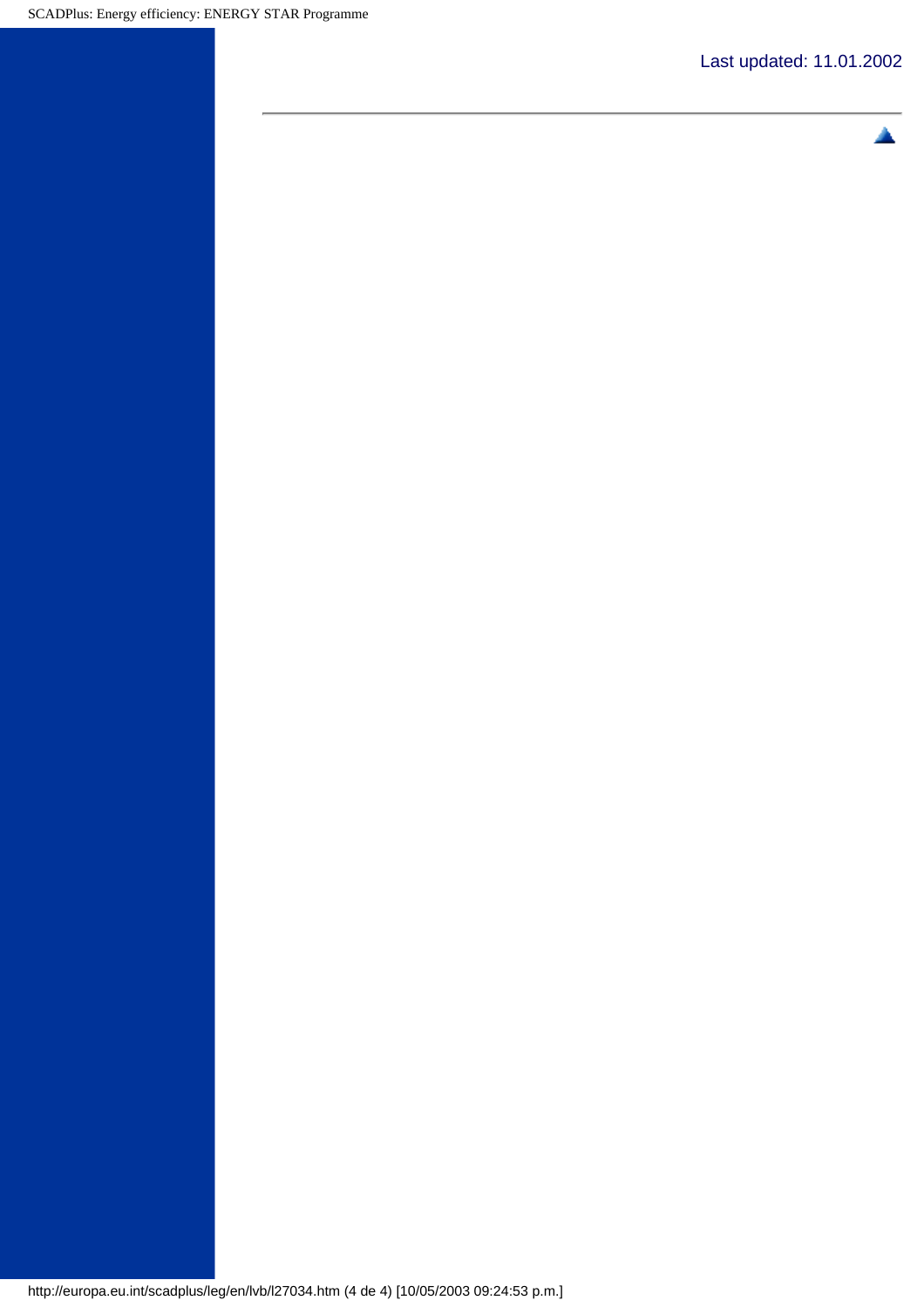Last updated: 11.01.2002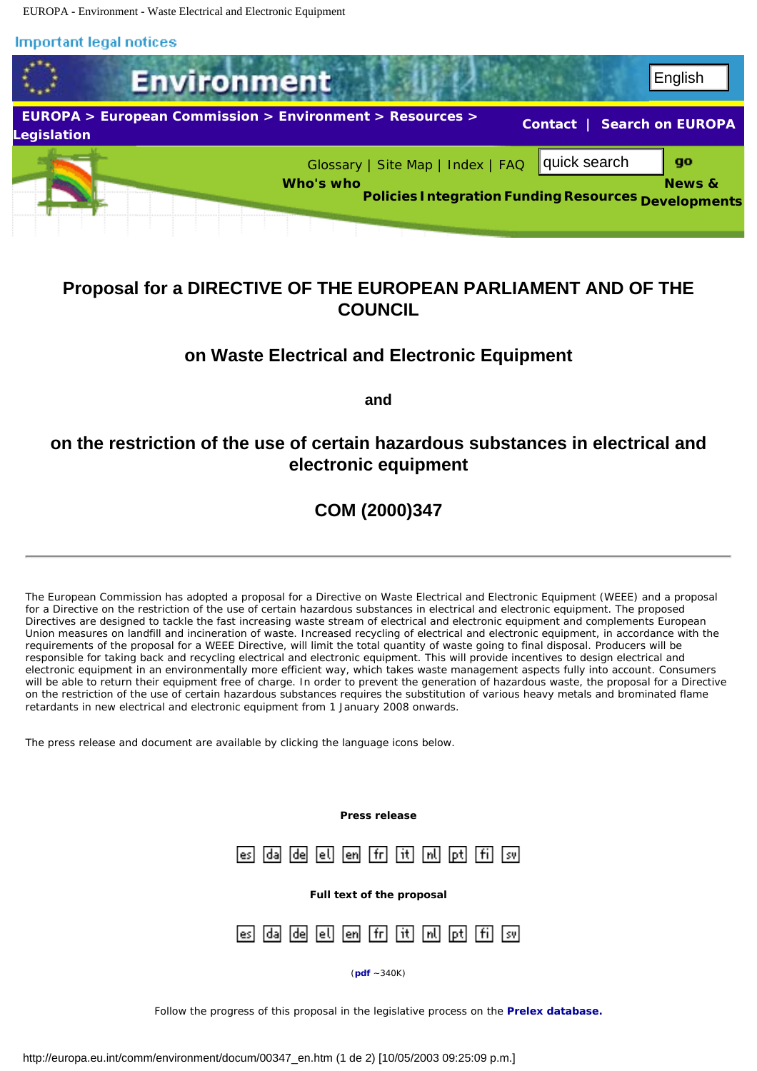Important legal notices

Environment

English

**EUROPA > European Commission > Environment > Resources > Legislation**

**Contact** | **Search on EUROPA**

Glossary | Site Map | Index | FAQ

quick search go

**Who's who** **Policies** **Integration** **Funding** **Resources** **News & Developments**

# Proposal for a DIRECTIVE OF THE EUROPEAN PARLIAMENT AND OF THE COUNCIL

## on Waste Electrical and Electronic Equipment

## and

## on the restriction of the use of certain hazardous substances in electrical and electronic equipment

## COM (2000)347

---

The European Commission has adopted a proposal for a Directive on Waste Electrical and Electronic Equipment (WEEE) and a proposal for a Directive on the restriction of the use of certain hazardous substances in electrical and electronic equipment. The proposed Directives are designed to tackle the fast increasing waste stream of electrical and electronic equipment and complements European Union measures on landfill and incineration of waste. Increased recycling of electrical and electronic equipment, in accordance with the requirements of the proposal for a WEEE Directive, will limit the total quantity of waste going to final disposal. Producers will be responsible for taking back and recycling electrical and electronic equipment. This will provide incentives to design electrical and electronic equipment in an environmentally more efficient way, which takes waste management aspects fully into account. Consumers will be able to return their equipment free of charge. In order to prevent the generation of hazardous waste, the proposal for a Directive on the restriction of the use of certain hazardous substances requires the substitution of various heavy metals and brominated flame retardants in new electrical and electronic equipment from 1 January 2008 onwards.

The press release and document are available by clicking the language icons below.

**Press release**

es da de el en fr it nl pt fi sv

**Full text of the proposal**

es da de el en fr it nl pt fi sv

(**pdf** ~340K)

Follow the progress of this proposal in the legislative process on the **Prelex database.**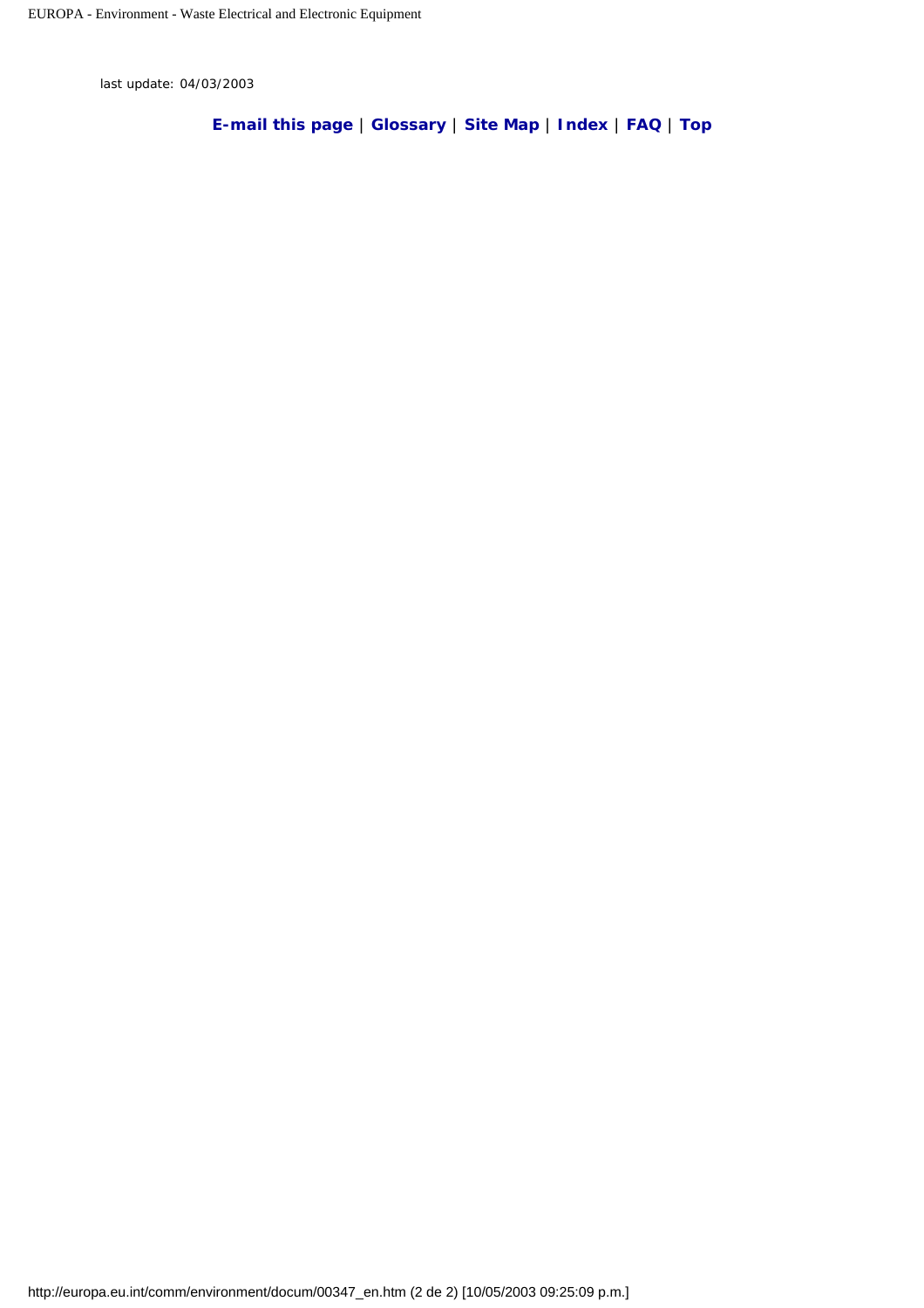last update: 04/03/2003

**E-mail this page** | **Glossary** | **Site Map** | **Index** | **FAQ** | **Top**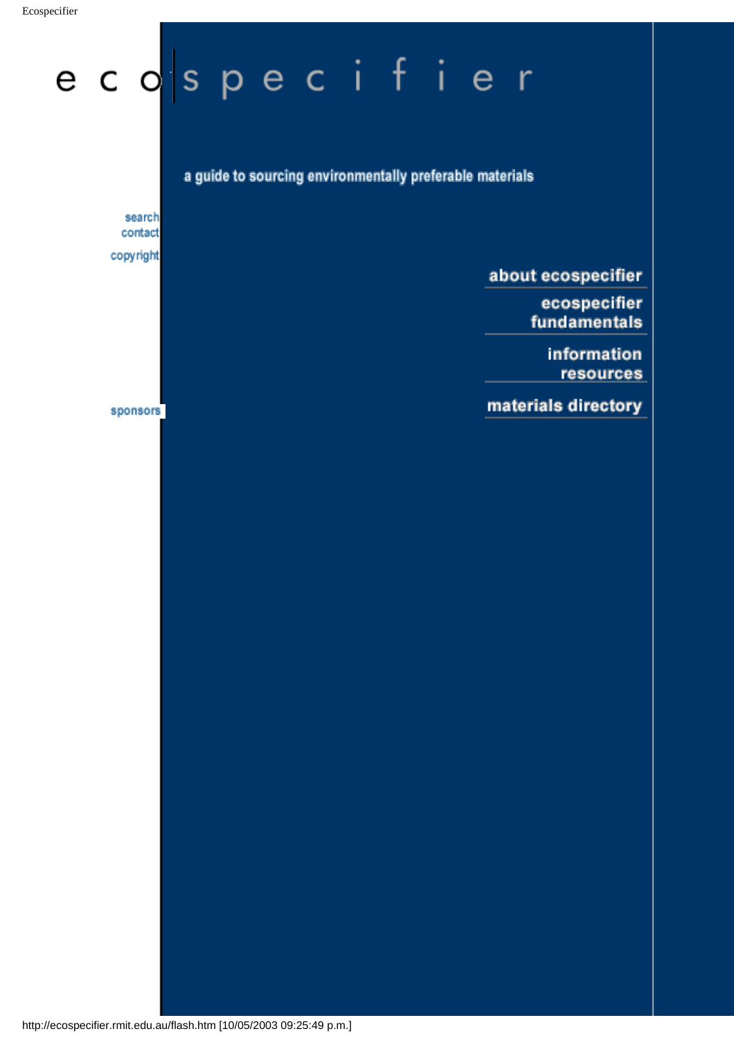# ecospecifier

a guide to sourcing environmentally preferable materials

search
contact
copyright

about ecospecifier

ecospecifier fundamentals

information resources

materials directory

sponsors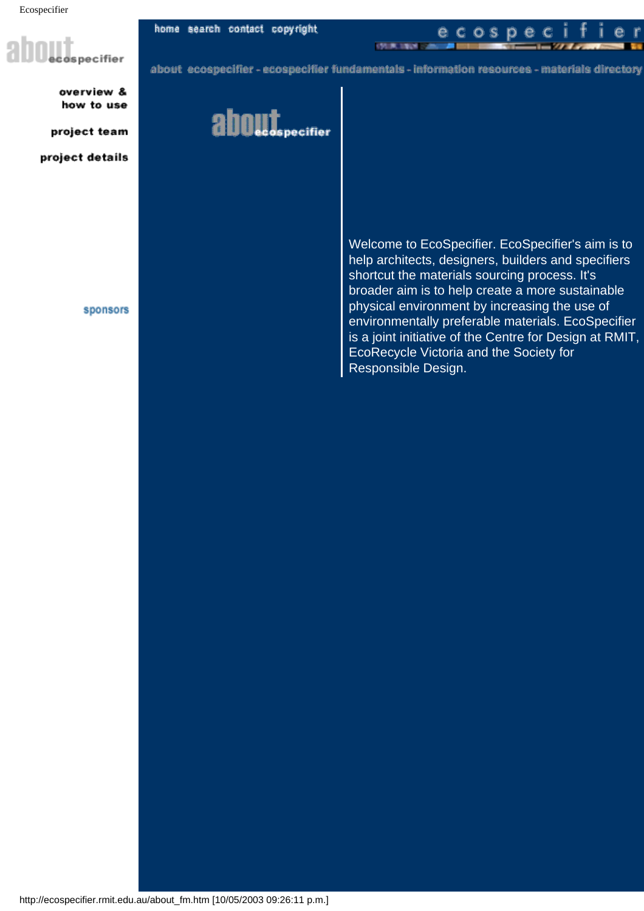about ecospecifier

overview & how to use

project team

project details

sponsors

home search contact copyright

ecospecifier

about ecospecifier - ecospecifier fundamentals - information resources - materials directory

about ecospecifier

Welcome to EcoSpecifier. EcoSpecifier's aim is to help architects, designers, builders and specifiers shortcut the materials sourcing process. It's broader aim is to help create a more sustainable physical environment by increasing the use of environmentally preferable materials. EcoSpecifier is a joint initiative of the Centre for Design at RMIT, EcoRecycle Victoria and the Society for Responsible Design.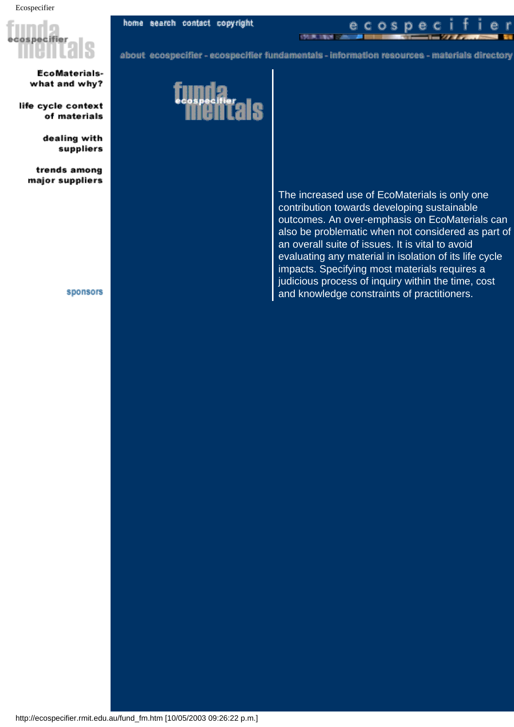home search contact copyright

ecospecifier

about ecospecifier - ecospecifier fundamentals - information resources - materials directory

fundamentals

EcoMaterials- what and why?

life cycle context of materials

dealing with suppliers

trends among major suppliers

sponsors

The increased use of EcoMaterials is only one contribution towards developing sustainable outcomes. An over-emphasis on EcoMaterials can also be problematic when not considered as part of an overall suite of issues. It is vital to avoid evaluating any material in isolation of its life cycle impacts. Specifying most materials requires a judicious process of inquiry within the time, cost and knowledge constraints of practitioners.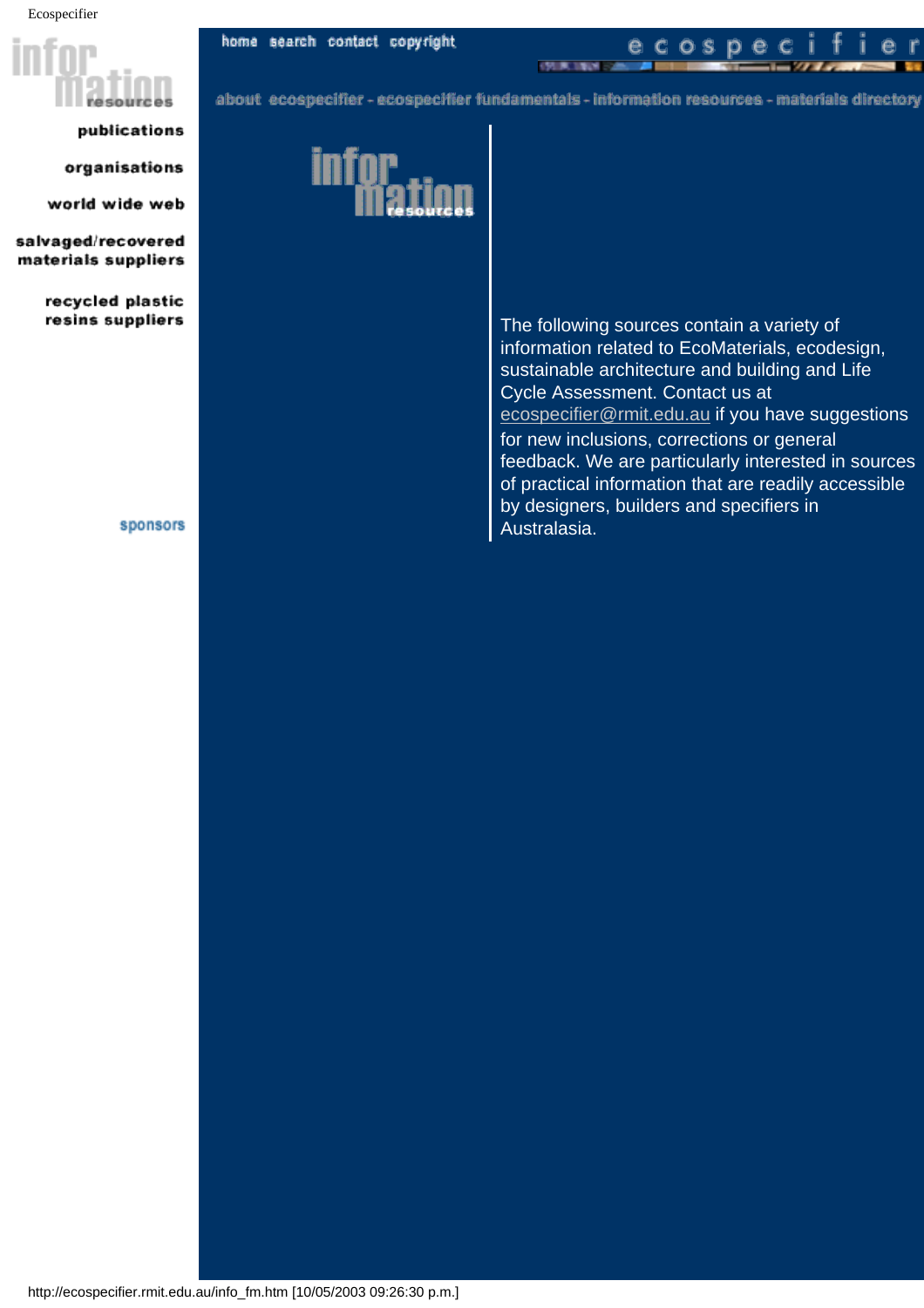home search contact copyright

ecospecifier

about ecospecifier - ecospecifier fundamentals - information resources - materials directory

information resources

publications

organisations

world wide web

salvaged/recovered materials suppliers

recycled plastic resins suppliers

sponsors

The following sources contain a variety of information related to EcoMaterials, ecodesign, sustainable architecture and building and Life Cycle Assessment. Contact us at ecospecifier@rmit.edu.au if you have suggestions for new inclusions, corrections or general feedback. We are particularly interested in sources of practical information that are readily accessible by designers, builders and specifiers in Australasia.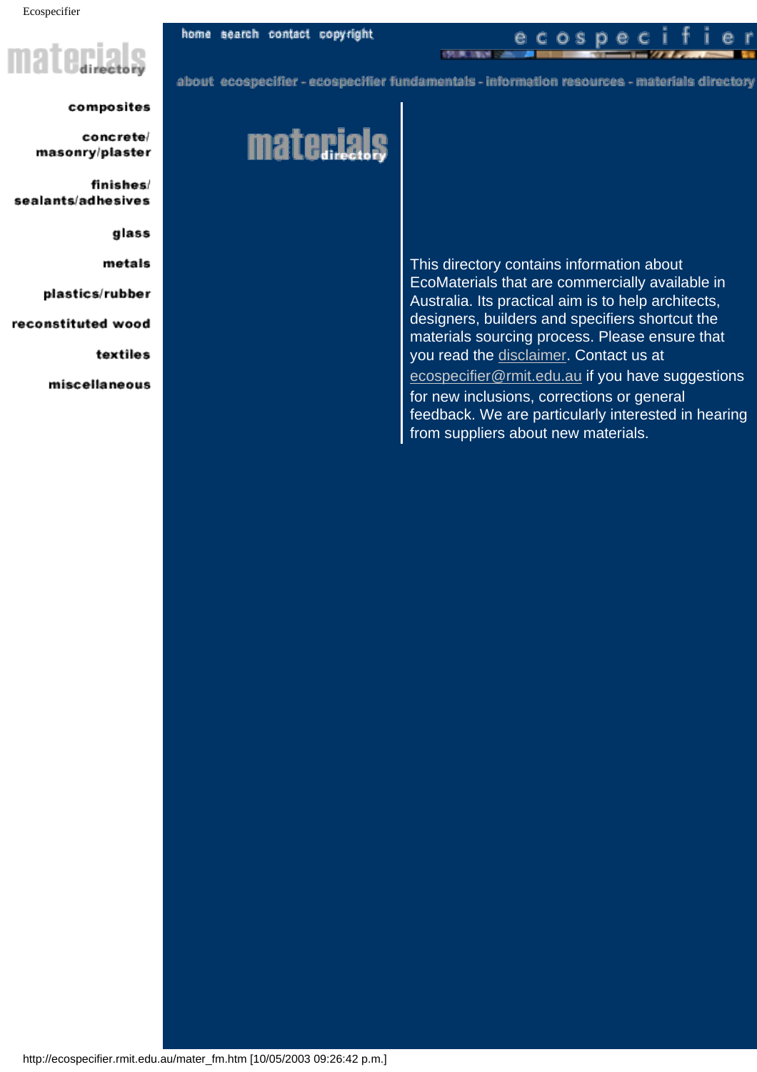materials directory

composites

concrete/ masonry/plaster

finishes/ sealants/adhesives

glass

metals

plastics/rubber

reconstituted wood

textiles

miscellaneous

home search contact copyright

ecospecifier

about ecospecifier - ecospecifier fundamentals - information resources - materials directory

materials directory

This directory contains information about EcoMaterials that are commercially available in Australia. Its practical aim is to help architects, designers, builders and specifiers shortcut the materials sourcing process. Please ensure that you read the disclaimer. Contact us at ecospecifier@rmit.edu.au if you have suggestions for new inclusions, corrections or general feedback. We are particularly interested in hearing from suppliers about new materials.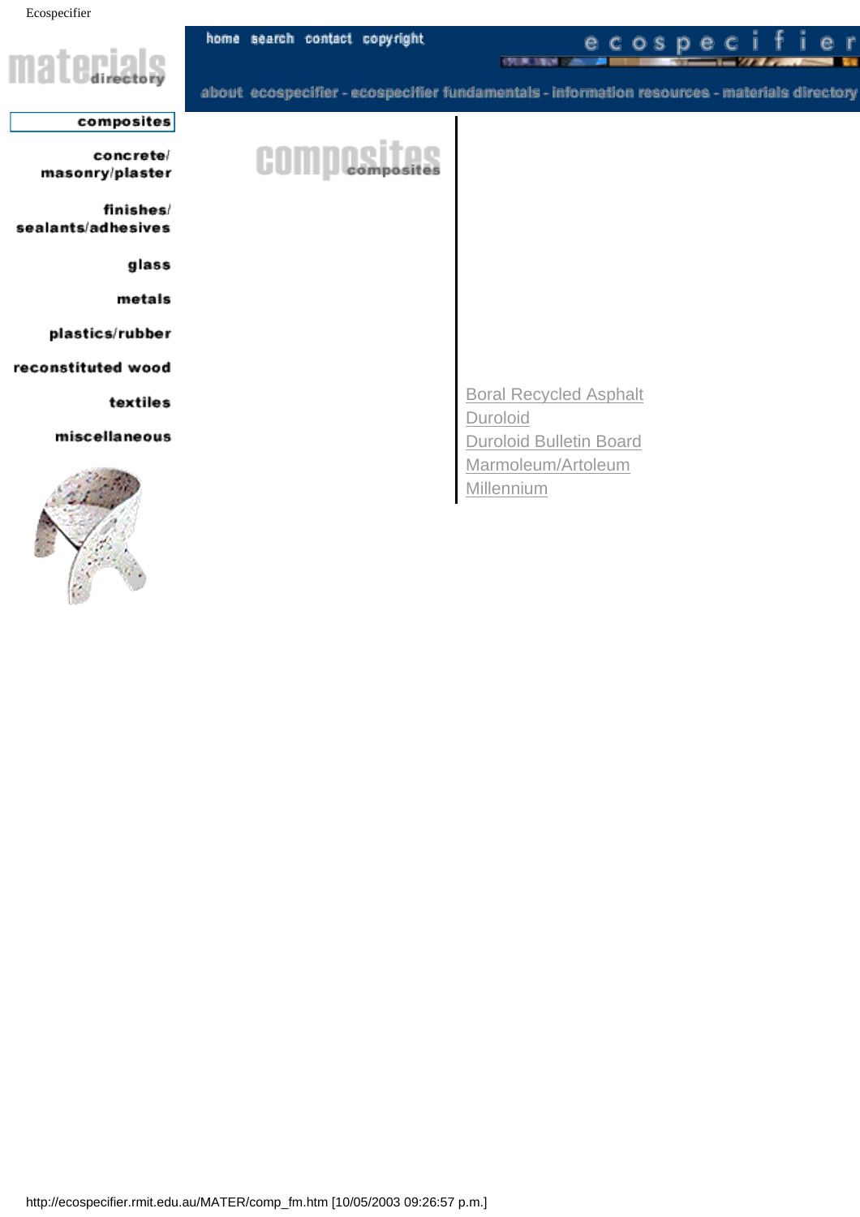Ecospecifier

materials directory

home search contact copyright

ecospecifier

about ecospecifier - ecospecifier fundamentals - information resources - materials directory

composites

concrete/ masonry/plaster

finishes/ sealants/adhesives

glass

metals

plastics/rubber

reconstituted wood

textiles

miscellaneous

# composites

- Boral Recycled Asphalt
- Duroloid
- Duroloid Bulletin Board
- Marmoleum/Artoleum
- Millennium

http://ecospecifier.rmit.edu.au/MATER/comp_fm.htm [10/05/2003 09:26:57 p.m.]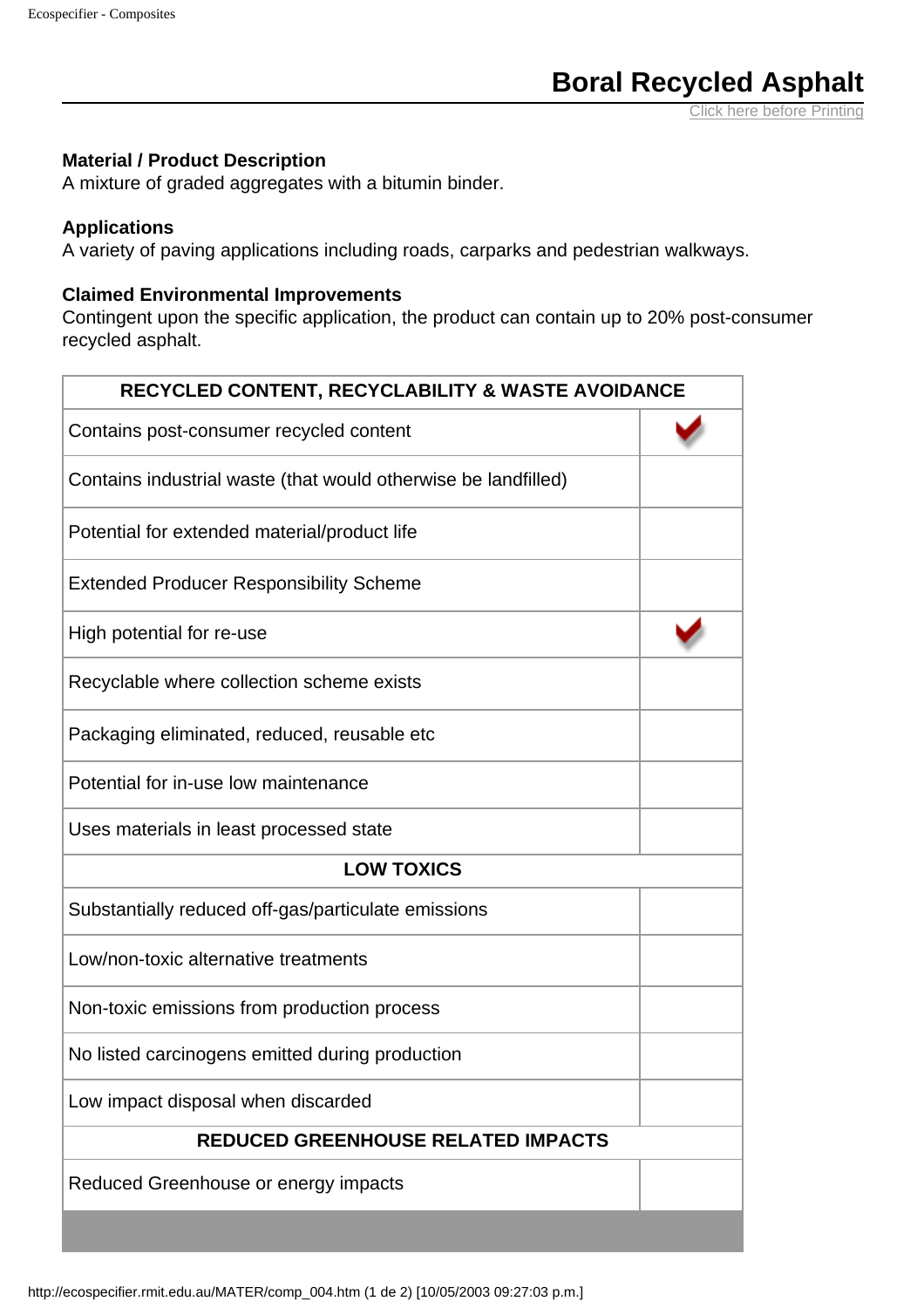# Boral Recycled Asphalt

Click here before Printing

**Material / Product Description**
A mixture of graded aggregates with a bitumin binder.

**Applications**
A variety of paving applications including roads, carparks and pedestrian walkways.

**Claimed Environmental Improvements**
Contingent upon the specific application, the product can contain up to 20% post-consumer recycled asphalt.

| RECYCLED CONTENT, RECYCLABILITY & WASTE AVOIDANCE | |
|---|---|
| Contains post-consumer recycled content | ✔ |
| Contains industrial waste (that would otherwise be landfilled) | |
| Potential for extended material/product life | |
| Extended Producer Responsibility Scheme | |
| High potential for re-use | ✔ |
| Recyclable where collection scheme exists | |
| Packaging eliminated, reduced, reusable etc | |
| Potential for in-use low maintenance | |
| Uses materials in least processed state | |
| **LOW TOXICS** | |
| Substantially reduced off-gas/particulate emissions | |
| Low/non-toxic alternative treatments | |
| Non-toxic emissions from production process | |
| No listed carcinogens emitted during production | |
| Low impact disposal when discarded | |
| **REDUCED GREENHOUSE RELATED IMPACTS** | |
| Reduced Greenhouse or energy impacts | |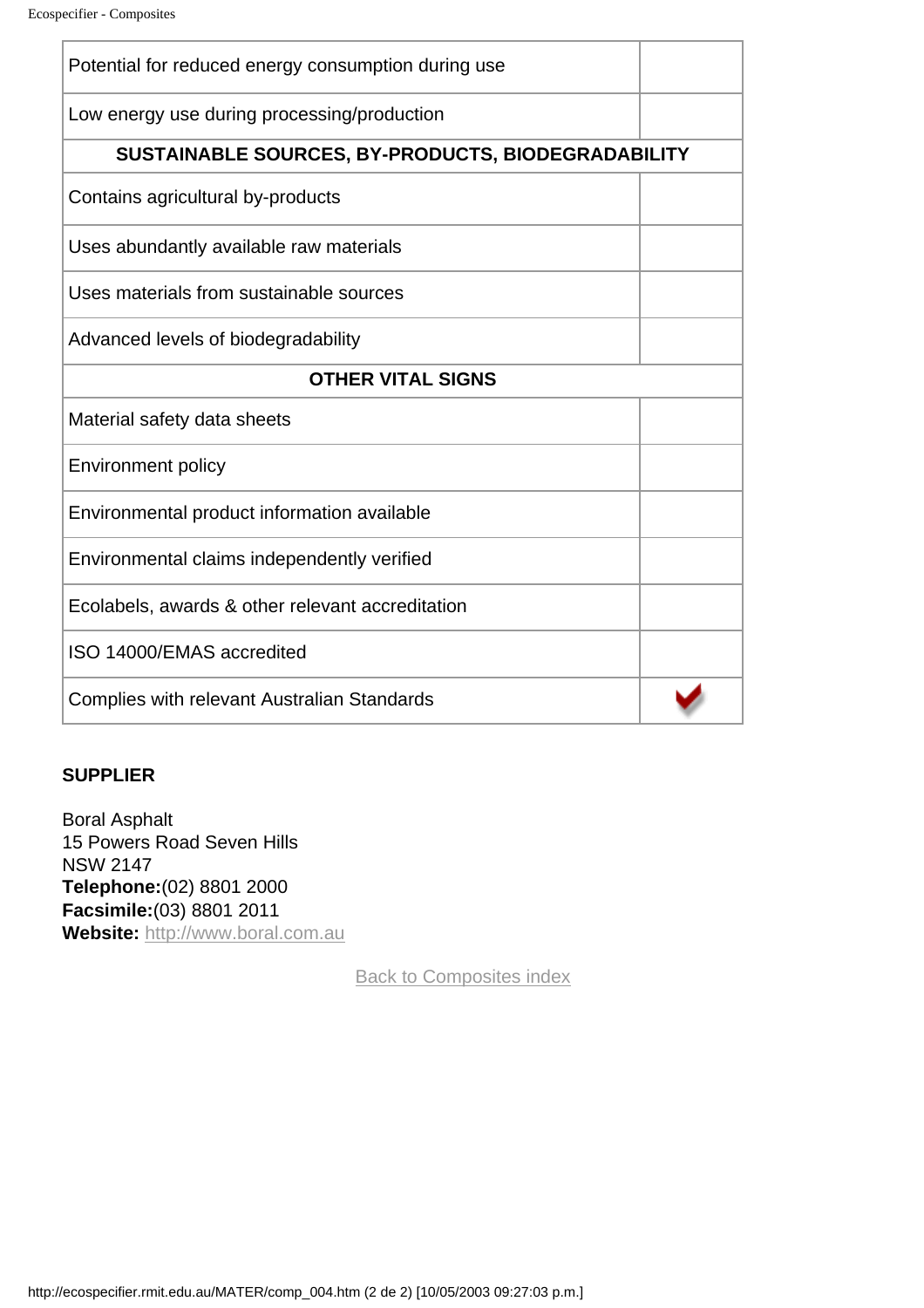| | |
|---|---|
| Potential for reduced energy consumption during use | |
| Low energy use during processing/production | |
| **SUSTAINABLE SOURCES, BY-PRODUCTS, BIODEGRADABILITY** | |
| Contains agricultural by-products | |
| Uses abundantly available raw materials | |
| Uses materials from sustainable sources | |
| Advanced levels of biodegradability | |
| **OTHER VITAL SIGNS** | |
| Material safety data sheets | |
| Environment policy | |
| Environmental product information available | |
| Environmental claims independently verified | |
| Ecolabels, awards & other relevant accreditation | |
| ISO 14000/EMAS accredited | |
| Complies with relevant Australian Standards | ✔ |

**SUPPLIER**

Boral Asphalt
15 Powers Road Seven Hills
NSW 2147
**Telephone:**(02) 8801 2000
**Facsimile:**(03) 8801 2011
**Website:** http://www.boral.com.au

Back to Composites index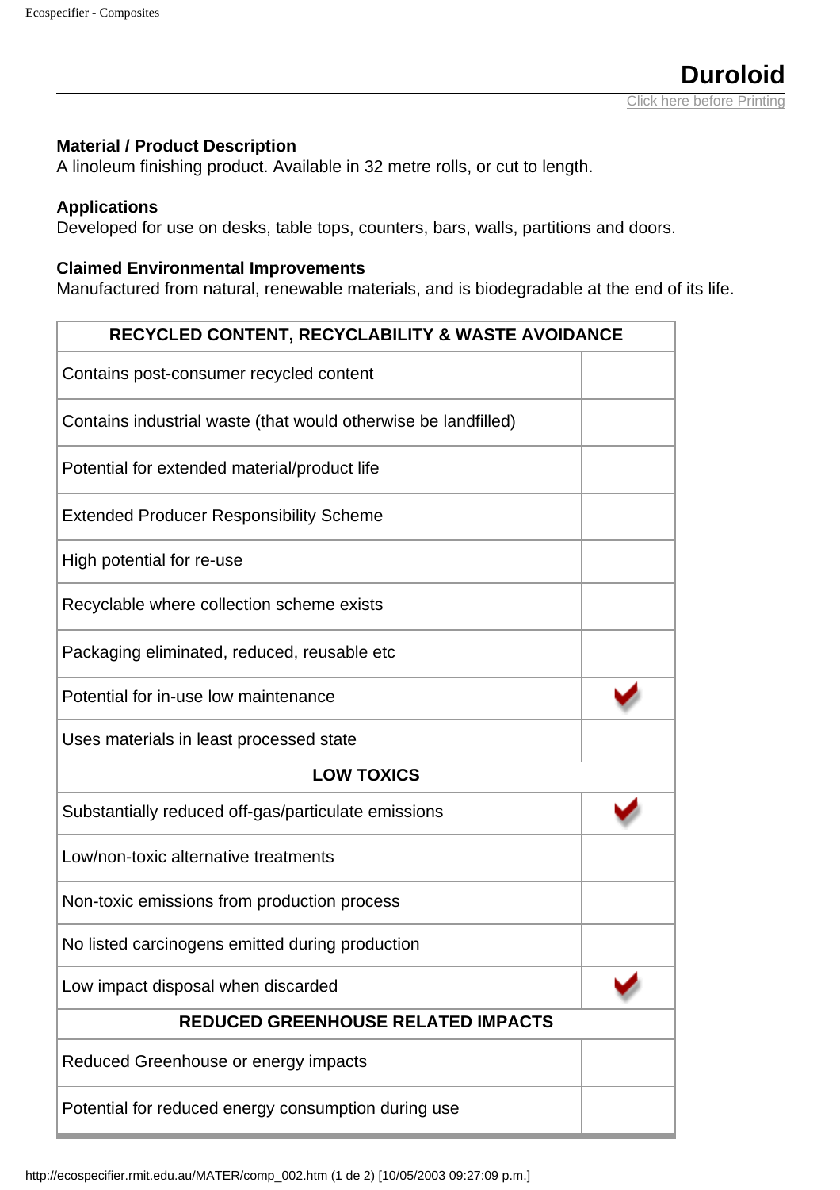# Duroloid

Click here before Printing

**Material / Product Description**
A linoleum finishing product. Available in 32 metre rolls, or cut to length.

**Applications**
Developed for use on desks, table tops, counters, bars, walls, partitions and doors.

**Claimed Environmental Improvements**
Manufactured from natural, renewable materials, and is biodegradable at the end of its life.

| RECYCLED CONTENT, RECYCLABILITY & WASTE AVOIDANCE | |
|---|---|
| Contains post-consumer recycled content | |
| Contains industrial waste (that would otherwise be landfilled) | |
| Potential for extended material/product life | |
| Extended Producer Responsibility Scheme | |
| High potential for re-use | |
| Recyclable where collection scheme exists | |
| Packaging eliminated, reduced, reusable etc | |
| Potential for in-use low maintenance | ✔ |
| Uses materials in least processed state | |
| **LOW TOXICS** | |
| Substantially reduced off-gas/particulate emissions | ✔ |
| Low/non-toxic alternative treatments | |
| Non-toxic emissions from production process | |
| No listed carcinogens emitted during production | |
| Low impact disposal when discarded | ✔ |
| **REDUCED GREENHOUSE RELATED IMPACTS** | |
| Reduced Greenhouse or energy impacts | |
| Potential for reduced energy consumption during use | |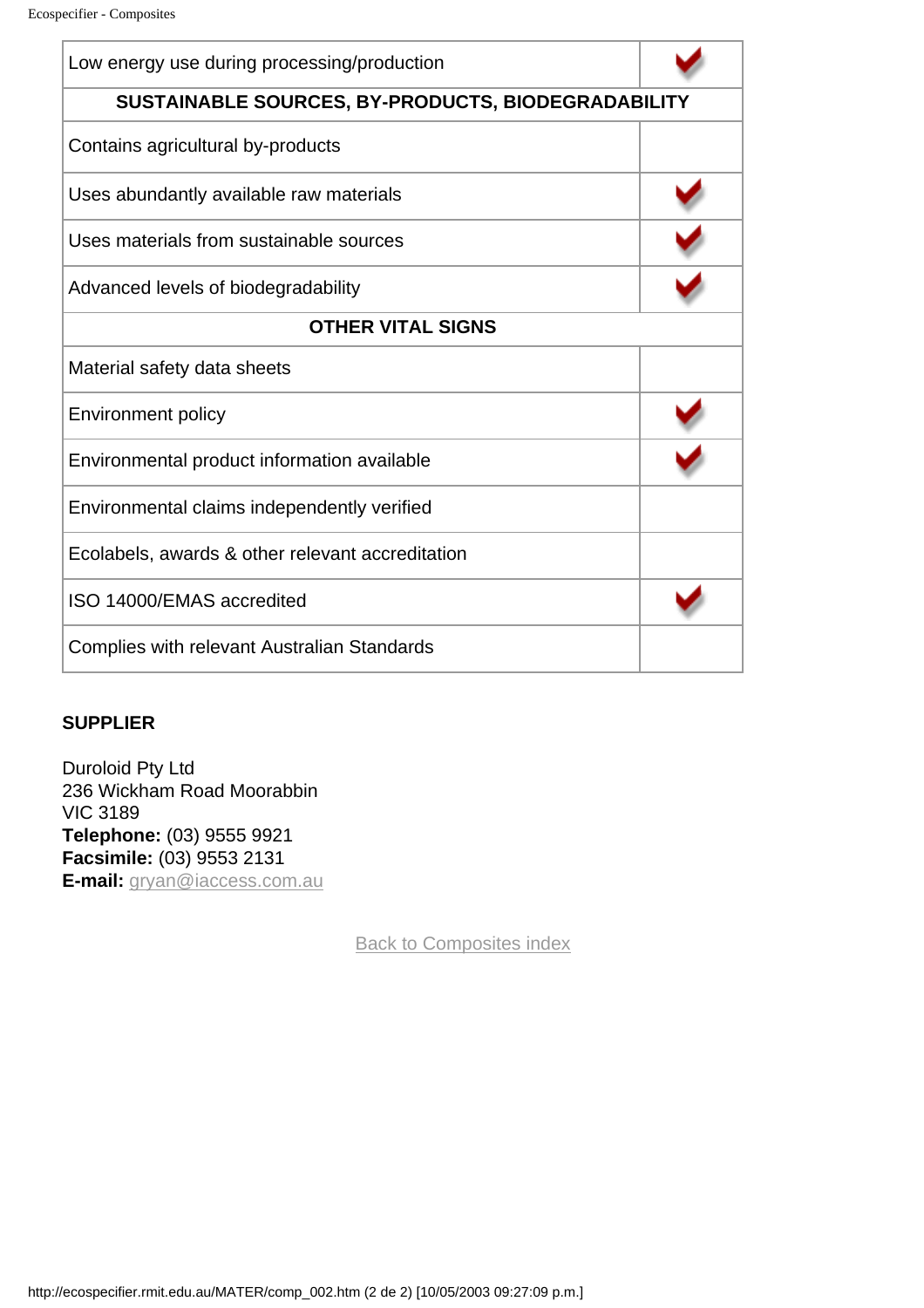| | |
|---|---|
| Low energy use during processing/production | ✔ |
| **SUSTAINABLE SOURCES, BY-PRODUCTS, BIODEGRADABILITY** | |
| Contains agricultural by-products | |
| Uses abundantly available raw materials | ✔ |
| Uses materials from sustainable sources | ✔ |
| Advanced levels of biodegradability | ✔ |
| **OTHER VITAL SIGNS** | |
| Material safety data sheets | |
| Environment policy | ✔ |
| Environmental product information available | ✔ |
| Environmental claims independently verified | |
| Ecolabels, awards & other relevant accreditation | |
| ISO 14000/EMAS accredited | ✔ |
| Complies with relevant Australian Standards | |

**SUPPLIER**

Duroloid Pty Ltd
236 Wickham Road Moorabbin
VIC 3189
**Telephone:** (03) 9555 9921
**Facsimile:** (03) 9553 2131
**E-mail:** gryan@iaccess.com.au

Back to Composites index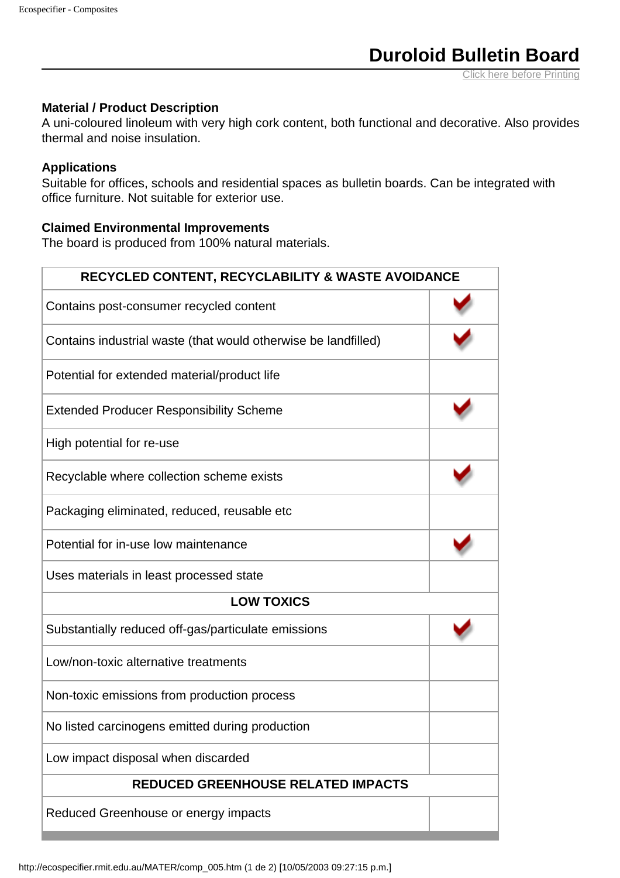# Duroloid Bulletin Board

Click here before Printing

**Material / Product Description**
A uni-coloured linoleum with very high cork content, both functional and decorative. Also provides thermal and noise insulation.

**Applications**
Suitable for offices, schools and residential spaces as bulletin boards. Can be integrated with office furniture. Not suitable for exterior use.

**Claimed Environmental Improvements**
The board is produced from 100% natural materials.

| RECYCLED CONTENT, RECYCLABILITY & WASTE AVOIDANCE | |
|---|---|
| Contains post-consumer recycled content | ✔ |
| Contains industrial waste (that would otherwise be landfilled) | ✔ |
| Potential for extended material/product life | |
| Extended Producer Responsibility Scheme | ✔ |
| High potential for re-use | |
| Recyclable where collection scheme exists | ✔ |
| Packaging eliminated, reduced, reusable etc | |
| Potential for in-use low maintenance | ✔ |
| Uses materials in least processed state | |
| **LOW TOXICS** | |
| Substantially reduced off-gas/particulate emissions | ✔ |
| Low/non-toxic alternative treatments | |
| Non-toxic emissions from production process | |
| No listed carcinogens emitted during production | |
| Low impact disposal when discarded | |
| **REDUCED GREENHOUSE RELATED IMPACTS** | |
| Reduced Greenhouse or energy impacts | |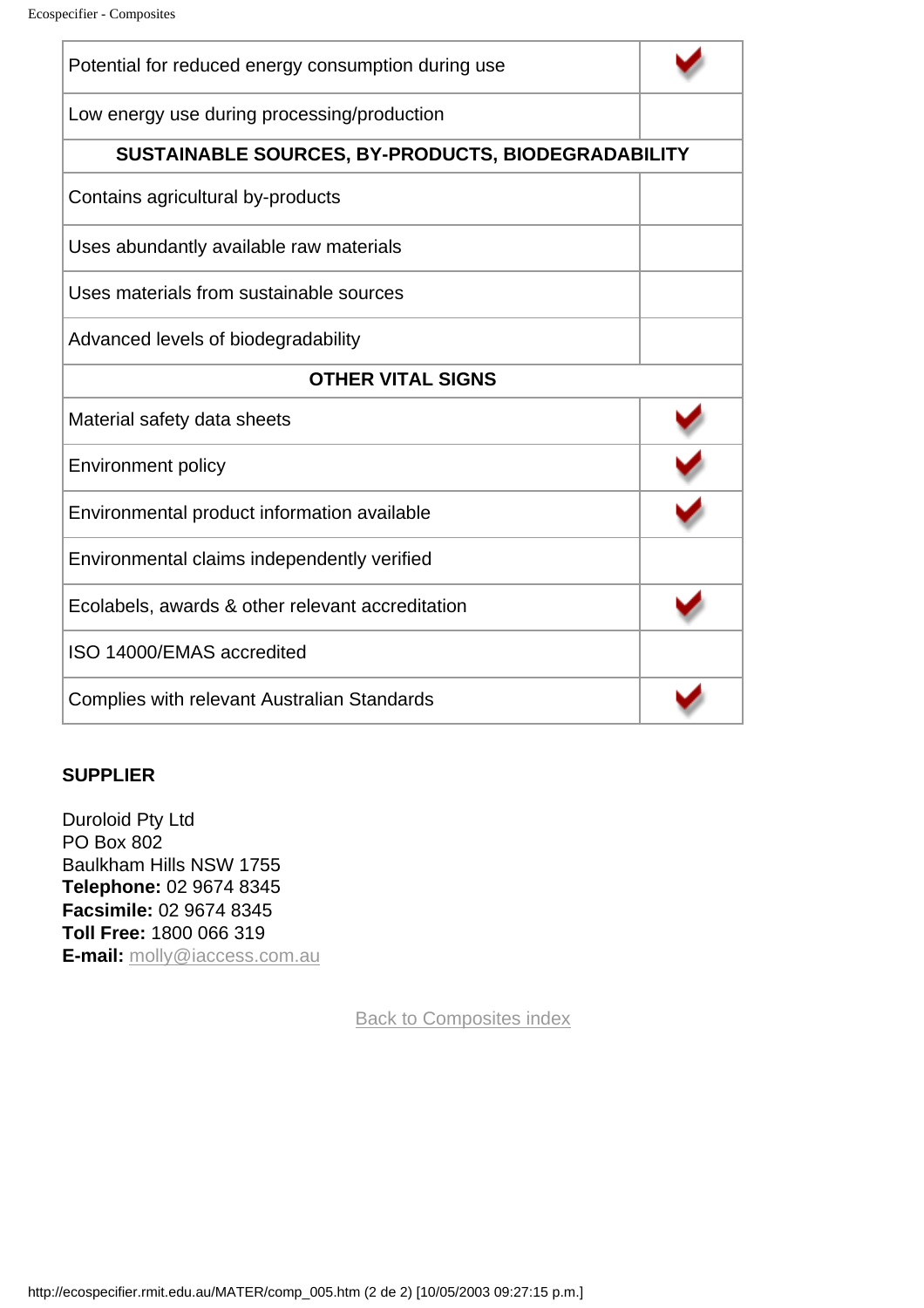| | |
|---|---|
| Potential for reduced energy consumption during use | ✔ |
| Low energy use during processing/production | |
| **SUSTAINABLE SOURCES, BY-PRODUCTS, BIODEGRADABILITY** | |
| Contains agricultural by-products | |
| Uses abundantly available raw materials | |
| Uses materials from sustainable sources | |
| Advanced levels of biodegradability | |
| **OTHER VITAL SIGNS** | |
| Material safety data sheets | ✔ |
| Environment policy | ✔ |
| Environmental product information available | ✔ |
| Environmental claims independently verified | |
| Ecolabels, awards & other relevant accreditation | ✔ |
| ISO 14000/EMAS accredited | |
| Complies with relevant Australian Standards | ✔ |

**SUPPLIER**

Duroloid Pty Ltd  
PO Box 802  
Baulkham Hills NSW 1755  
**Telephone:** 02 9674 8345  
**Facsimile:** 02 9674 8345  
**Toll Free:** 1800 066 319  
**E-mail:** molly@iaccess.com.au

Back to Composites index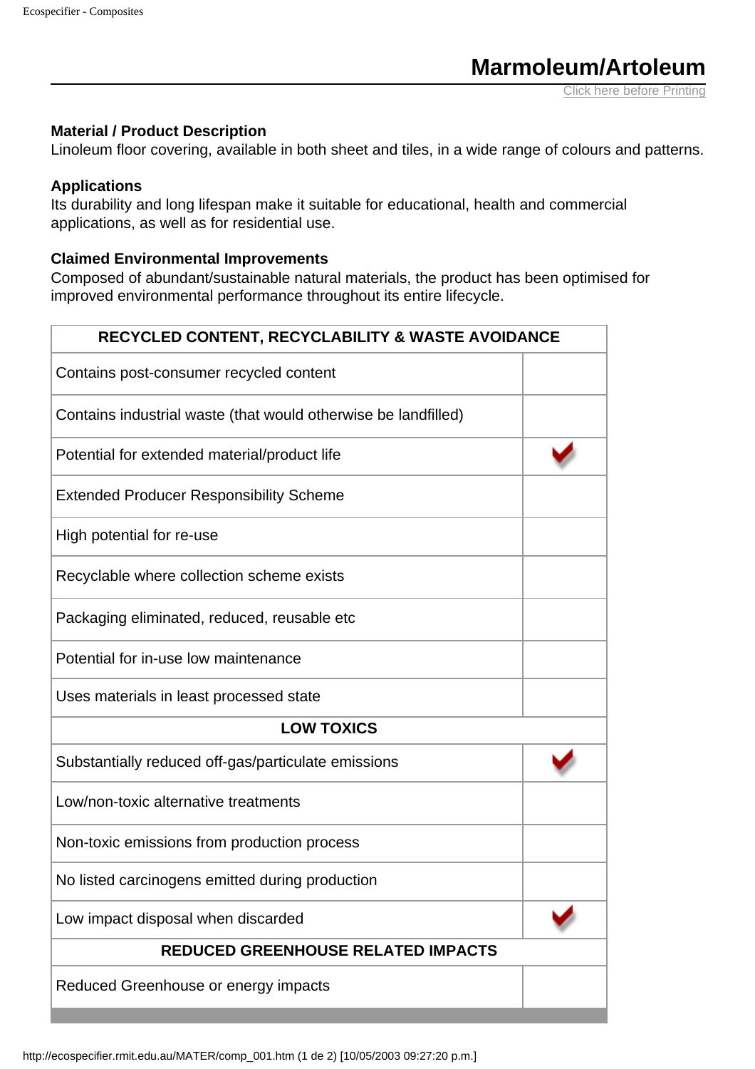# Marmoleum/Artoleum

Click here before Printing

**Material / Product Description**
Linoleum floor covering, available in both sheet and tiles, in a wide range of colours and patterns.

**Applications**
Its durability and long lifespan make it suitable for educational, health and commercial applications, as well as for residential use.

**Claimed Environmental Improvements**
Composed of abundant/sustainable natural materials, the product has been optimised for improved environmental performance throughout its entire lifecycle.

| RECYCLED CONTENT, RECYCLABILITY & WASTE AVOIDANCE | |
|---|---|
| Contains post-consumer recycled content | |
| Contains industrial waste (that would otherwise be landfilled) | |
| Potential for extended material/product life | ✔ |
| Extended Producer Responsibility Scheme | |
| High potential for re-use | |
| Recyclable where collection scheme exists | |
| Packaging eliminated, reduced, reusable etc | |
| Potential for in-use low maintenance | |
| Uses materials in least processed state | |
| **LOW TOXICS** | |
| Substantially reduced off-gas/particulate emissions | ✔ |
| Low/non-toxic alternative treatments | |
| Non-toxic emissions from production process | |
| No listed carcinogens emitted during production | |
| Low impact disposal when discarded | ✔ |
| **REDUCED GREENHOUSE RELATED IMPACTS** | |
| Reduced Greenhouse or energy impacts | |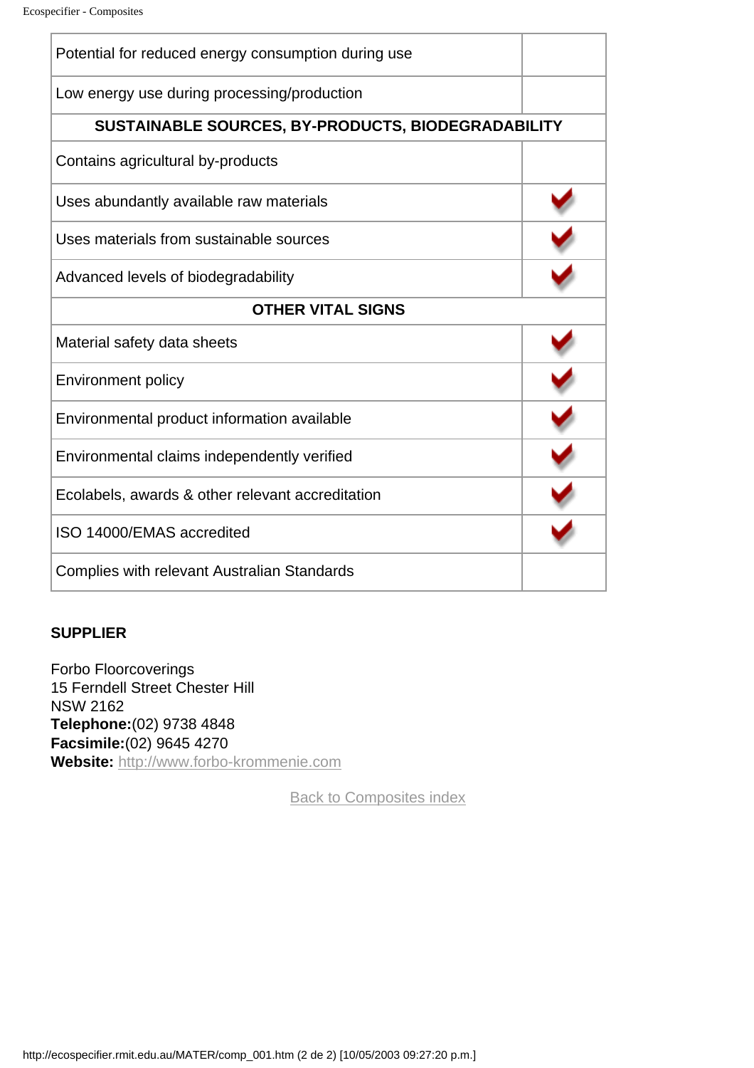| | |
|---|---|
| Potential for reduced energy consumption during use | |
| Low energy use during processing/production | |
| **SUSTAINABLE SOURCES, BY-PRODUCTS, BIODEGRADABILITY** | |
| Contains agricultural by-products | |
| Uses abundantly available raw materials | ✔ |
| Uses materials from sustainable sources | ✔ |
| Advanced levels of biodegradability | ✔ |
| **OTHER VITAL SIGNS** | |
| Material safety data sheets | ✔ |
| Environment policy | ✔ |
| Environmental product information available | ✔ |
| Environmental claims independently verified | ✔ |
| Ecolabels, awards & other relevant accreditation | ✔ |
| ISO 14000/EMAS accredited | ✔ |
| Complies with relevant Australian Standards | |

**SUPPLIER**

Forbo Floorcoverings
15 Ferndell Street Chester Hill
NSW 2162
**Telephone:**(02) 9738 4848
**Facsimile:**(02) 9645 4270
**Website:** http://www.forbo-krommenie.com

Back to Composites index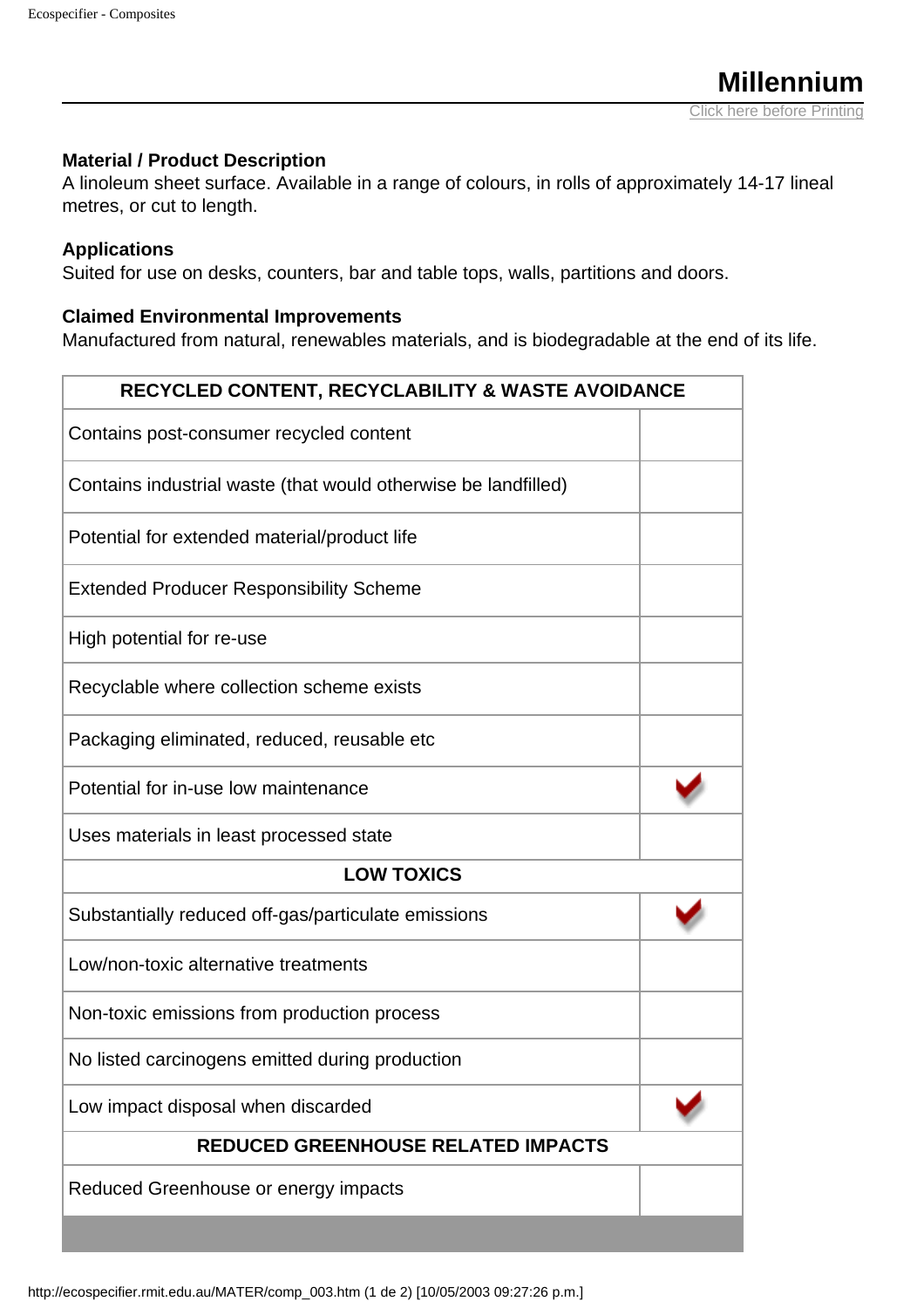# Millennium

Click here before Printing

**Material / Product Description**
A linoleum sheet surface. Available in a range of colours, in rolls of approximately 14-17 lineal metres, or cut to length.

**Applications**
Suited for use on desks, counters, bar and table tops, walls, partitions and doors.

**Claimed Environmental Improvements**
Manufactured from natural, renewables materials, and is biodegradable at the end of its life.

| RECYCLED CONTENT, RECYCLABILITY & WASTE AVOIDANCE | |
|---|---|
| Contains post-consumer recycled content | |
| Contains industrial waste (that would otherwise be landfilled) | |
| Potential for extended material/product life | |
| Extended Producer Responsibility Scheme | |
| High potential for re-use | |
| Recyclable where collection scheme exists | |
| Packaging eliminated, reduced, reusable etc | |
| Potential for in-use low maintenance | ✔ |
| Uses materials in least processed state | |
| **LOW TOXICS** | |
| Substantially reduced off-gas/particulate emissions | ✔ |
| Low/non-toxic alternative treatments | |
| Non-toxic emissions from production process | |
| No listed carcinogens emitted during production | |
| Low impact disposal when discarded | ✔ |
| **REDUCED GREENHOUSE RELATED IMPACTS** | |
| Reduced Greenhouse or energy impacts | |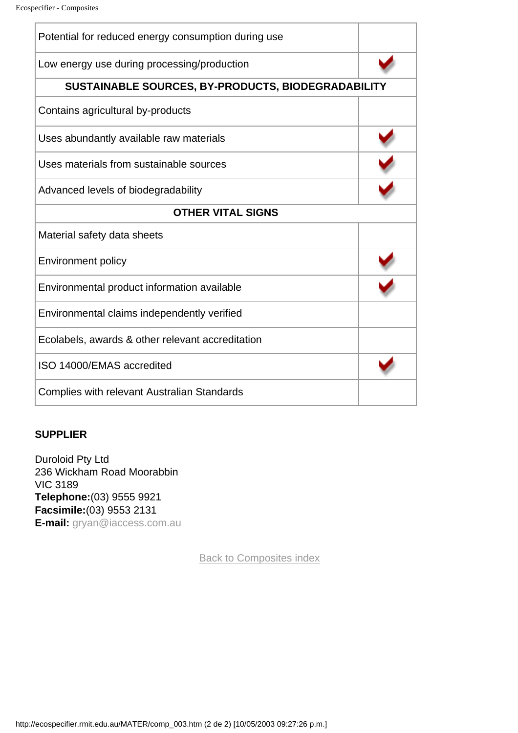| | |
|---|---|
| Potential for reduced energy consumption during use | |
| Low energy use during processing/production | ✔ |
| **SUSTAINABLE SOURCES, BY-PRODUCTS, BIODEGRADABILITY** | |
| Contains agricultural by-products | |
| Uses abundantly available raw materials | ✔ |
| Uses materials from sustainable sources | ✔ |
| Advanced levels of biodegradability | ✔ |
| **OTHER VITAL SIGNS** | |
| Material safety data sheets | |
| Environment policy | ✔ |
| Environmental product information available | ✔ |
| Environmental claims independently verified | |
| Ecolabels, awards & other relevant accreditation | |
| ISO 14000/EMAS accredited | ✔ |
| Complies with relevant Australian Standards | |

**SUPPLIER**

Duroloid Pty Ltd
236 Wickham Road Moorabbin
VIC 3189
**Telephone:**(03) 9555 9921
**Facsimile:**(03) 9553 2131
**E-mail:** gryan@iaccess.com.au

Back to Composites index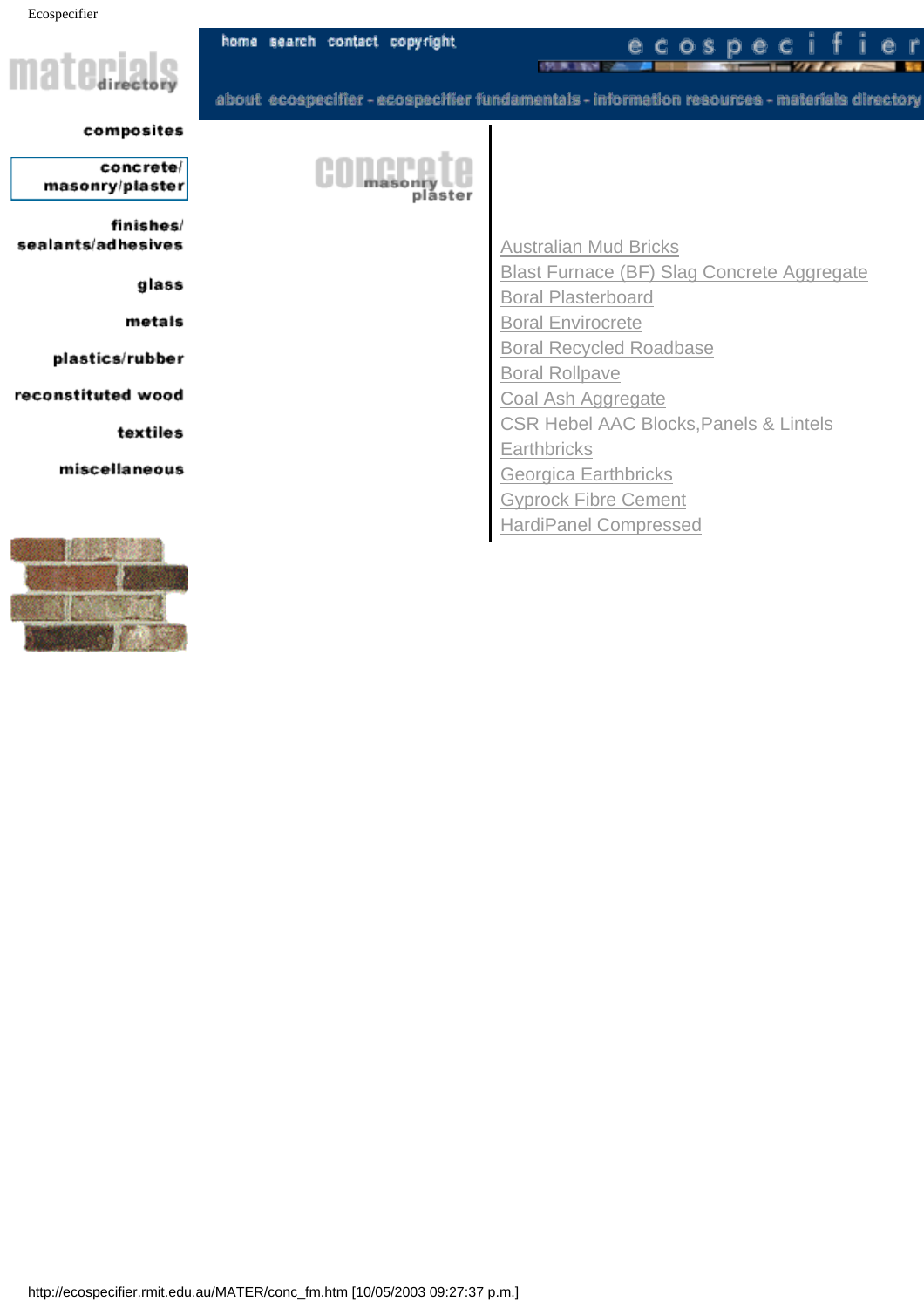Ecospecifier

materials directory

home search contact copyright

ecospecifier

about ecospecifier - ecospecifier fundamentals - information resources - materials directory

composites

concrete/ masonry/plaster

finishes/ sealants/adhesives

glass

metals

plastics/rubber

reconstituted wood

textiles

miscellaneous

concrete masonry plaster

- Australian Mud Bricks
- Blast Furnace (BF) Slag Concrete Aggregate
- Boral Plasterboard
- Boral Envirocrete
- Boral Recycled Roadbase
- Boral Rollpave
- Coal Ash Aggregate
- CSR Hebel AAC Blocks,Panels & Lintels
- Earthbricks
- Georgica Earthbricks
- Gyprock Fibre Cement
- HardiPanel Compressed

http://ecospecifier.rmit.edu.au/MATER/conc_fm.htm [10/05/2003 09:27:37 p.m.]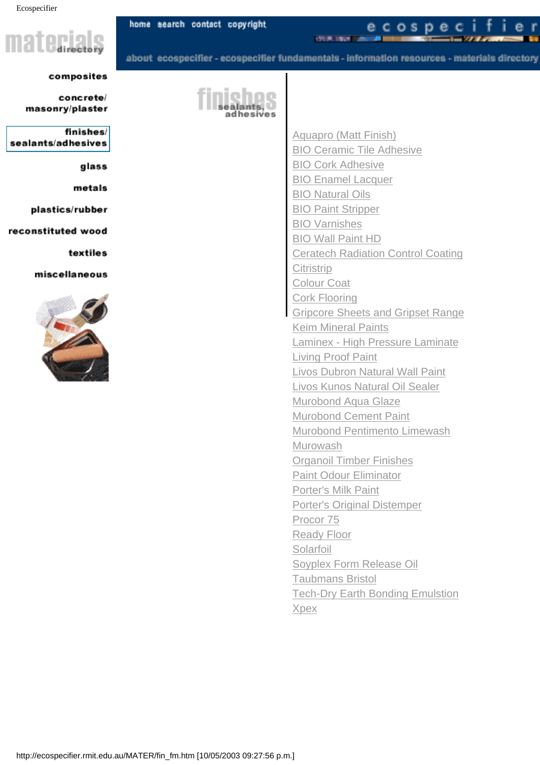Ecospecifier

materials directory

home search contact copyright

ecospecifier

about ecospecifier - ecospecifier fundamentals - information resources - materials directory

composites

concrete/ masonry/plaster

finishes/ sealants/adhesives

glass

metals

plastics/rubber

reconstituted wood

textiles

miscellaneous

finishes sealants, adhesives

- Aquapro (Matt Finish)
- BIO Ceramic Tile Adhesive
- BIO Cork Adhesive
- BIO Enamel Lacquer
- BIO Natural Oils
- BIO Paint Stripper
- BIO Varnishes
- BIO Wall Paint HD
- Ceratech Radiation Control Coating
- Citristrip
- Colour Coat
- Cork Flooring
- Gripcore Sheets and Gripset Range
- Keim Mineral Paints
- Laminex - High Pressure Laminate
- Living Proof Paint
- Livos Dubron Natural Wall Paint
- Livos Kunos Natural Oil Sealer
- Murobond Aqua Glaze
- Murobond Cement Paint
- Murobond Pentimento Limewash
- Murowash
- Organoil Timber Finishes
- Paint Odour Eliminator
- Porter's Milk Paint
- Porter's Original Distemper
- Procor 75
- Ready Floor
- Solarfoil
- Soyplex Form Release Oil
- Taubmans Bristol
- Tech-Dry Earth Bonding Emulstion
- Xpex

http://ecospecifier.rmit.edu.au/MATER/fin_fm.htm [10/05/2003 09:27:56 p.m.]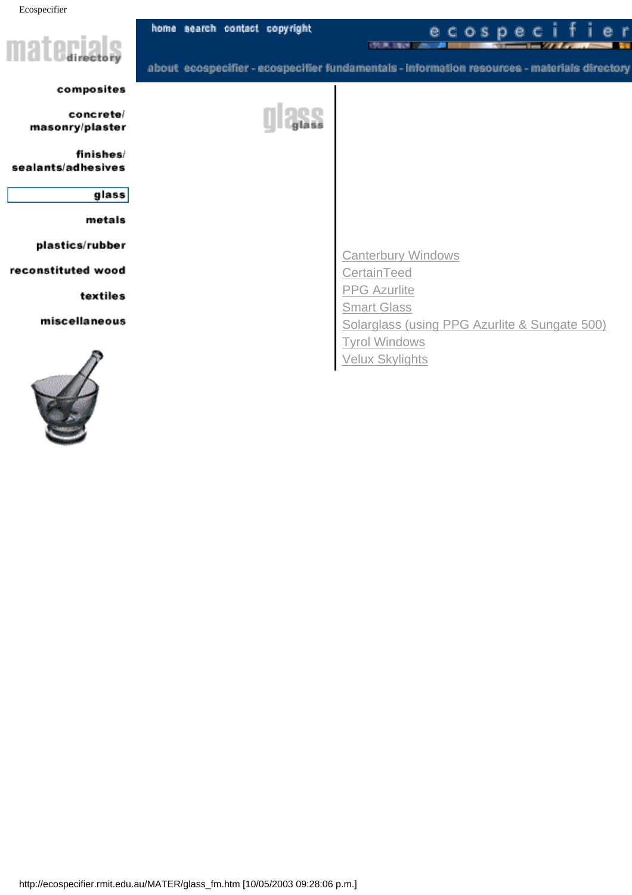Ecospecifier

home search contact copyright

ecospecifier

about ecospecifier - ecospecifier fundamentals - information resources - materials directory

materials directory

composites

concrete/ masonry/plaster

finishes/ sealants/adhesives

glass

metals

plastics/rubber

reconstituted wood

textiles

miscellaneous

# glass

Canterbury Windows
CertainTeed
PPG Azurlite
Smart Glass
Solarglass (using PPG Azurlite & Sungate 500)
Tyrol Windows
Velux Skylights

http://ecospecifier.rmit.edu.au/MATER/glass_fm.htm [10/05/2003 09:28:06 p.m.]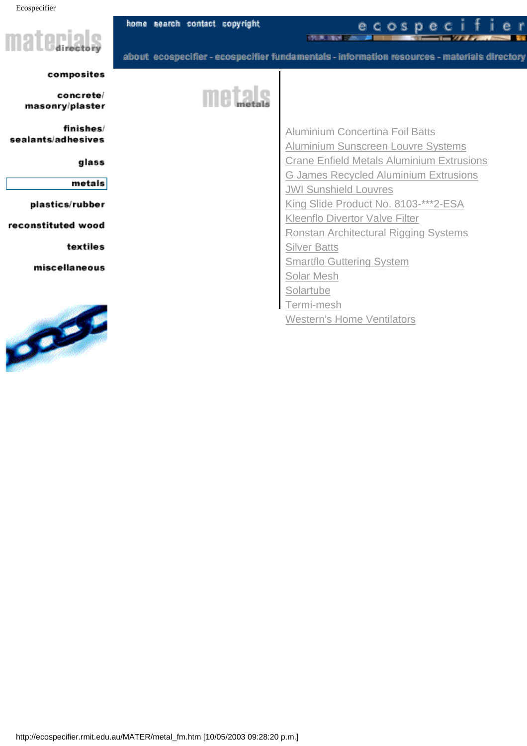# materials directory

home search contact copyright

ecospecifier

about ecospecifier - ecospecifier fundamentals - information resources - materials directory

- composites
- concrete/ masonry/plaster
- finishes/ sealants/adhesives
- glass
- metals
- plastics/rubber
- reconstituted wood
- textiles
- miscellaneous

## metals

- Aluminium Concertina Foil Batts
- Aluminium Sunscreen Louvre Systems
- Crane Enfield Metals Aluminium Extrusions
- G James Recycled Aluminium Extrusions
- JWI Sunshield Louvres
- King Slide Product No. 8103-***2-ESA
- Kleenflo Divertor Valve Filter
- Ronstan Architectural Rigging Systems
- Silver Batts
- Smartflo Guttering System
- Solar Mesh
- Solartube
- Termi-mesh
- Western's Home Ventilators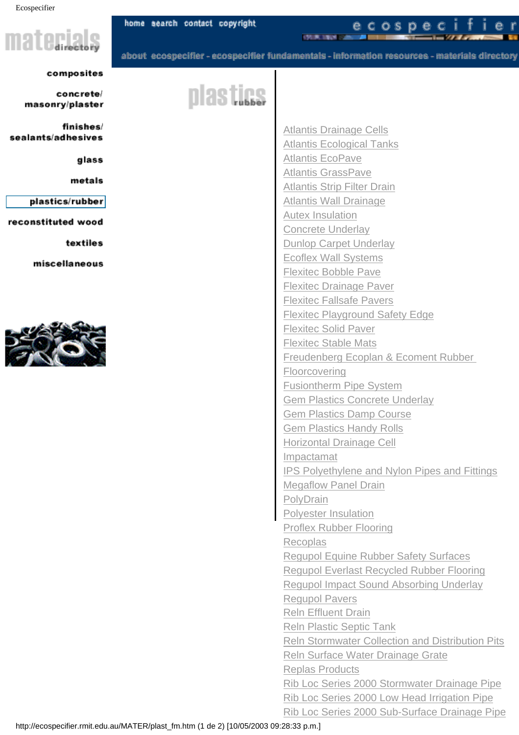home search contact copyright

ecospecifier

about ecospecifier - ecospecifier fundamentals - information resources - materials directory

materials directory

composites

concrete/ masonry/plaster

finishes/ sealants/adhesives

glass

metals

plastics/rubber

reconstituted wood

textiles

miscellaneous

# plastics rubber

- Atlantis Drainage Cells
- Atlantis Ecological Tanks
- Atlantis EcoPave
- Atlantis GrassPave
- Atlantis Strip Filter Drain
- Atlantis Wall Drainage
- Autex Insulation
- Concrete Underlay
- Dunlop Carpet Underlay
- Ecoflex Wall Systems
- Flexitec Bobble Pave
- Flexitec Drainage Paver
- Flexitec Fallsafe Pavers
- Flexitec Playground Safety Edge
- Flexitec Solid Paver
- Flexitec Stable Mats
- Freudenberg Ecoplan & Ecoment Rubber Floorcovering
- Fusiontherm Pipe System
- Gem Plastics Concrete Underlay
- Gem Plastics Damp Course
- Gem Plastics Handy Rolls
- Horizontal Drainage Cell
- Impactamat
- IPS Polyethylene and Nylon Pipes and Fittings
- Megaflow Panel Drain
- PolyDrain
- Polyester Insulation
- Proflex Rubber Flooring
- Recoplas
- Regupol Equine Rubber Safety Surfaces
- Regupol Everlast Recycled Rubber Flooring
- Regupol Impact Sound Absorbing Underlay
- Regupol Pavers
- Reln Effluent Drain
- Reln Plastic Septic Tank
- Reln Stormwater Collection and Distribution Pits
- Reln Surface Water Drainage Grate
- Replas Products
- Rib Loc Series 2000 Stormwater Drainage Pipe
- Rib Loc Series 2000 Low Head Irrigation Pipe
- Rib Loc Series 2000 Sub-Surface Drainage Pipe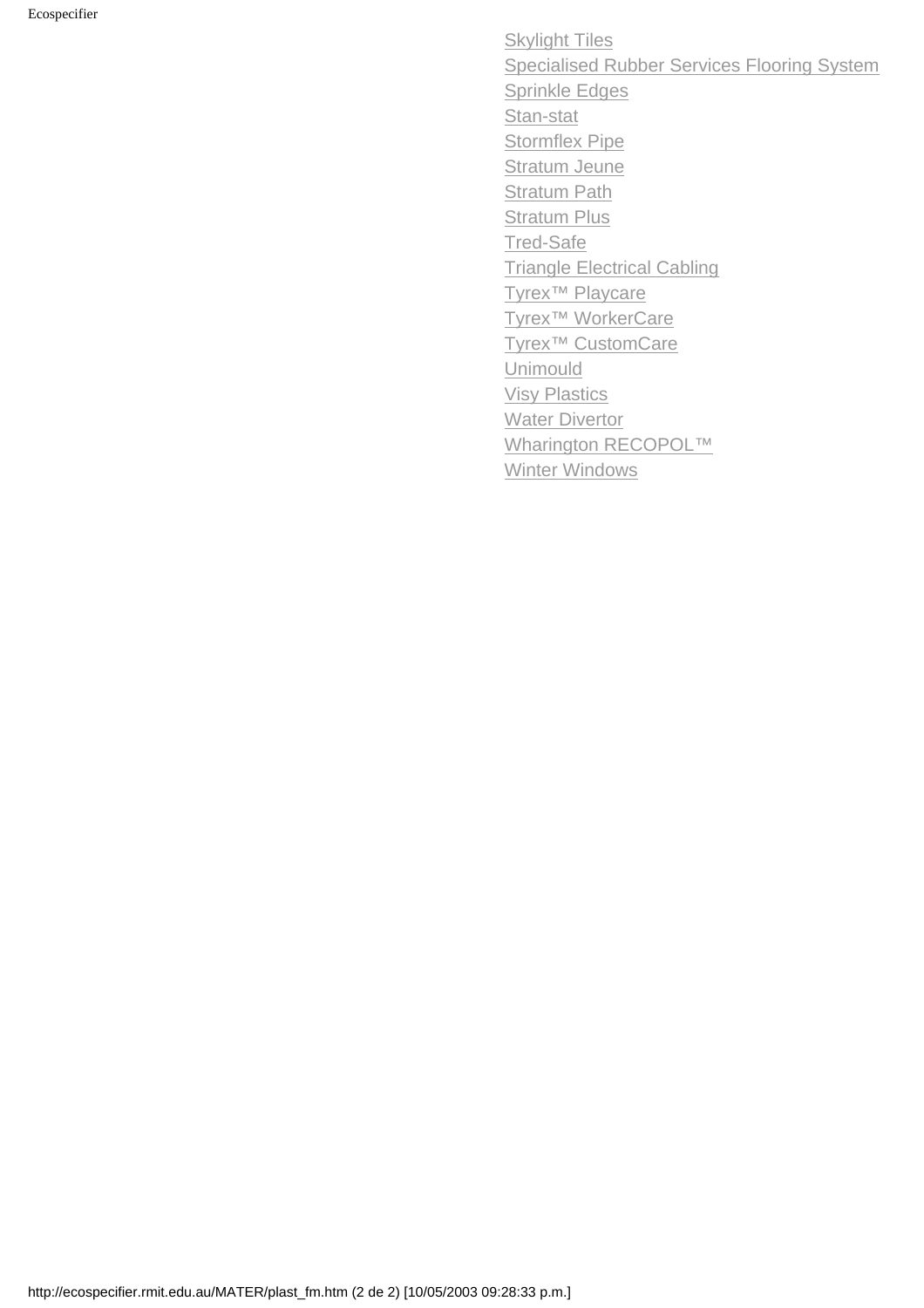- Skylight Tiles
- Specialised Rubber Services Flooring System
- Sprinkle Edges
- Stan-stat
- Stormflex Pipe
- Stratum Jeune
- Stratum Path
- Stratum Plus
- Tred-Safe
- Triangle Electrical Cabling
- Tyrex™ Playcare
- Tyrex™ WorkerCare
- Tyrex™ CustomCare
- Unimould
- Visy Plastics
- Water Divertor
- Wharington RECOPOL™
- Winter Windows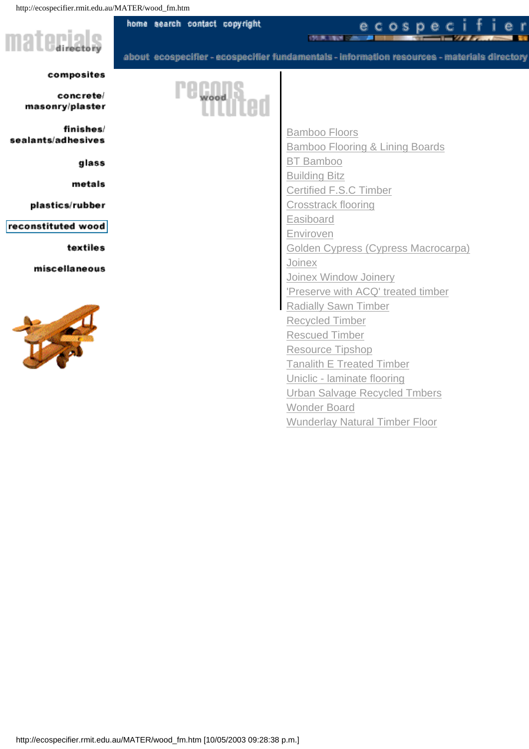home search contact copyright

ecospecifier

about ecospecifier - ecospecifier fundamentals - information resources - materials directory

materials directory

composites

concrete/
masonry/plaster

finishes/
sealants/adhesives

glass

metals

plastics/rubber

**reconstituted wood**

textiles

miscellaneous

reconstituted wood

- Bamboo Floors
- Bamboo Flooring & Lining Boards
- BT Bamboo
- Building Bitz
- Certified F.S.C Timber
- Crosstrack flooring
- Easiboard
- Enviroven
- Golden Cypress (Cypress Macrocarpa)
- Joinex
- Joinex Window Joinery
- 'Preserve with ACQ' treated timber
- Radially Sawn Timber
- Recycled Timber
- Rescued Timber
- Resource Tipshop
- Tanalith E Treated Timber
- Uniclic - laminate flooring
- Urban Salvage Recycled Tmbers
- Wonder Board
- Wunderlay Natural Timber Floor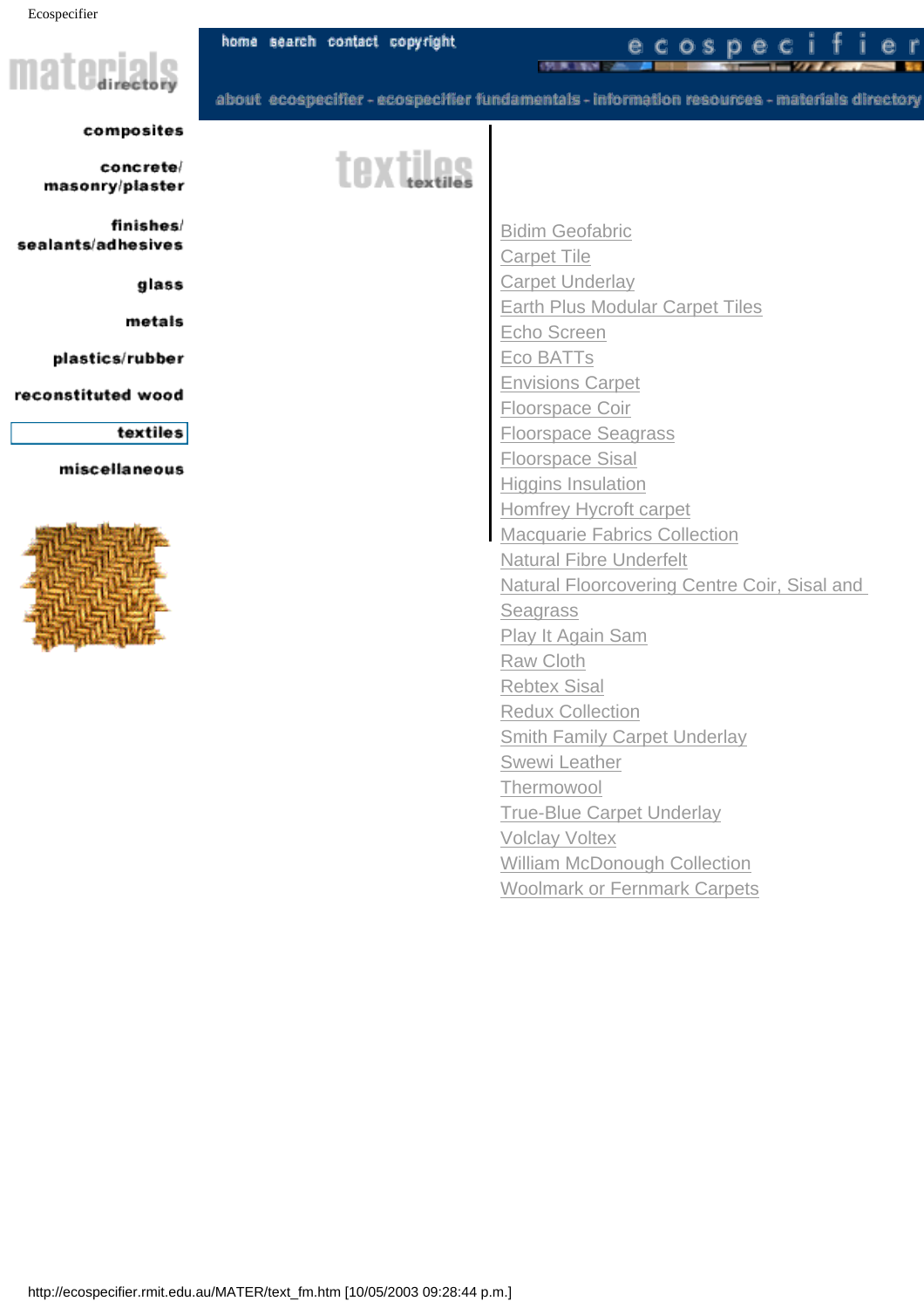# materials directory

- composites
- concrete/ masonry/plaster
- finishes/ sealants/adhesives
- glass
- metals
- plastics/rubber
- reconstituted wood
- textiles
- miscellaneous

home search contact copyright

ecospecifier

about ecospecifier - ecospecifier fundamentals - information resources - materials directory

## textiles

- Bidim Geofabric
- Carpet Tile
- Carpet Underlay
- Earth Plus Modular Carpet Tiles
- Echo Screen
- Eco BATTs
- Envisions Carpet
- Floorspace Coir
- Floorspace Seagrass
- Floorspace Sisal
- Higgins Insulation
- Homfrey Hycroft carpet
- Macquarie Fabrics Collection
- Natural Fibre Underfelt
- Natural Floorcovering Centre Coir, Sisal and Seagrass
- Play It Again Sam
- Raw Cloth
- Rebtex Sisal
- Redux Collection
- Smith Family Carpet Underlay
- Swewi Leather
- Thermowool
- True-Blue Carpet Underlay
- Volclay Voltex
- William McDonough Collection
- Woolmark or Fernmark Carpets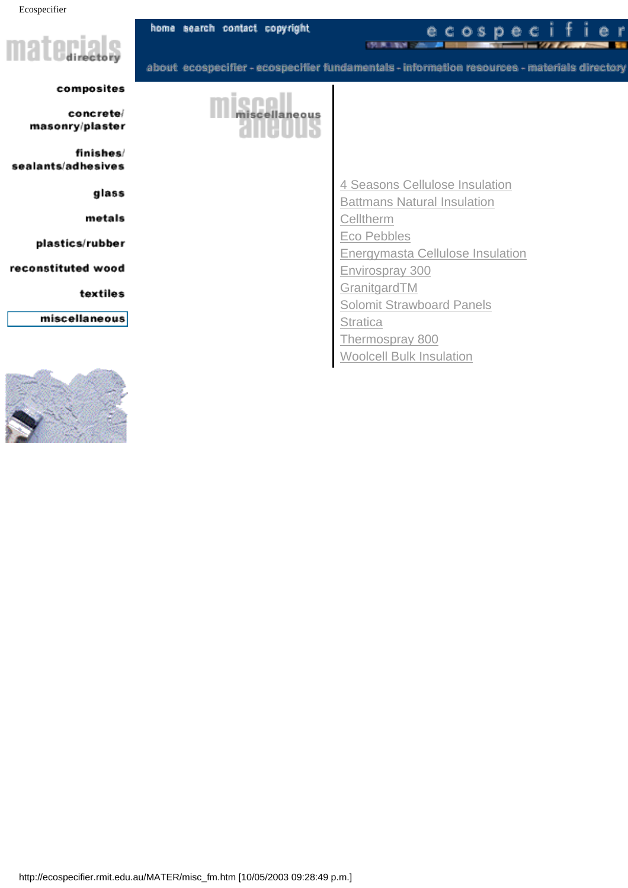Ecospecifier

materials directory

home search contact copyright

ecospecifier

about ecospecifier - ecospecifier fundamentals - information resources - materials directory

- composites
- concrete/ masonry/plaster
- finishes/ sealants/adhesives
- glass
- metals
- plastics/rubber
- reconstituted wood
- textiles
- miscellaneous

## miscellaneous

- 4 Seasons Cellulose Insulation
- Battmans Natural Insulation
- Celltherm
- Eco Pebbles
- Energymasta Cellulose Insulation
- Envirospray 300
- GranitgardTM
- Solomit Strawboard Panels
- Stratica
- Thermospray 800
- Woolcell Bulk Insulation

http://ecospecifier.rmit.edu.au/MATER/misc_fm.htm [10/05/2003 09:28:49 p.m.]